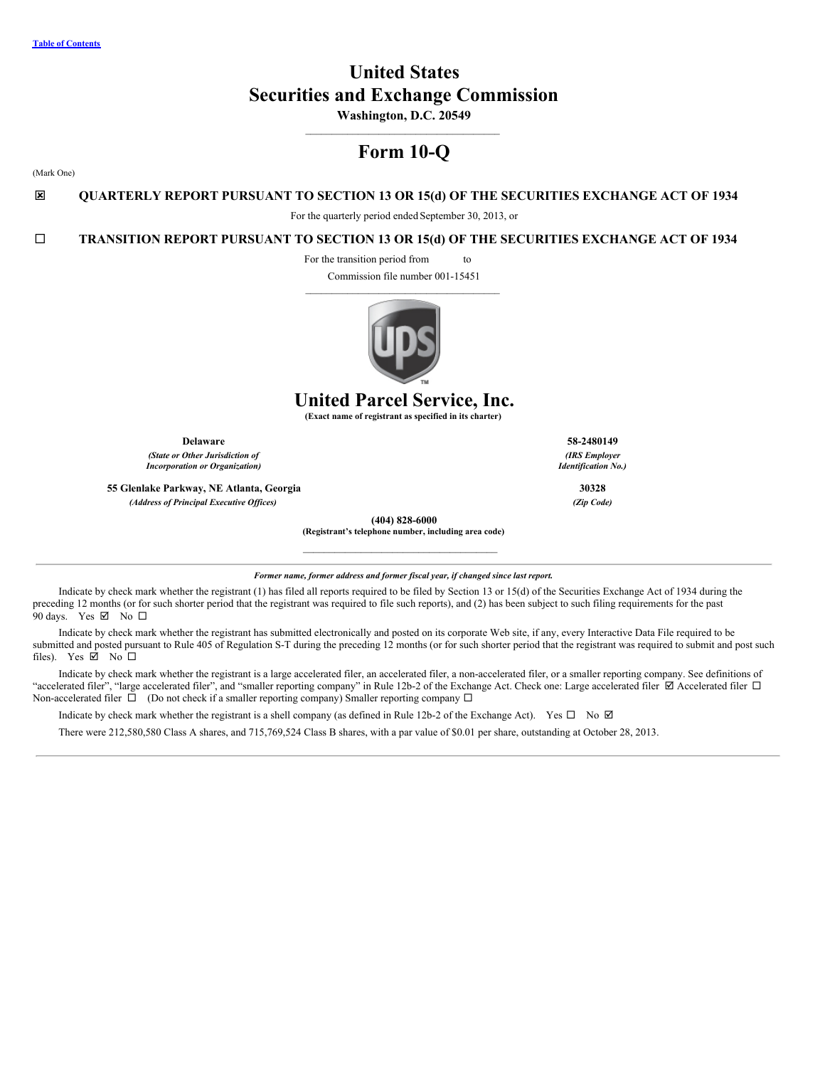[Table of Contents](#)

# United States
# Securities and Exchange Commission

**Washington, D.C. 20549**

# Form 10-Q

(Mark One)

☒ **QUARTERLY REPORT PURSUANT TO SECTION 13 OR 15(d) OF THE SECURITIES EXCHANGE ACT OF 1934**

For the quarterly period ended September 30, 2013, or

☐ **TRANSITION REPORT PURSUANT TO SECTION 13 OR 15(d) OF THE SECURITIES EXCHANGE ACT OF 1934**

For the transition period from to

Commission file number 001-15451

# United Parcel Service, Inc.

**(Exact name of registrant as specified in its charter)**

| | |
|---|---|
| **Delaware** | **58-2480149** |
| ***(State or Other Jurisdiction of Incorporation or Organization)*** | ***(IRS Employer Identification No.)*** |
| **55 Glenlake Parkway, NE Atlanta, Georgia** | **30328** |
| ***(Address of Principal Executive Offices)*** | ***(Zip Code)*** |

**(404) 828-6000**

**(Registrant's telephone number, including area code)**

***Former name, former address and former fiscal year, if changed since last report.***

Indicate by check mark whether the registrant (1) has filed all reports required to be filed by Section 13 or 15(d) of the Securities Exchange Act of 1934 during the preceding 12 months (or for such shorter period that the registrant was required to file such reports), and (2) has been subject to such filing requirements for the past 90 days. Yes ☑ No ☐

Indicate by check mark whether the registrant has submitted electronically and posted on its corporate Web site, if any, every Interactive Data File required to be submitted and posted pursuant to Rule 405 of Regulation S-T during the preceding 12 months (or for such shorter period that the registrant was required to submit and post such files). Yes ☑ No ☐

Indicate by check mark whether the registrant is a large accelerated filer, an accelerated filer, a non-accelerated filer, or a smaller reporting company. See definitions of "accelerated filer", "large accelerated filer", and "smaller reporting company" in Rule 12b-2 of the Exchange Act. Check one: Large accelerated filer ☑ Accelerated filer ☐ Non-accelerated filer ☐ (Do not check if a smaller reporting company) Smaller reporting company ☐

Indicate by check mark whether the registrant is a shell company (as defined in Rule 12b-2 of the Exchange Act). Yes ☐ No ☑

There were 212,580,580 Class A shares, and 715,769,524 Class B shares, with a par value of $0.01 per share, outstanding at October 28, 2013.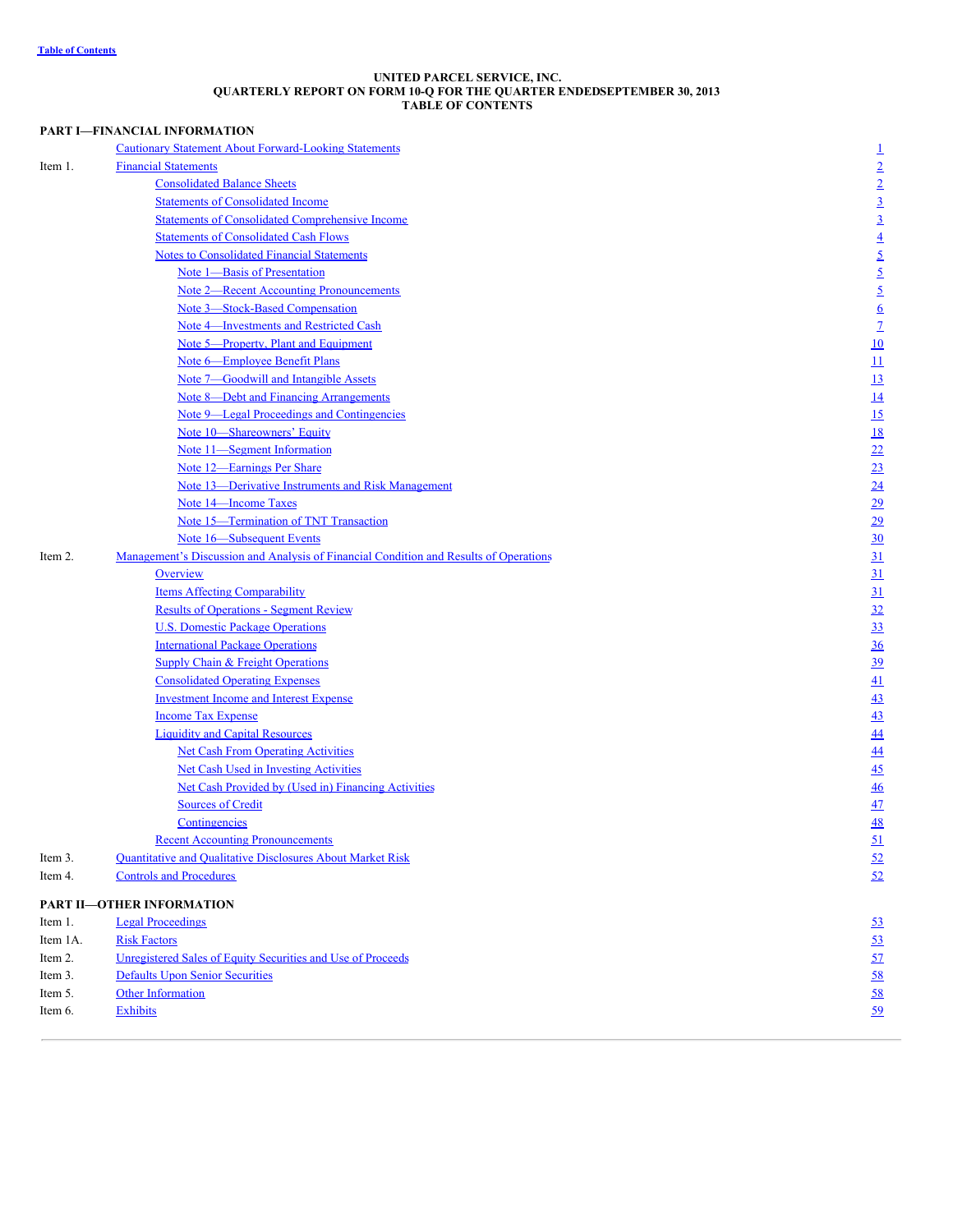Table of Contents

**UNITED PARCEL SERVICE, INC.**
**QUARTERLY REPORT ON FORM 10-Q FOR THE QUARTER ENDEDSEPTEMBER 30, 2013**
**TABLE OF CONTENTS**

| | | |
|---|---|---|
| **PART I—FINANCIAL INFORMATION** | | |
| | Cautionary Statement About Forward-Looking Statements | 1 |
| Item 1. | Financial Statements | 2 |
| | Consolidated Balance Sheets | 2 |
| | Statements of Consolidated Income | 3 |
| | Statements of Consolidated Comprehensive Income | 3 |
| | Statements of Consolidated Cash Flows | 4 |
| | Notes to Consolidated Financial Statements | 5 |
| | Note 1—Basis of Presentation | 5 |
| | Note 2—Recent Accounting Pronouncements | 5 |
| | Note 3—Stock-Based Compensation | 6 |
| | Note 4—Investments and Restricted Cash | 7 |
| | Note 5—Property, Plant and Equipment | 10 |
| | Note 6—Employee Benefit Plans | 11 |
| | Note 7—Goodwill and Intangible Assets | 13 |
| | Note 8—Debt and Financing Arrangements | 14 |
| | Note 9—Legal Proceedings and Contingencies | 15 |
| | Note 10—Shareowners' Equity | 18 |
| | Note 11—Segment Information | 22 |
| | Note 12—Earnings Per Share | 23 |
| | Note 13—Derivative Instruments and Risk Management | 24 |
| | Note 14—Income Taxes | 29 |
| | Note 15—Termination of TNT Transaction | 29 |
| | Note 16—Subsequent Events | 30 |
| Item 2. | Management's Discussion and Analysis of Financial Condition and Results of Operations | 31 |
| | Overview | 31 |
| | Items Affecting Comparability | 31 |
| | Results of Operations - Segment Review | 32 |
| | U.S. Domestic Package Operations | 33 |
| | International Package Operations | 36 |
| | Supply Chain & Freight Operations | 39 |
| | Consolidated Operating Expenses | 41 |
| | Investment Income and Interest Expense | 43 |
| | Income Tax Expense | 43 |
| | Liquidity and Capital Resources | 44 |
| | Net Cash From Operating Activities | 44 |
| | Net Cash Used in Investing Activities | 45 |
| | Net Cash Provided by (Used in) Financing Activities | 46 |
| | Sources of Credit | 47 |
| | Contingencies | 48 |
| | Recent Accounting Pronouncements | 51 |
| Item 3. | Quantitative and Qualitative Disclosures About Market Risk | 52 |
| Item 4. | Controls and Procedures | 52 |
| **PART II—OTHER INFORMATION** | | |
| Item 1. | Legal Proceedings | 53 |
| Item 1A. | Risk Factors | 53 |
| Item 2. | Unregistered Sales of Equity Securities and Use of Proceeds | 57 |
| Item 3. | Defaults Upon Senior Securities | 58 |
| Item 5. | Other Information | 58 |
| Item 6. | Exhibits | 59 |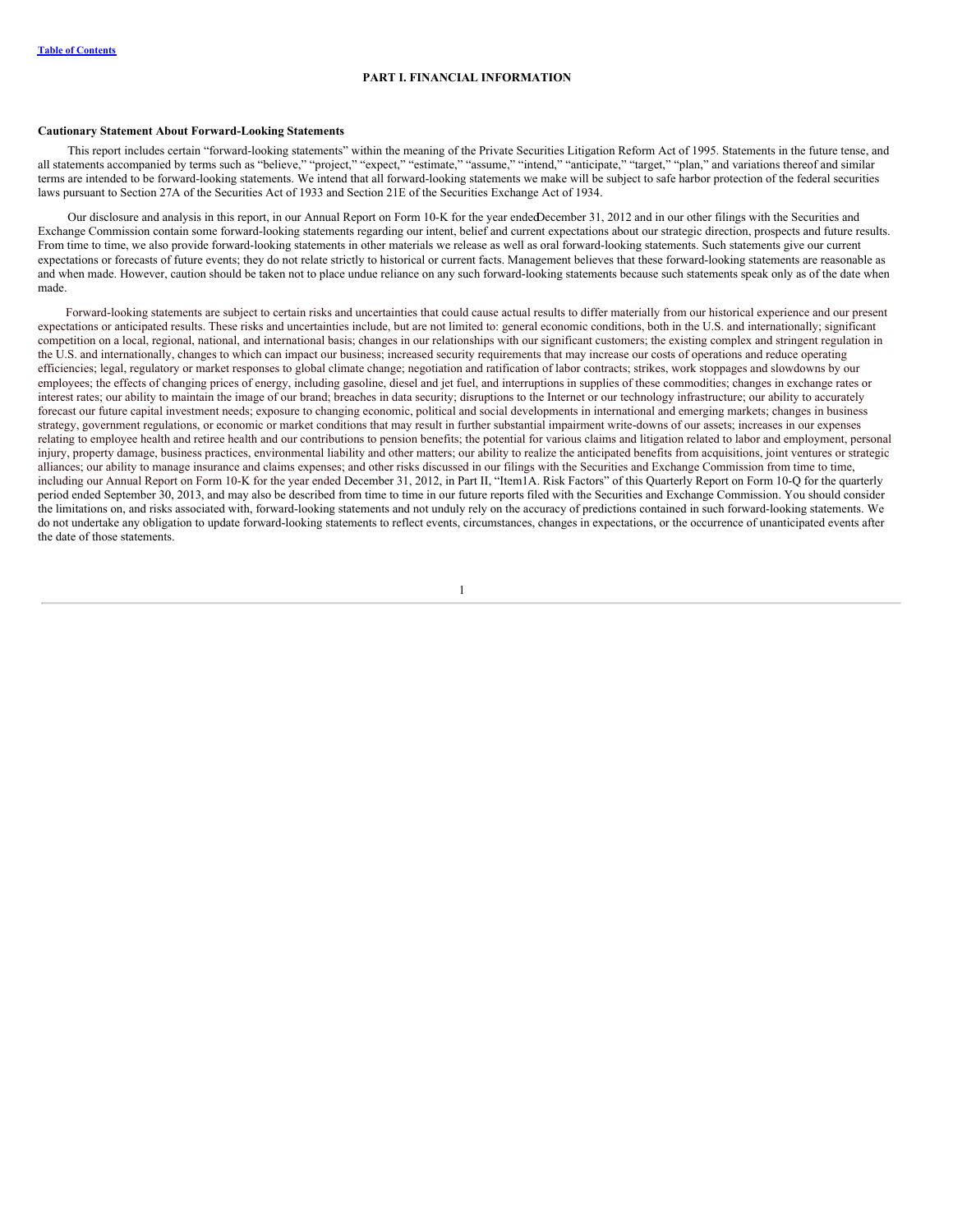# PART I. FINANCIAL INFORMATION

**Cautionary Statement About Forward-Looking Statements**

This report includes certain "forward-looking statements" within the meaning of the Private Securities Litigation Reform Act of 1995. Statements in the future tense, and all statements accompanied by terms such as "believe," "project," "expect," "estimate," "assume," "intend," "anticipate," "target," "plan," and variations thereof and similar terms are intended to be forward-looking statements. We intend that all forward-looking statements we make will be subject to safe harbor protection of the federal securities laws pursuant to Section 27A of the Securities Act of 1933 and Section 21E of the Securities Exchange Act of 1934.

Our disclosure and analysis in this report, in our Annual Report on Form 10-K for the year ended December 31, 2012 and in our other filings with the Securities and Exchange Commission contain some forward-looking statements regarding our intent, belief and current expectations about our strategic direction, prospects and future results. From time to time, we also provide forward-looking statements in other materials we release as well as oral forward-looking statements. Such statements give our current expectations or forecasts of future events; they do not relate strictly to historical or current facts. Management believes that these forward-looking statements are reasonable as and when made. However, caution should be taken not to place undue reliance on any such forward-looking statements because such statements speak only as of the date when made.

Forward-looking statements are subject to certain risks and uncertainties that could cause actual results to differ materially from our historical experience and our present expectations or anticipated results. These risks and uncertainties include, but are not limited to: general economic conditions, both in the U.S. and internationally; significant competition on a local, regional, national, and international basis; changes in our relationships with our significant customers; the existing complex and stringent regulation in the U.S. and internationally, changes to which can impact our business; increased security requirements that may increase our costs of operations and reduce operating efficiencies; legal, regulatory or market responses to global climate change; negotiation and ratification of labor contracts; strikes, work stoppages and slowdowns by our employees; the effects of changing prices of energy, including gasoline, diesel and jet fuel, and interruptions in supplies of these commodities; changes in exchange rates or interest rates; our ability to maintain the image of our brand; breaches in data security; disruptions to the Internet or our technology infrastructure; our ability to accurately forecast our future capital investment needs; exposure to changing economic, political and social developments in international and emerging markets; changes in business strategy, government regulations, or economic or market conditions that may result in further substantial impairment write-downs of our assets; increases in our expenses relating to employee health and retiree health and our contributions to pension benefits; the potential for various claims and litigation related to labor and employment, personal injury, property damage, business practices, environmental liability and other matters; our ability to realize the anticipated benefits from acquisitions, joint ventures or strategic alliances; our ability to manage insurance and claims expenses; and other risks discussed in our filings with the Securities and Exchange Commission from time to time, including our Annual Report on Form 10-K for the year ended December 31, 2012, in Part II, "Item1A. Risk Factors" of this Quarterly Report on Form 10-Q for the quarterly period ended September 30, 2013, and may also be described from time to time in our future reports filed with the Securities and Exchange Commission. You should consider the limitations on, and risks associated with, forward-looking statements and not unduly rely on the accuracy of predictions contained in such forward-looking statements. We do not undertake any obligation to update forward-looking statements to reflect events, circumstances, changes in expectations, or the occurrence of unanticipated events after the date of those statements.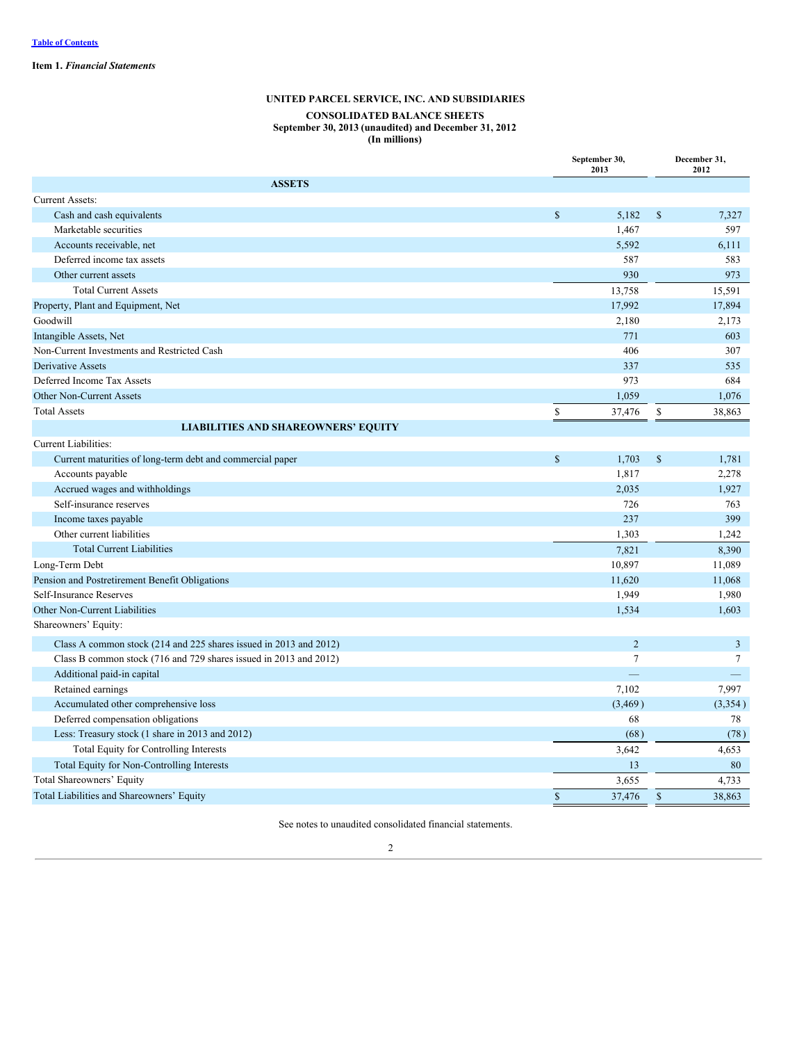Table of Contents

**Item 1.** ***Financial Statements***

**UNITED PARCEL SERVICE, INC. AND SUBSIDIARIES**

**CONSOLIDATED BALANCE SHEETS**
**September 30, 2013 (unaudited) and December 31, 2012**
**(In millions)**

| | September 30, 2013 | December 31, 2012 |
|---|---|---|
| **ASSETS** | | |
| Current Assets: | | |
| Cash and cash equivalents | $ 5,182 | $ 7,327 |
| Marketable securities | 1,467 | 597 |
| Accounts receivable, net | 5,592 | 6,111 |
| Deferred income tax assets | 587 | 583 |
| Other current assets | 930 | 973 |
| Total Current Assets | 13,758 | 15,591 |
| Property, Plant and Equipment, Net | 17,992 | 17,894 |
| Goodwill | 2,180 | 2,173 |
| Intangible Assets, Net | 771 | 603 |
| Non-Current Investments and Restricted Cash | 406 | 307 |
| Derivative Assets | 337 | 535 |
| Deferred Income Tax Assets | 973 | 684 |
| Other Non-Current Assets | 1,059 | 1,076 |
| Total Assets | $ 37,476 | $ 38,863 |
| **LIABILITIES AND SHAREOWNERS' EQUITY** | | |
| Current Liabilities: | | |
| Current maturities of long-term debt and commercial paper | $ 1,703 | $ 1,781 |
| Accounts payable | 1,817 | 2,278 |
| Accrued wages and withholdings | 2,035 | 1,927 |
| Self-insurance reserves | 726 | 763 |
| Income taxes payable | 237 | 399 |
| Other current liabilities | 1,303 | 1,242 |
| Total Current Liabilities | 7,821 | 8,390 |
| Long-Term Debt | 10,897 | 11,089 |
| Pension and Postretirement Benefit Obligations | 11,620 | 11,068 |
| Self-Insurance Reserves | 1,949 | 1,980 |
| Other Non-Current Liabilities | 1,534 | 1,603 |
| Shareowners' Equity: | | |
| Class A common stock (214 and 225 shares issued in 2013 and 2012) | 2 | 3 |
| Class B common stock (716 and 729 shares issued in 2013 and 2012) | 7 | 7 |
| Additional paid-in capital | — | — |
| Retained earnings | 7,102 | 7,997 |
| Accumulated other comprehensive loss | (3,469) | (3,354) |
| Deferred compensation obligations | 68 | 78 |
| Less: Treasury stock (1 share in 2013 and 2012) | (68) | (78) |
| Total Equity for Controlling Interests | 3,642 | 4,653 |
| Total Equity for Non-Controlling Interests | 13 | 80 |
| Total Shareowners' Equity | 3,655 | 4,733 |
| Total Liabilities and Shareowners' Equity | $ 37,476 | $ 38,863 |

See notes to unaudited consolidated financial statements.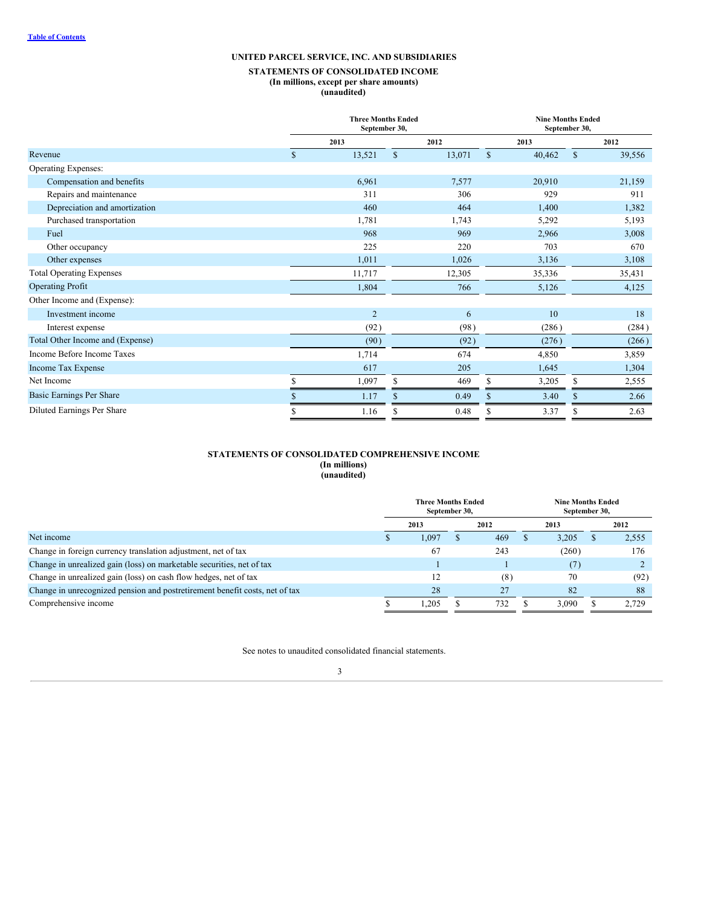[Table of Contents](#)

# UNITED PARCEL SERVICE, INC. AND SUBSIDIARIES

## STATEMENTS OF CONSOLIDATED INCOME
**(In millions, except per share amounts)**
**(unaudited)**

| | Three Months Ended September 30, | | Nine Months Ended September 30, | |
|---|---|---|---|---|
| | 2013 | 2012 | 2013 | 2012 |
| Revenue | $ 13,521 | $ 13,071 | $ 40,462 | $ 39,556 |
| Operating Expenses: | | | | |
| Compensation and benefits | 6,961 | 7,577 | 20,910 | 21,159 |
| Repairs and maintenance | 311 | 306 | 929 | 911 |
| Depreciation and amortization | 460 | 464 | 1,400 | 1,382 |
| Purchased transportation | 1,781 | 1,743 | 5,292 | 5,193 |
| Fuel | 968 | 969 | 2,966 | 3,008 |
| Other occupancy | 225 | 220 | 703 | 670 |
| Other expenses | 1,011 | 1,026 | 3,136 | 3,108 |
| Total Operating Expenses | 11,717 | 12,305 | 35,336 | 35,431 |
| Operating Profit | 1,804 | 766 | 5,126 | 4,125 |
| Other Income and (Expense): | | | | |
| Investment income | 2 | 6 | 10 | 18 |
| Interest expense | (92) | (98) | (286) | (284) |
| Total Other Income and (Expense) | (90) | (92) | (276) | (266) |
| Income Before Income Taxes | 1,714 | 674 | 4,850 | 3,859 |
| Income Tax Expense | 617 | 205 | 1,645 | 1,304 |
| Net Income | $ 1,097 | $ 469 | $ 3,205 | $ 2,555 |
| Basic Earnings Per Share | $ 1.17 | $ 0.49 | $ 3.40 | $ 2.66 |
| Diluted Earnings Per Share | $ 1.16 | $ 0.48 | $ 3.37 | $ 2.63 |

## STATEMENTS OF CONSOLIDATED COMPREHENSIVE INCOME
**(In millions)**
**(unaudited)**

| | Three Months Ended September 30, | | Nine Months Ended September 30, | |
|---|---|---|---|---|
| | 2013 | 2012 | 2013 | 2012 |
| Net income | $ 1,097 | $ 469 | $ 3,205 | $ 2,555 |
| Change in foreign currency translation adjustment, net of tax | 67 | 243 | (260) | 176 |
| Change in unrealized gain (loss) on marketable securities, net of tax | 1 | 1 | (7) | 2 |
| Change in unrealized gain (loss) on cash flow hedges, net of tax | 12 | (8) | 70 | (92) |
| Change in unrecognized pension and postretirement benefit costs, net of tax | 28 | 27 | 82 | 88 |
| Comprehensive income | $ 1,205 | $ 732 | $ 3,090 | $ 2,729 |

See notes to unaudited consolidated financial statements.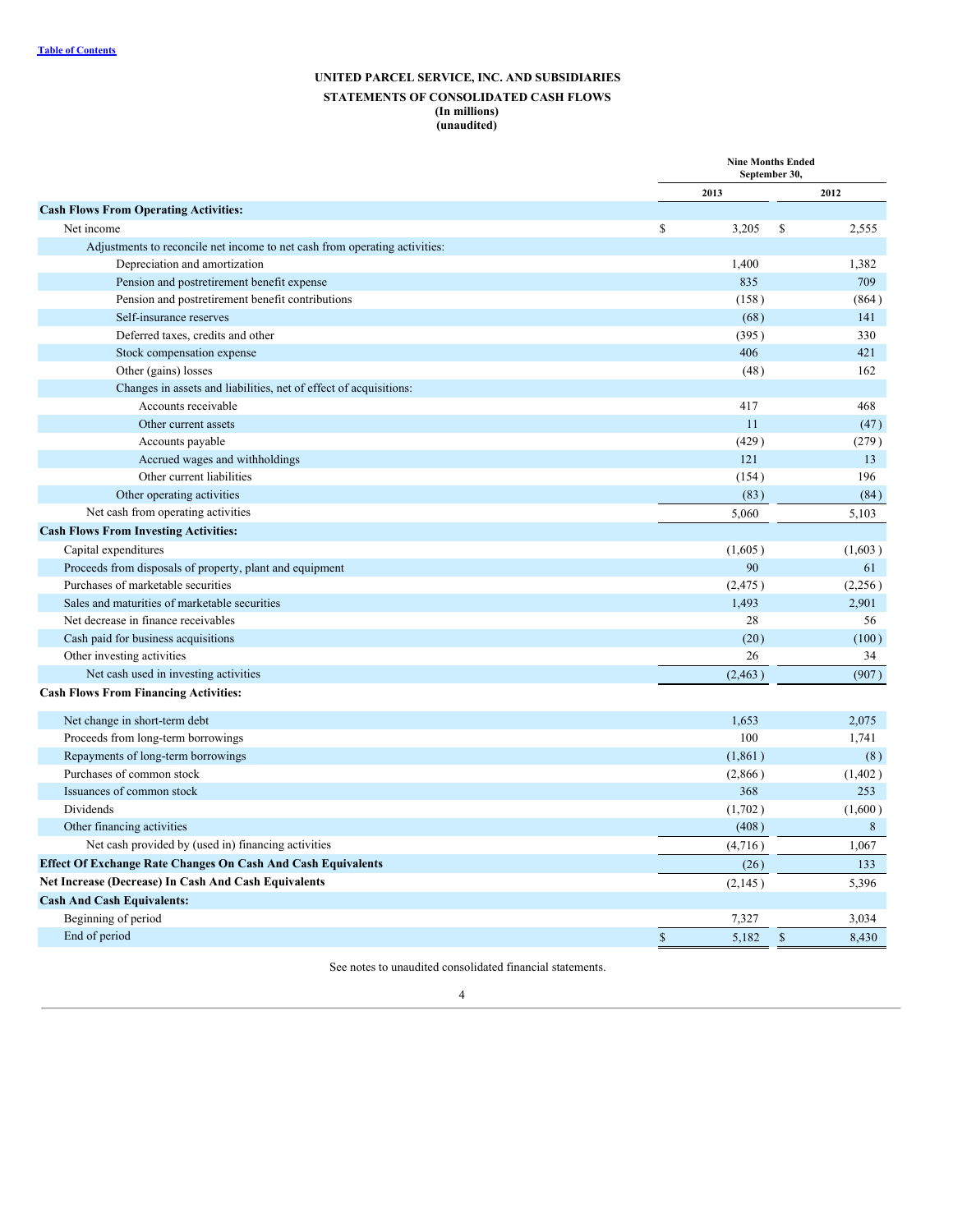**UNITED PARCEL SERVICE, INC. AND SUBSIDIARIES**

**STATEMENTS OF CONSOLIDATED CASH FLOWS**
**(In millions)**
**(unaudited)**

| | Nine Months Ended September 30, | |
|---|---|---|
| | 2013 | 2012 |
| **Cash Flows From Operating Activities:** | | |
| Net income | $ 3,205 | $ 2,555 |
| Adjustments to reconcile net income to net cash from operating activities: | | |
| Depreciation and amortization | 1,400 | 1,382 |
| Pension and postretirement benefit expense | 835 | 709 |
| Pension and postretirement benefit contributions | (158) | (864) |
| Self-insurance reserves | (68) | 141 |
| Deferred taxes, credits and other | (395) | 330 |
| Stock compensation expense | 406 | 421 |
| Other (gains) losses | (48) | 162 |
| Changes in assets and liabilities, net of effect of acquisitions: | | |
| Accounts receivable | 417 | 468 |
| Other current assets | 11 | (47) |
| Accounts payable | (429) | (279) |
| Accrued wages and withholdings | 121 | 13 |
| Other current liabilities | (154) | 196 |
| Other operating activities | (83) | (84) |
| Net cash from operating activities | 5,060 | 5,103 |
| **Cash Flows From Investing Activities:** | | |
| Capital expenditures | (1,605) | (1,603) |
| Proceeds from disposals of property, plant and equipment | 90 | 61 |
| Purchases of marketable securities | (2,475) | (2,256) |
| Sales and maturities of marketable securities | 1,493 | 2,901 |
| Net decrease in finance receivables | 28 | 56 |
| Cash paid for business acquisitions | (20) | (100) |
| Other investing activities | 26 | 34 |
| Net cash used in investing activities | (2,463) | (907) |
| **Cash Flows From Financing Activities:** | | |
| Net change in short-term debt | 1,653 | 2,075 |
| Proceeds from long-term borrowings | 100 | 1,741 |
| Repayments of long-term borrowings | (1,861) | (8) |
| Purchases of common stock | (2,866) | (1,402) |
| Issuances of common stock | 368 | 253 |
| Dividends | (1,702) | (1,600) |
| Other financing activities | (408) | 8 |
| Net cash provided by (used in) financing activities | (4,716) | 1,067 |
| **Effect Of Exchange Rate Changes On Cash And Cash Equivalents** | (26) | 133 |
| **Net Increase (Decrease) In Cash And Cash Equivalents** | (2,145) | 5,396 |
| **Cash And Cash Equivalents:** | | |
| Beginning of period | 7,327 | 3,034 |
| End of period | $ 5,182 | $ 8,430 |

See notes to unaudited consolidated financial statements.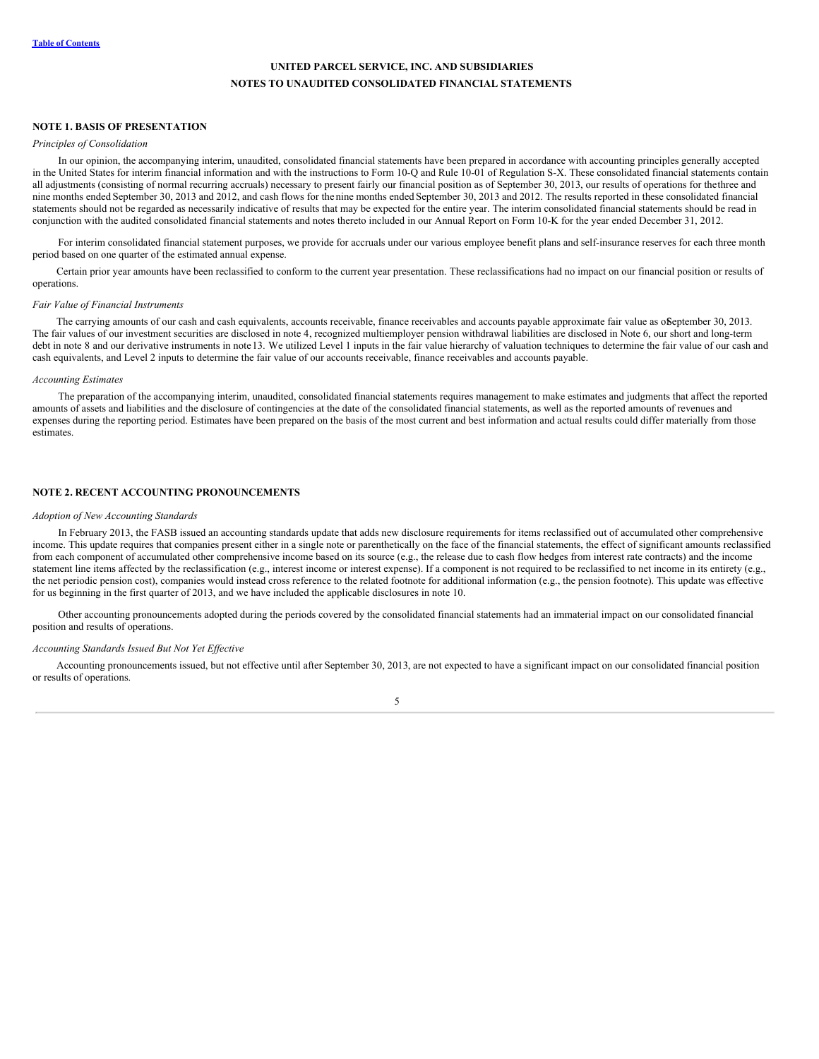# UNITED PARCEL SERVICE, INC. AND SUBSIDIARIES
## NOTES TO UNAUDITED CONSOLIDATED FINANCIAL STATEMENTS

### NOTE 1. BASIS OF PRESENTATION

*Principles of Consolidation*

In our opinion, the accompanying interim, unaudited, consolidated financial statements have been prepared in accordance with accounting principles generally accepted in the United States for interim financial information and with the instructions to Form 10-Q and Rule 10-01 of Regulation S-X. These consolidated financial statements contain all adjustments (consisting of normal recurring accruals) necessary to present fairly our financial position as of September 30, 2013, our results of operations for the three and nine months ended September 30, 2013 and 2012, and cash flows for the nine months ended September 30, 2013 and 2012. The results reported in these consolidated financial statements should not be regarded as necessarily indicative of results that may be expected for the entire year. The interim consolidated financial statements should be read in conjunction with the audited consolidated financial statements and notes thereto included in our Annual Report on Form 10-K for the year ended December 31, 2012.

For interim consolidated financial statement purposes, we provide for accruals under our various employee benefit plans and self-insurance reserves for each three month period based on one quarter of the estimated annual expense.

Certain prior year amounts have been reclassified to conform to the current year presentation. These reclassifications had no impact on our financial position or results of operations.

*Fair Value of Financial Instruments*

The carrying amounts of our cash and cash equivalents, accounts receivable, finance receivables and accounts payable approximate fair value as of September 30, 2013. The fair values of our investment securities are disclosed in note 4, recognized multiemployer pension withdrawal liabilities are disclosed in Note 6, our short and long-term debt in note 8 and our derivative instruments in note 13. We utilized Level 1 inputs in the fair value hierarchy of valuation techniques to determine the fair value of our cash and cash equivalents, and Level 2 inputs to determine the fair value of our accounts receivable, finance receivables and accounts payable.

*Accounting Estimates*

The preparation of the accompanying interim, unaudited, consolidated financial statements requires management to make estimates and judgments that affect the reported amounts of assets and liabilities and the disclosure of contingencies at the date of the consolidated financial statements, as well as the reported amounts of revenues and expenses during the reporting period. Estimates have been prepared on the basis of the most current and best information and actual results could differ materially from those estimates.

### NOTE 2. RECENT ACCOUNTING PRONOUNCEMENTS

*Adoption of New Accounting Standards*

In February 2013, the FASB issued an accounting standards update that adds new disclosure requirements for items reclassified out of accumulated other comprehensive income. This update requires that companies present either in a single note or parenthetically on the face of the financial statements, the effect of significant amounts reclassified from each component of accumulated other comprehensive income based on its source (e.g., the release due to cash flow hedges from interest rate contracts) and the income statement line items affected by the reclassification (e.g., interest income or interest expense). If a component is not required to be reclassified to net income in its entirety (e.g., the net periodic pension cost), companies would instead cross reference to the related footnote for additional information (e.g., the pension footnote). This update was effective for us beginning in the first quarter of 2013, and we have included the applicable disclosures in note 10.

Other accounting pronouncements adopted during the periods covered by the consolidated financial statements had an immaterial impact on our consolidated financial position and results of operations.

*Accounting Standards Issued But Not Yet Effective*

Accounting pronouncements issued, but not effective until after September 30, 2013, are not expected to have a significant impact on our consolidated financial position or results of operations.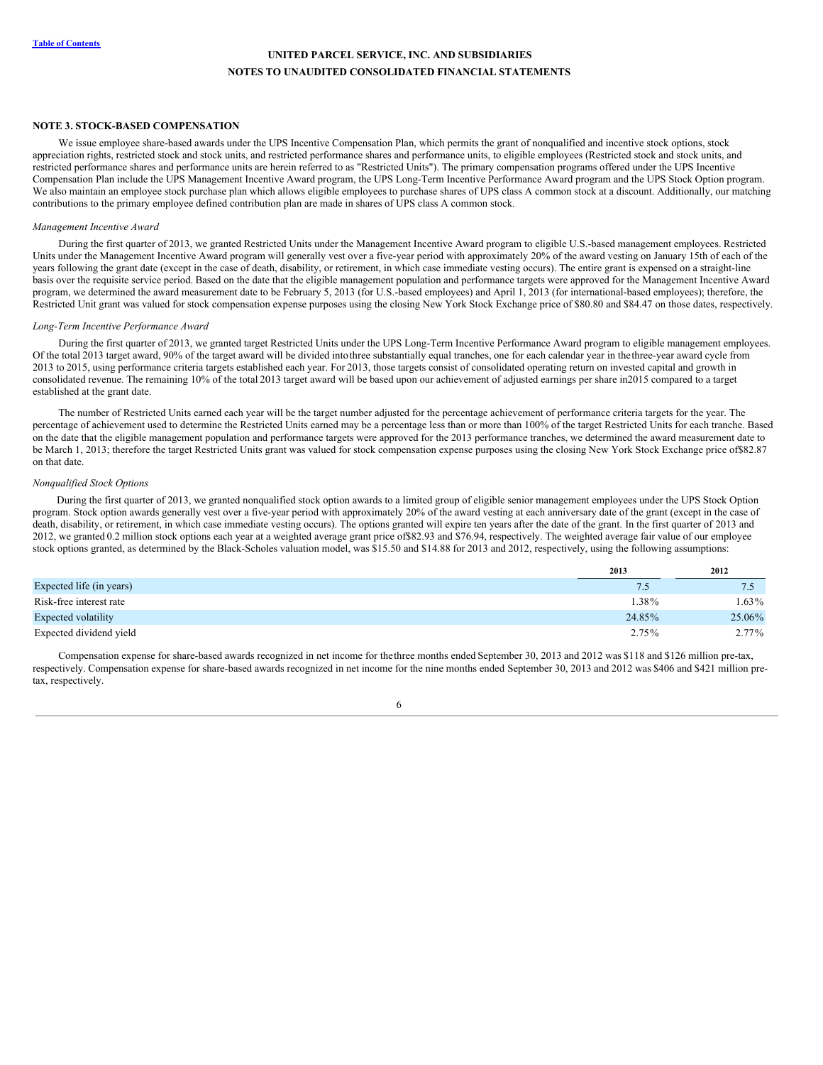**UNITED PARCEL SERVICE, INC. AND SUBSIDIARIES**

**NOTES TO UNAUDITED CONSOLIDATED FINANCIAL STATEMENTS**

## NOTE 3. STOCK-BASED COMPENSATION

We issue employee share-based awards under the UPS Incentive Compensation Plan, which permits the grant of nonqualified and incentive stock options, stock appreciation rights, restricted stock and stock units, and restricted performance shares and performance units, to eligible employees (Restricted stock and stock units, and restricted performance shares and performance units are herein referred to as "Restricted Units"). The primary compensation programs offered under the UPS Incentive Compensation Plan include the UPS Management Incentive Award program, the UPS Long-Term Incentive Performance Award program and the UPS Stock Option program. We also maintain an employee stock purchase plan which allows eligible employees to purchase shares of UPS class A common stock at a discount. Additionally, our matching contributions to the primary employee defined contribution plan are made in shares of UPS class A common stock.

*Management Incentive Award*

During the first quarter of 2013, we granted Restricted Units under the Management Incentive Award program to eligible U.S.-based management employees. Restricted Units under the Management Incentive Award program will generally vest over a five-year period with approximately 20% of the award vesting on January 15th of each of the years following the grant date (except in the case of death, disability, or retirement, in which case immediate vesting occurs). The entire grant is expensed on a straight-line basis over the requisite service period. Based on the date that the eligible management population and performance targets were approved for the Management Incentive Award program, we determined the award measurement date to be February 5, 2013 (for U.S.-based employees) and April 1, 2013 (for international-based employees); therefore, the Restricted Unit grant was valued for stock compensation expense purposes using the closing New York Stock Exchange price of $80.80 and $84.47 on those dates, respectively.

*Long-Term Incentive Performance Award*

During the first quarter of 2013, we granted target Restricted Units under the UPS Long-Term Incentive Performance Award program to eligible management employees. Of the total 2013 target award, 90% of the target award will be divided into three substantially equal tranches, one for each calendar year in the three-year award cycle from 2013 to 2015, using performance criteria targets established each year. For 2013, those targets consist of consolidated operating return on invested capital and growth in consolidated revenue. The remaining 10% of the total 2013 target award will be based upon our achievement of adjusted earnings per share in 2015 compared to a target established at the grant date.

The number of Restricted Units earned each year will be the target number adjusted for the percentage achievement of performance criteria targets for the year. The percentage of achievement used to determine the Restricted Units earned may be a percentage less than or more than 100% of the target Restricted Units for each tranche. Based on the date that the eligible management population and performance targets were approved for the 2013 performance tranches, we determined the award measurement date to be March 1, 2013; therefore the target Restricted Units grant was valued for stock compensation expense purposes using the closing New York Stock Exchange price of $82.87 on that date.

*Nonqualified Stock Options*

During the first quarter of 2013, we granted nonqualified stock option awards to a limited group of eligible senior management employees under the UPS Stock Option program. Stock option awards generally vest over a five-year period with approximately 20% of the award vesting at each anniversary date of the grant (except in the case of death, disability, or retirement, in which case immediate vesting occurs). The options granted will expire ten years after the date of the grant. In the first quarter of 2013 and 2012, we granted 0.2 million stock options each year at a weighted average grant price of $82.93 and $76.94, respectively. The weighted average fair value of our employee stock options granted, as determined by the Black-Scholes valuation model, was $15.50 and $14.88 for 2013 and 2012, respectively, using the following assumptions:

| | 2013 | 2012 |
|---|---|---|
| Expected life (in years) | 7.5 | 7.5 |
| Risk-free interest rate | 1.38% | 1.63% |
| Expected volatility | 24.85% | 25.06% |
| Expected dividend yield | 2.75% | 2.77% |

Compensation expense for share-based awards recognized in net income for the three months ended September 30, 2013 and 2012 was $118 and $126 million pre-tax, respectively. Compensation expense for share-based awards recognized in net income for the nine months ended September 30, 2013 and 2012 was $406 and $421 million pre-tax, respectively.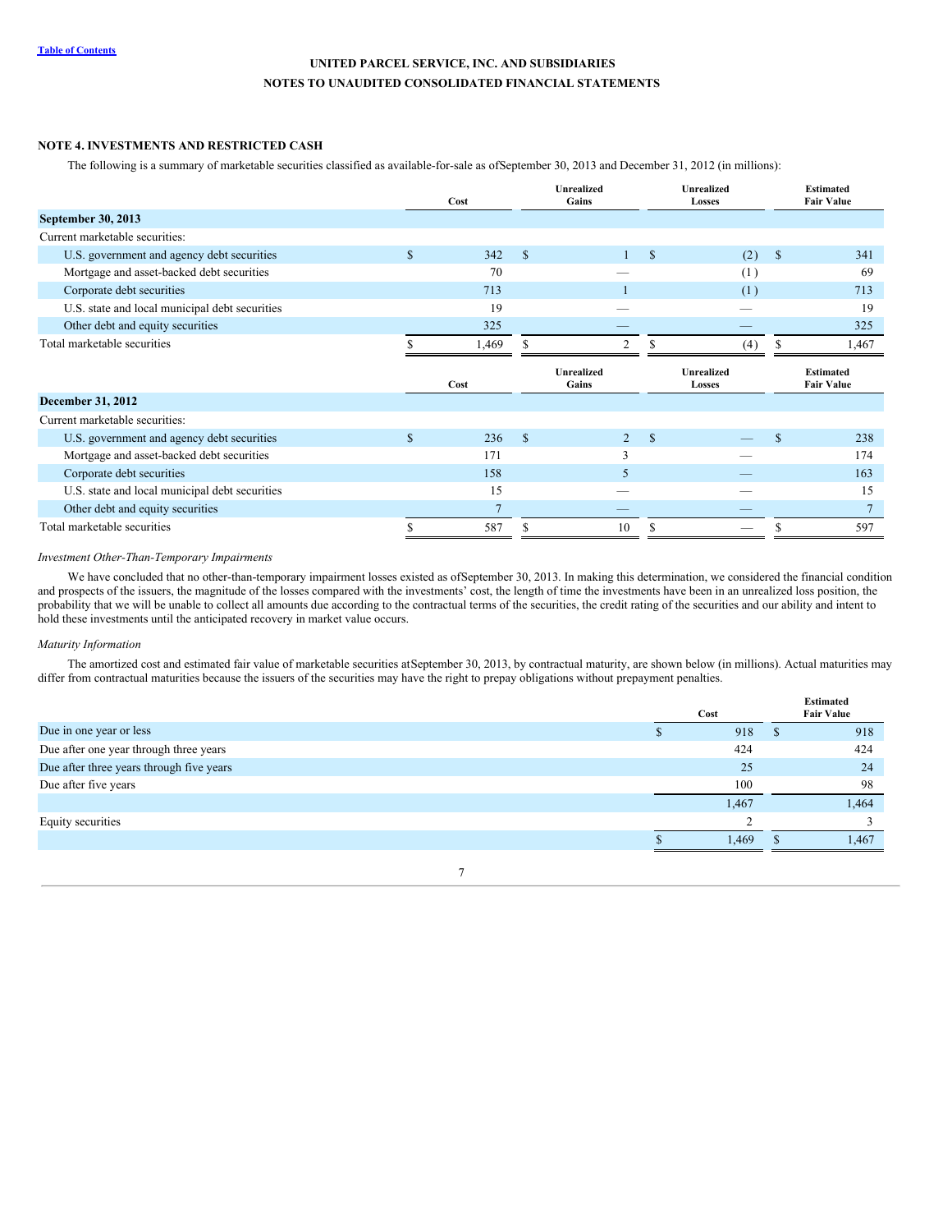UNITED PARCEL SERVICE, INC. AND SUBSIDIARIES

NOTES TO UNAUDITED CONSOLIDATED FINANCIAL STATEMENTS

## NOTE 4. INVESTMENTS AND RESTRICTED CASH

The following is a summary of marketable securities classified as available-for-sale as ofSeptember 30, 2013 and December 31, 2012 (in millions):

| | Cost | Unrealized Gains | Unrealized Losses | Estimated Fair Value |
|---|---|---|---|---|
| **September 30, 2013** | | | | |
| Current marketable securities: | | | | |
| U.S. government and agency debt securities | $ 342 | $ 1 | $ (2) | $ 341 |
| Mortgage and asset-backed debt securities | 70 | — | (1) | 69 |
| Corporate debt securities | 713 | 1 | (1) | 713 |
| U.S. state and local municipal debt securities | 19 | — | — | 19 |
| Other debt and equity securities | 325 | — | — | 325 |
| Total marketable securities | $ 1,469 | $ 2 | $ (4) | $ 1,467 |

| | Cost | Unrealized Gains | Unrealized Losses | Estimated Fair Value |
|---|---|---|---|---|
| **December 31, 2012** | | | | |
| Current marketable securities: | | | | |
| U.S. government and agency debt securities | $ 236 | $ 2 | $ — | $ 238 |
| Mortgage and asset-backed debt securities | 171 | 3 | — | 174 |
| Corporate debt securities | 158 | 5 | — | 163 |
| U.S. state and local municipal debt securities | 15 | — | — | 15 |
| Other debt and equity securities | 7 | — | — | 7 |
| Total marketable securities | $ 587 | $ 10 | $ — | $ 597 |

*Investment Other-Than-Temporary Impairments*

We have concluded that no other-than-temporary impairment losses existed as ofSeptember 30, 2013. In making this determination, we considered the financial condition and prospects of the issuers, the magnitude of the losses compared with the investments' cost, the length of time the investments have been in an unrealized loss position, the probability that we will be unable to collect all amounts due according to the contractual terms of the securities, the credit rating of the securities and our ability and intent to hold these investments until the anticipated recovery in market value occurs.

*Maturity Information*

The amortized cost and estimated fair value of marketable securities atSeptember 30, 2013, by contractual maturity, are shown below (in millions). Actual maturities may differ from contractual maturities because the issuers of the securities may have the right to prepay obligations without prepayment penalties.

| | Cost | Estimated Fair Value |
|---|---|---|
| Due in one year or less | $ 918 | $ 918 |
| Due after one year through three years | 424 | 424 |
| Due after three years through five years | 25 | 24 |
| Due after five years | 100 | 98 |
| | 1,467 | 1,464 |
| Equity securities | 2 | 3 |
| | $ 1,469 | $ 1,467 |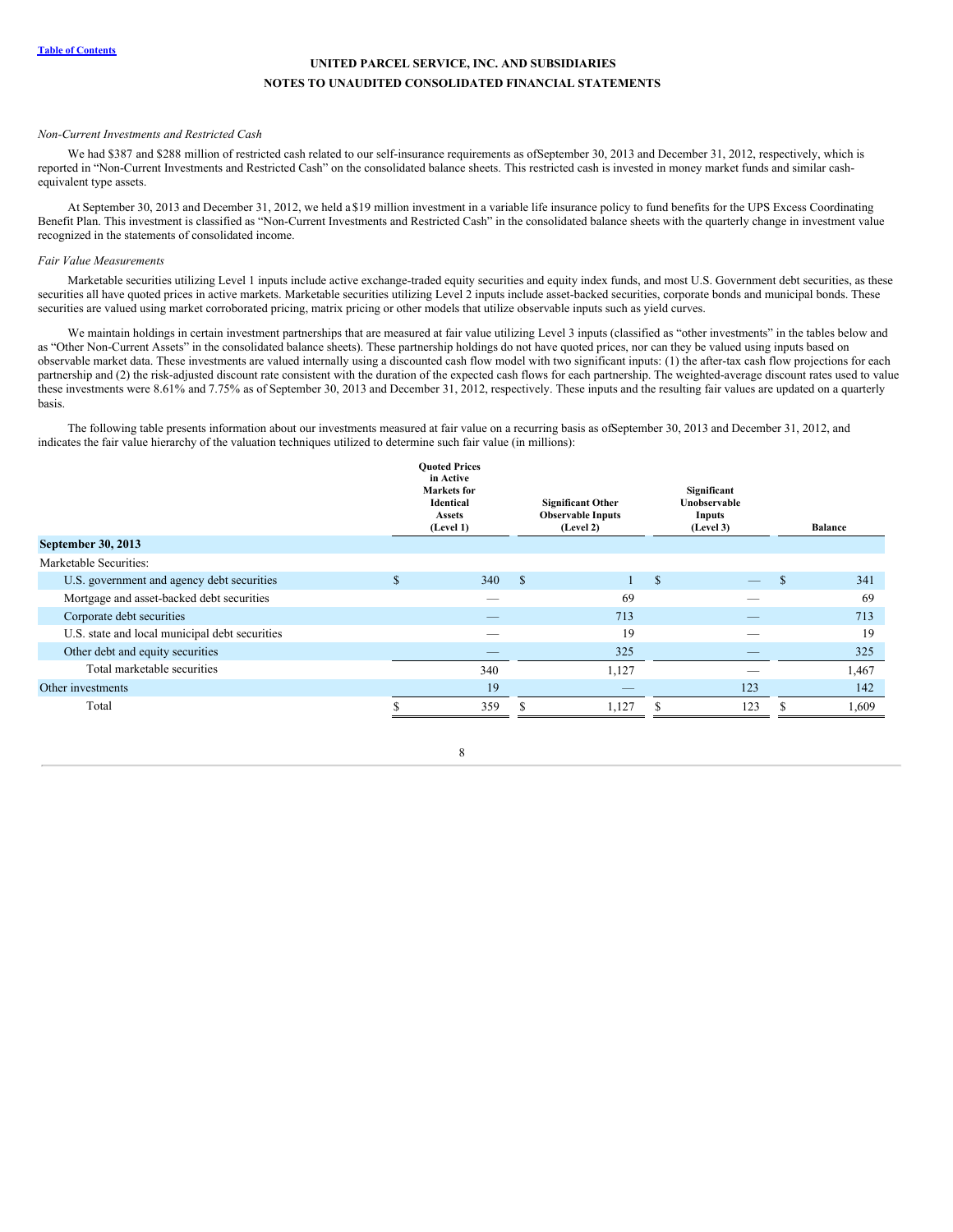# UNITED PARCEL SERVICE, INC. AND SUBSIDIARIES

## NOTES TO UNAUDITED CONSOLIDATED FINANCIAL STATEMENTS

*Non-Current Investments and Restricted Cash*

We had $387 and $288 million of restricted cash related to our self-insurance requirements as ofSeptember 30, 2013 and December 31, 2012, respectively, which is reported in "Non-Current Investments and Restricted Cash" on the consolidated balance sheets. This restricted cash is invested in money market funds and similar cash-equivalent type assets.

At September 30, 2013 and December 31, 2012, we held a $19 million investment in a variable life insurance policy to fund benefits for the UPS Excess Coordinating Benefit Plan. This investment is classified as "Non-Current Investments and Restricted Cash" in the consolidated balance sheets with the quarterly change in investment value recognized in the statements of consolidated income.

*Fair Value Measurements*

Marketable securities utilizing Level 1 inputs include active exchange-traded equity securities and equity index funds, and most U.S. Government debt securities, as these securities all have quoted prices in active markets. Marketable securities utilizing Level 2 inputs include asset-backed securities, corporate bonds and municipal bonds. These securities are valued using market corroborated pricing, matrix pricing or other models that utilize observable inputs such as yield curves.

We maintain holdings in certain investment partnerships that are measured at fair value utilizing Level 3 inputs (classified as "other investments" in the tables below and as "Other Non-Current Assets" in the consolidated balance sheets). These partnership holdings do not have quoted prices, nor can they be valued using inputs based on observable market data. These investments are valued internally using a discounted cash flow model with two significant inputs: (1) the after-tax cash flow projections for each partnership and (2) the risk-adjusted discount rate consistent with the duration of the expected cash flows for each partnership. The weighted-average discount rates used to value these investments were 8.61% and 7.75% as of September 30, 2013 and December 31, 2012, respectively. These inputs and the resulting fair values are updated on a quarterly basis.

The following table presents information about our investments measured at fair value on a recurring basis as ofSeptember 30, 2013 and December 31, 2012, and indicates the fair value hierarchy of the valuation techniques utilized to determine such fair value (in millions):

| | Quoted Prices in Active Markets for Identical Assets (Level 1) | Significant Other Observable Inputs (Level 2) | Significant Unobservable Inputs (Level 3) | Balance |
|---|---|---|---|---|
| **September 30, 2013** | | | | |
| Marketable Securities: | | | | |
| U.S. government and agency debt securities | $ 340 | $ 1 | $ — | $ 341 |
| Mortgage and asset-backed debt securities | — | 69 | — | 69 |
| Corporate debt securities | — | 713 | — | 713 |
| U.S. state and local municipal debt securities | — | 19 | — | 19 |
| Other debt and equity securities | — | 325 | — | 325 |
| Total marketable securities | 340 | 1,127 | — | 1,467 |
| Other investments | 19 | — | 123 | 142 |
| Total | $ 359 | $ 1,127 | $ 123 | $ 1,609 |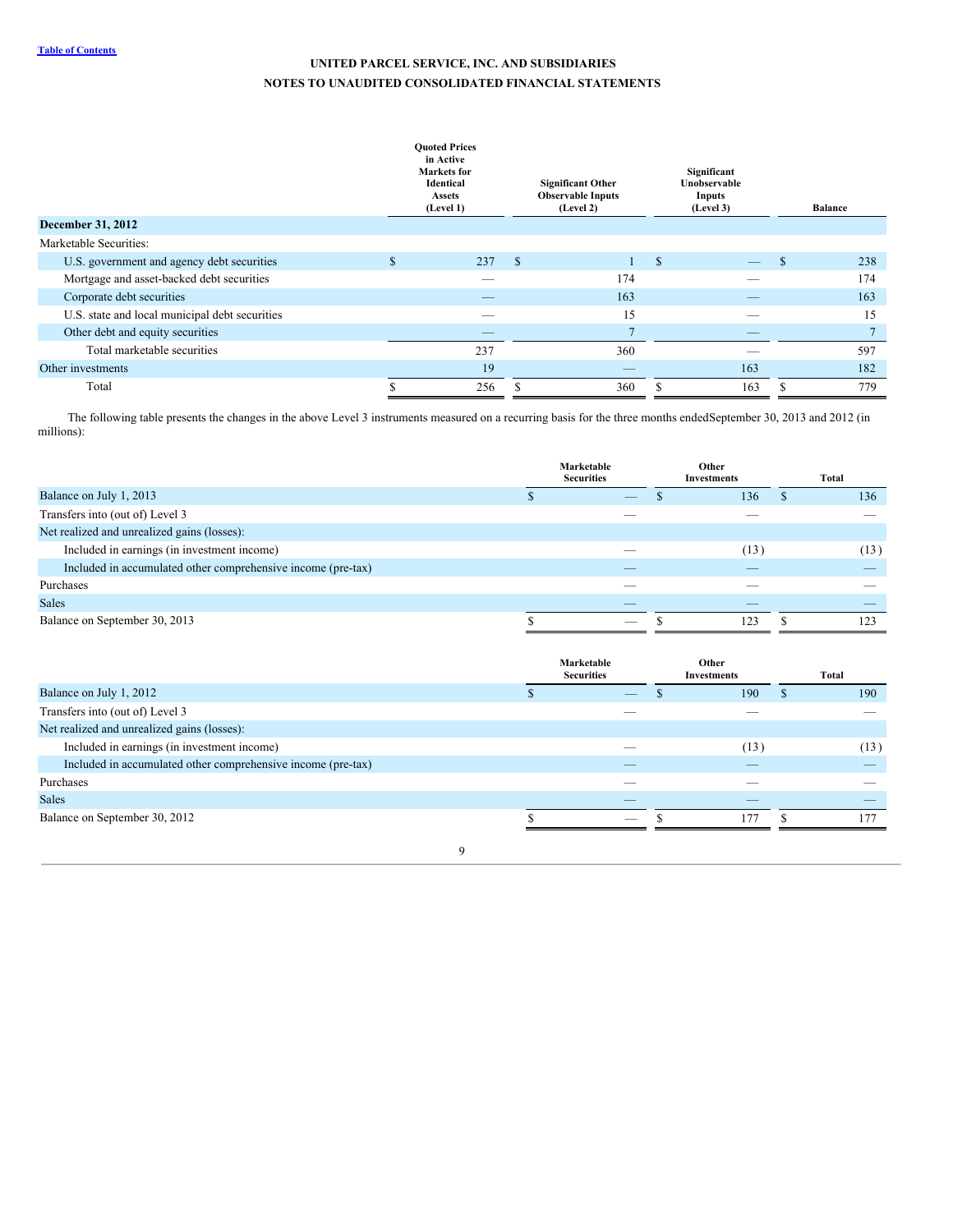**UNITED PARCEL SERVICE, INC. AND SUBSIDIARIES**

**NOTES TO UNAUDITED CONSOLIDATED FINANCIAL STATEMENTS**

| | Quoted Prices in Active Markets for Identical Assets (Level 1) | Significant Other Observable Inputs (Level 2) | Significant Unobservable Inputs (Level 3) | Balance |
|---|---|---|---|---|
| **December 31, 2012** | | | | |
| Marketable Securities: | | | | |
| U.S. government and agency debt securities | $ 237 | $ 1 | $ — | $ 238 |
| Mortgage and asset-backed debt securities | — | 174 | — | 174 |
| Corporate debt securities | — | 163 | — | 163 |
| U.S. state and local municipal debt securities | — | 15 | — | 15 |
| Other debt and equity securities | — | 7 | — | 7 |
| Total marketable securities | 237 | 360 | — | 597 |
| Other investments | 19 | — | 163 | 182 |
| Total | $ 256 | $ 360 | $ 163 | $ 779 |

The following table presents the changes in the above Level 3 instruments measured on a recurring basis for the three months ended September 30, 2013 and 2012 (in millions):

| | Marketable Securities | Other Investments | Total |
|---|---|---|---|
| Balance on July 1, 2013 | $ — | $ 136 | $ 136 |
| Transfers into (out of) Level 3 | — | — | — |
| Net realized and unrealized gains (losses): | | | |
| Included in earnings (in investment income) | — | (13) | (13) |
| Included in accumulated other comprehensive income (pre-tax) | — | — | — |
| Purchases | — | — | — |
| Sales | — | — | — |
| Balance on September 30, 2013 | $ — | $ 123 | $ 123 |

| | Marketable Securities | Other Investments | Total |
|---|---|---|---|
| Balance on July 1, 2012 | $ — | $ 190 | $ 190 |
| Transfers into (out of) Level 3 | — | — | — |
| Net realized and unrealized gains (losses): | | | |
| Included in earnings (in investment income) | — | (13) | (13) |
| Included in accumulated other comprehensive income (pre-tax) | — | — | — |
| Purchases | — | — | — |
| Sales | — | — | — |
| Balance on September 30, 2012 | $ — | $ 177 | $ 177 |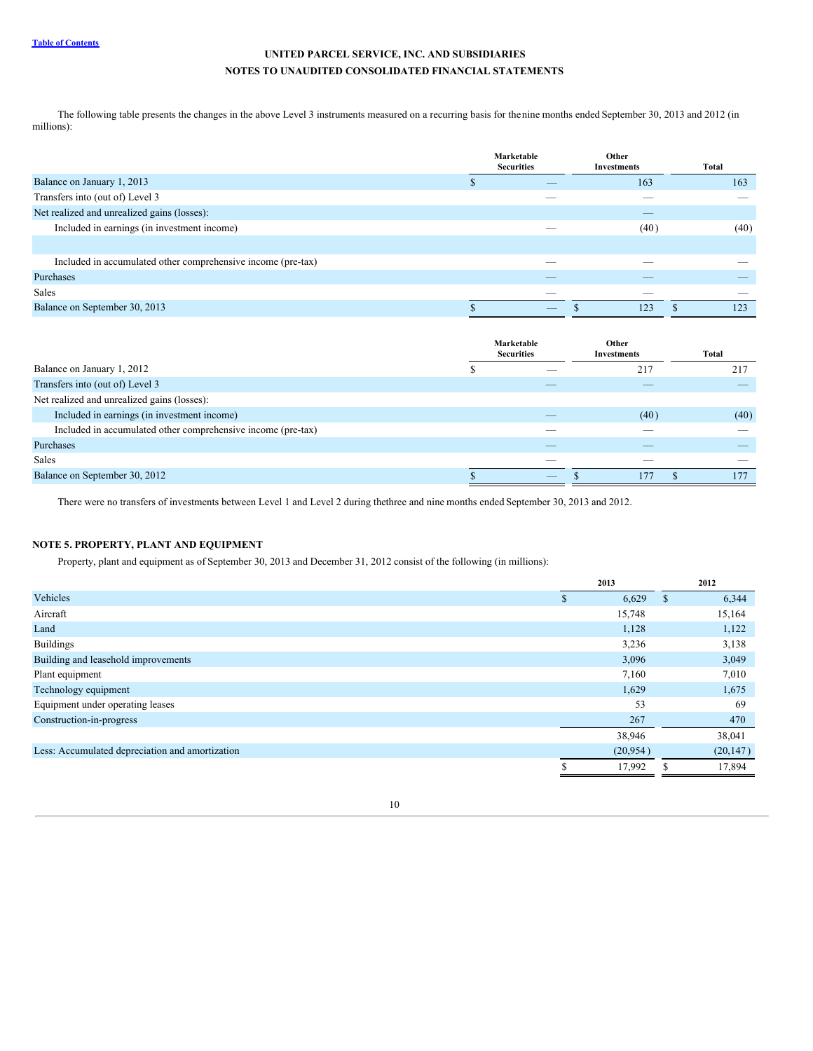The following table presents the changes in the above Level 3 instruments measured on a recurring basis for the nine months ended September 30, 2013 and 2012 (in millions):

| | Marketable Securities | Other Investments | Total |
|---|---|---|---|
| Balance on January 1, 2013 | $ — | 163 | 163 |
| Transfers into (out of) Level 3 | — | — | — |
| Net realized and unrealized gains (losses): | | — | |
| Included in earnings (in investment income) | — | (40) | (40) |
| | | | |
| Included in accumulated other comprehensive income (pre-tax) | — | — | — |
| Purchases | — | — | — |
| Sales | — | — | — |
| Balance on September 30, 2013 | $ — | $ 123 | $ 123 |

| | Marketable Securities | Other Investments | Total |
|---|---|---|---|
| Balance on January 1, 2012 | $ — | 217 | 217 |
| Transfers into (out of) Level 3 | — | — | — |
| Net realized and unrealized gains (losses): | | | |
| Included in earnings (in investment income) | — | (40) | (40) |
| Included in accumulated other comprehensive income (pre-tax) | — | — | — |
| Purchases | — | — | — |
| Sales | — | — | — |
| Balance on September 30, 2012 | $ — | $ 177 | $ 177 |

There were no transfers of investments between Level 1 and Level 2 during the three and nine months ended September 30, 2013 and 2012.

## NOTE 5. PROPERTY, PLANT AND EQUIPMENT

Property, plant and equipment as of September 30, 2013 and December 31, 2012 consist of the following (in millions):

| | 2013 | 2012 |
|---|---|---|
| Vehicles | $ 6,629 | $ 6,344 |
| Aircraft | 15,748 | 15,164 |
| Land | 1,128 | 1,122 |
| Buildings | 3,236 | 3,138 |
| Building and leasehold improvements | 3,096 | 3,049 |
| Plant equipment | 7,160 | 7,010 |
| Technology equipment | 1,629 | 1,675 |
| Equipment under operating leases | 53 | 69 |
| Construction-in-progress | 267 | 470 |
| | 38,946 | 38,041 |
| Less: Accumulated depreciation and amortization | (20,954) | (20,147) |
| | $ 17,992 | $ 17,894 |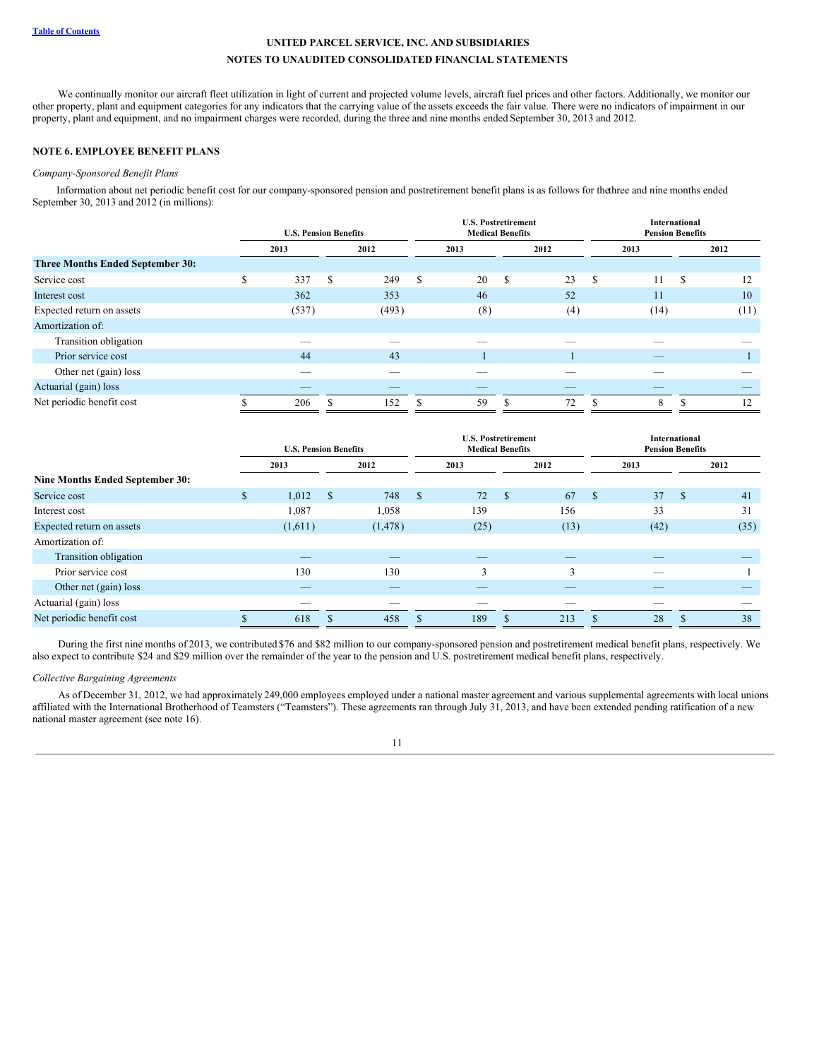We continually monitor our aircraft fleet utilization in light of current and projected volume levels, aircraft fuel prices and other factors. Additionally, we monitor our other property, plant and equipment categories for any indicators that the carrying value of the assets exceeds the fair value. There were no indicators of impairment in our property, plant and equipment, and no impairment charges were recorded, during the three and nine months ended September 30, 2013 and 2012.

## NOTE 6. EMPLOYEE BENEFIT PLANS

*Company-Sponsored Benefit Plans*

Information about net periodic benefit cost for our company-sponsored pension and postretirement benefit plans is as follows for the three and nine months ended September 30, 2013 and 2012 (in millions):

| | U.S. Pension Benefits | | U.S. Postretirement Medical Benefits | | International Pension Benefits | |
|---|---|---|---|---|---|---|
| | 2013 | 2012 | 2013 | 2012 | 2013 | 2012 |
| **Three Months Ended September 30:** | | | | | | |
| Service cost | $ 337 | $ 249 | $ 20 | $ 23 | $ 11 | $ 12 |
| Interest cost | 362 | 353 | 46 | 52 | 11 | 10 |
| Expected return on assets | (537) | (493) | (8) | (4) | (14) | (11) |
| Amortization of: | | | | | | |
| Transition obligation | — | — | — | — | — | — |
| Prior service cost | 44 | 43 | 1 | 1 | — | 1 |
| Other net (gain) loss | — | — | — | — | — | — |
| Actuarial (gain) loss | — | — | — | — | — | — |
| Net periodic benefit cost | $ 206 | $ 152 | $ 59 | $ 72 | $ 8 | $ 12 |

| | U.S. Pension Benefits | | U.S. Postretirement Medical Benefits | | International Pension Benefits | |
|---|---|---|---|---|---|---|
| | 2013 | 2012 | 2013 | 2012 | 2013 | 2012 |
| **Nine Months Ended September 30:** | | | | | | |
| Service cost | $ 1,012 | $ 748 | $ 72 | $ 67 | $ 37 | $ 41 |
| Interest cost | 1,087 | 1,058 | 139 | 156 | 33 | 31 |
| Expected return on assets | (1,611) | (1,478) | (25) | (13) | (42) | (35) |
| Amortization of: | | | | | | |
| Transition obligation | — | — | — | — | — | — |
| Prior service cost | 130 | 130 | 3 | 3 | — | 1 |
| Other net (gain) loss | — | — | — | — | — | — |
| Actuarial (gain) loss | — | — | — | — | — | — |
| Net periodic benefit cost | $ 618 | $ 458 | $ 189 | $ 213 | $ 28 | $ 38 |

During the first nine months of 2013, we contributed $76 and $82 million to our company-sponsored pension and postretirement medical benefit plans, respectively. We also expect to contribute $24 and $29 million over the remainder of the year to the pension and U.S. postretirement medical benefit plans, respectively.

*Collective Bargaining Agreements*

As of December 31, 2012, we had approximately 249,000 employees employed under a national master agreement and various supplemental agreements with local unions affiliated with the International Brotherhood of Teamsters ("Teamsters"). These agreements ran through July 31, 2013, and have been extended pending ratification of a new national master agreement (see note 16).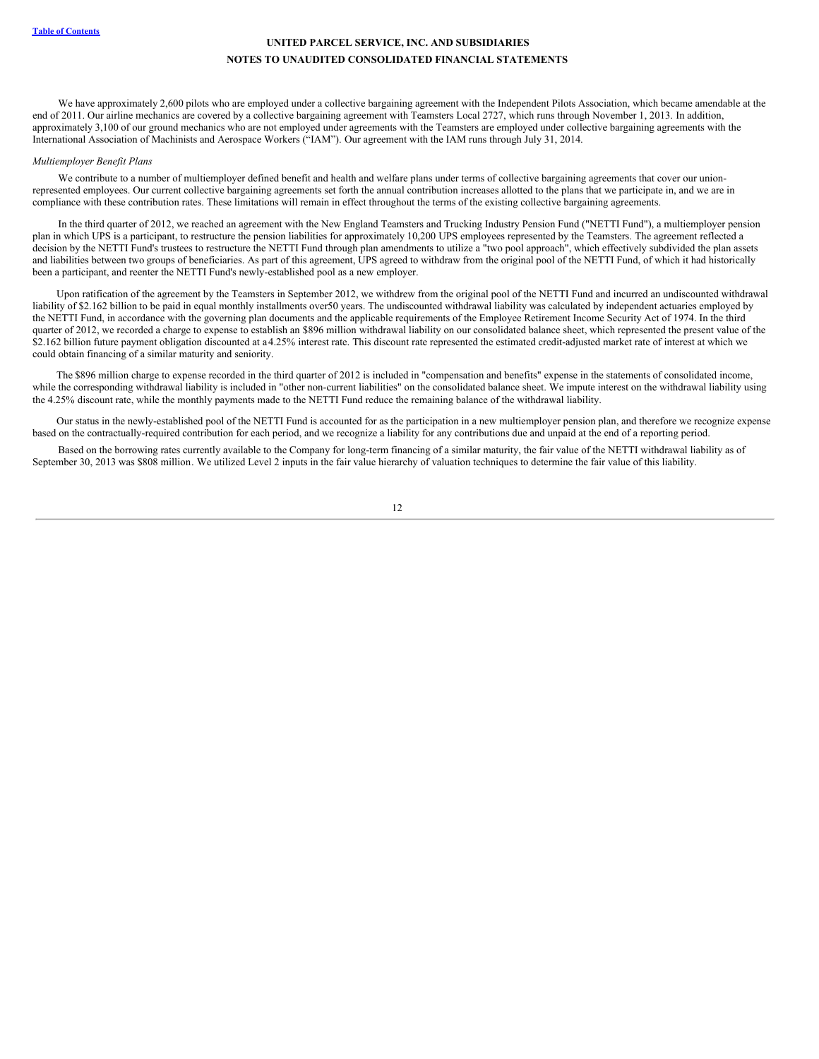We have approximately 2,600 pilots who are employed under a collective bargaining agreement with the Independent Pilots Association, which became amendable at the end of 2011. Our airline mechanics are covered by a collective bargaining agreement with Teamsters Local 2727, which runs through November 1, 2013. In addition, approximately 3,100 of our ground mechanics who are not employed under agreements with the Teamsters are employed under collective bargaining agreements with the International Association of Machinists and Aerospace Workers ("IAM"). Our agreement with the IAM runs through July 31, 2014.

*Multiemployer Benefit Plans*

We contribute to a number of multiemployer defined benefit and health and welfare plans under terms of collective bargaining agreements that cover our union-represented employees. Our current collective bargaining agreements set forth the annual contribution increases allotted to the plans that we participate in, and we are in compliance with these contribution rates. These limitations will remain in effect throughout the terms of the existing collective bargaining agreements.

In the third quarter of 2012, we reached an agreement with the New England Teamsters and Trucking Industry Pension Fund ("NETTI Fund"), a multiemployer pension plan in which UPS is a participant, to restructure the pension liabilities for approximately 10,200 UPS employees represented by the Teamsters. The agreement reflected a decision by the NETTI Fund's trustees to restructure the NETTI Fund through plan amendments to utilize a "two pool approach", which effectively subdivided the plan assets and liabilities between two groups of beneficiaries. As part of this agreement, UPS agreed to withdraw from the original pool of the NETTI Fund, of which it had historically been a participant, and reenter the NETTI Fund's newly-established pool as a new employer.

Upon ratification of the agreement by the Teamsters in September 2012, we withdrew from the original pool of the NETTI Fund and incurred an undiscounted withdrawal liability of $2.162 billion to be paid in equal monthly installments over 50 years. The undiscounted withdrawal liability was calculated by independent actuaries employed by the NETTI Fund, in accordance with the governing plan documents and the applicable requirements of the Employee Retirement Income Security Act of 1974. In the third quarter of 2012, we recorded a charge to expense to establish an $896 million withdrawal liability on our consolidated balance sheet, which represented the present value of the $2.162 billion future payment obligation discounted at a 4.25% interest rate. This discount rate represented the estimated credit-adjusted market rate of interest at which we could obtain financing of a similar maturity and seniority.

The $896 million charge to expense recorded in the third quarter of 2012 is included in "compensation and benefits" expense in the statements of consolidated income, while the corresponding withdrawal liability is included in "other non-current liabilities" on the consolidated balance sheet. We impute interest on the withdrawal liability using the 4.25% discount rate, while the monthly payments made to the NETTI Fund reduce the remaining balance of the withdrawal liability.

Our status in the newly-established pool of the NETTI Fund is accounted for as the participation in a new multiemployer pension plan, and therefore we recognize expense based on the contractually-required contribution for each period, and we recognize a liability for any contributions due and unpaid at the end of a reporting period.

Based on the borrowing rates currently available to the Company for long-term financing of a similar maturity, the fair value of the NETTI withdrawal liability as of September 30, 2013 was $808 million. We utilized Level 2 inputs in the fair value hierarchy of valuation techniques to determine the fair value of this liability.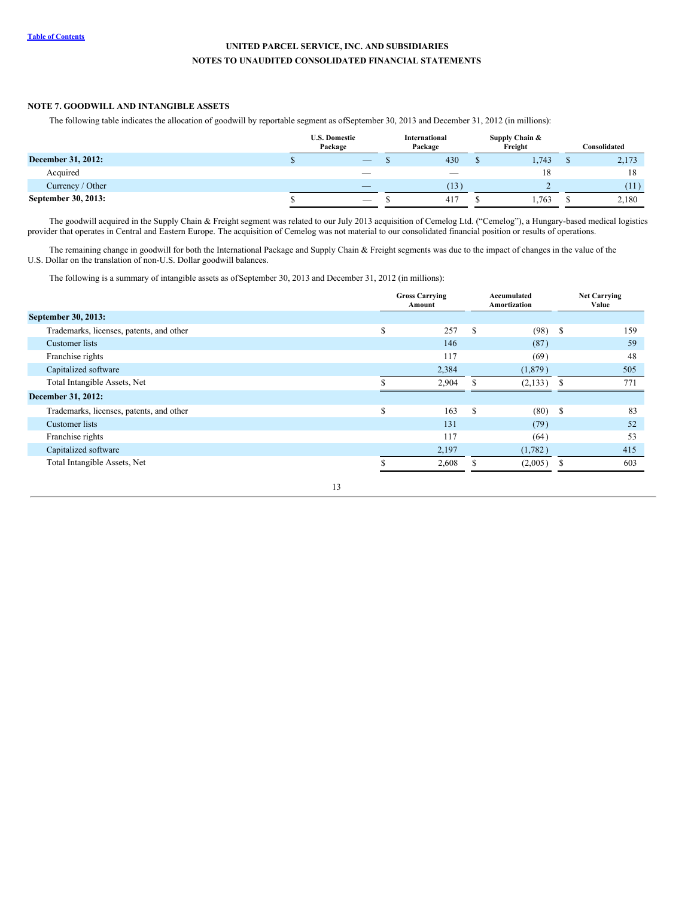**UNITED PARCEL SERVICE, INC. AND SUBSIDIARIES**

**NOTES TO UNAUDITED CONSOLIDATED FINANCIAL STATEMENTS**

## NOTE 7. GOODWILL AND INTANGIBLE ASSETS

The following table indicates the allocation of goodwill by reportable segment as of September 30, 2013 and December 31, 2012 (in millions):

| | U.S. Domestic Package | International Package | Supply Chain & Freight | Consolidated |
|---|---|---|---|---|
| **December 31, 2012:** | $ — | $ 430 | $ 1,743 | $ 2,173 |
| Acquired | — | — | 18 | 18 |
| Currency / Other | — | (13) | 2 | (11) |
| **September 30, 2013:** | $ — | $ 417 | $ 1,763 | $ 2,180 |

The goodwill acquired in the Supply Chain & Freight segment was related to our July 2013 acquisition of Cemelog Ltd. ("Cemelog"), a Hungary-based medical logistics provider that operates in Central and Eastern Europe. The acquisition of Cemelog was not material to our consolidated financial position or results of operations.

The remaining change in goodwill for both the International Package and Supply Chain & Freight segments was due to the impact of changes in the value of the U.S. Dollar on the translation of non-U.S. Dollar goodwill balances.

The following is a summary of intangible assets as of September 30, 2013 and December 31, 2012 (in millions):

| | Gross Carrying Amount | Accumulated Amortization | Net Carrying Value |
|---|---|---|---|
| **September 30, 2013:** | | | |
| Trademarks, licenses, patents, and other | $ 257 | $ (98) | $ 159 |
| Customer lists | 146 | (87) | 59 |
| Franchise rights | 117 | (69) | 48 |
| Capitalized software | 2,384 | (1,879) | 505 |
| Total Intangible Assets, Net | $ 2,904 | $ (2,133) | $ 771 |
| **December 31, 2012:** | | | |
| Trademarks, licenses, patents, and other | $ 163 | $ (80) | $ 83 |
| Customer lists | 131 | (79) | 52 |
| Franchise rights | 117 | (64) | 53 |
| Capitalized software | 2,197 | (1,782) | 415 |
| Total Intangible Assets, Net | $ 2,608 | $ (2,005) | $ 603 |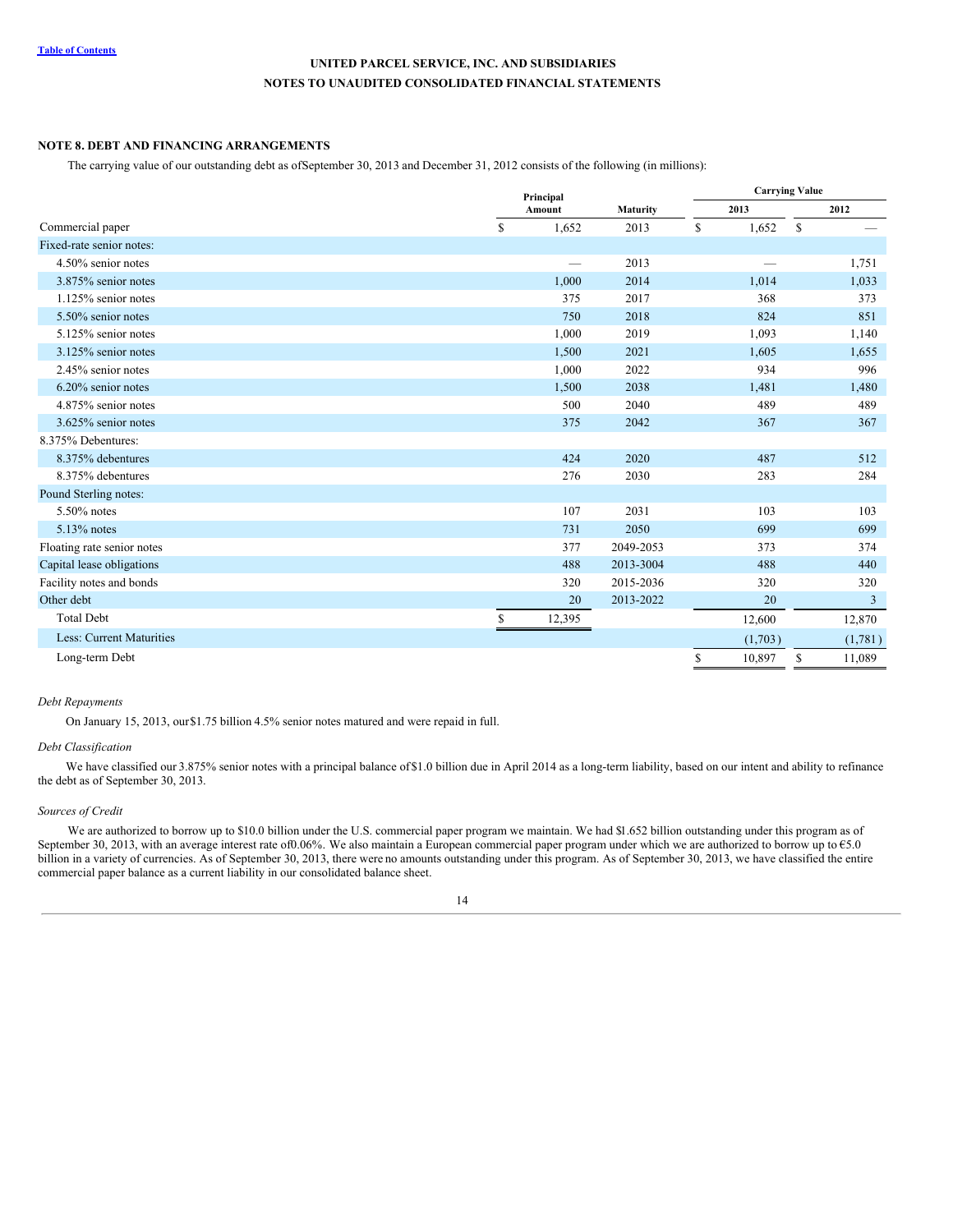UNITED PARCEL SERVICE, INC. AND SUBSIDIARIES
NOTES TO UNAUDITED CONSOLIDATED FINANCIAL STATEMENTS

## NOTE 8. DEBT AND FINANCING ARRANGEMENTS

The carrying value of our outstanding debt as of September 30, 2013 and December 31, 2012 consists of the following (in millions):

| | Principal Amount | Maturity | Carrying Value | |
|---|---|---|---|---|
| | | | 2013 | 2012 |
| Commercial paper | $ 1,652 | 2013 | $ 1,652 | $ — |
| Fixed-rate senior notes: | | | | |
| 4.50% senior notes | — | 2013 | — | 1,751 |
| 3.875% senior notes | 1,000 | 2014 | 1,014 | 1,033 |
| 1.125% senior notes | 375 | 2017 | 368 | 373 |
| 5.50% senior notes | 750 | 2018 | 824 | 851 |
| 5.125% senior notes | 1,000 | 2019 | 1,093 | 1,140 |
| 3.125% senior notes | 1,500 | 2021 | 1,605 | 1,655 |
| 2.45% senior notes | 1,000 | 2022 | 934 | 996 |
| 6.20% senior notes | 1,500 | 2038 | 1,481 | 1,480 |
| 4.875% senior notes | 500 | 2040 | 489 | 489 |
| 3.625% senior notes | 375 | 2042 | 367 | 367 |
| 8.375% Debentures: | | | | |
| 8.375% debentures | 424 | 2020 | 487 | 512 |
| 8.375% debentures | 276 | 2030 | 283 | 284 |
| Pound Sterling notes: | | | | |
| 5.50% notes | 107 | 2031 | 103 | 103 |
| 5.13% notes | 731 | 2050 | 699 | 699 |
| Floating rate senior notes | 377 | 2049-2053 | 373 | 374 |
| Capital lease obligations | 488 | 2013-3004 | 488 | 440 |
| Facility notes and bonds | 320 | 2015-2036 | 320 | 320 |
| Other debt | 20 | 2013-2022 | 20 | 3 |
| Total Debt | $ 12,395 | | 12,600 | 12,870 |
| Less: Current Maturities | | | (1,703) | (1,781) |
| Long-term Debt | | | $ 10,897 | $ 11,089 |

*Debt Repayments*

On January 15, 2013, our $1.75 billion 4.5% senior notes matured and were repaid in full.

*Debt Classification*

We have classified our 3.875% senior notes with a principal balance of $1.0 billion due in April 2014 as a long-term liability, based on our intent and ability to refinance the debt as of September 30, 2013.

*Sources of Credit*

We are authorized to borrow up to $10.0 billion under the U.S. commercial paper program we maintain. We had $1.652 billion outstanding under this program as of September 30, 2013, with an average interest rate of 0.06%. We also maintain a European commercial paper program under which we are authorized to borrow up to €5.0 billion in a variety of currencies. As of September 30, 2013, there were no amounts outstanding under this program. As of September 30, 2013, we have classified the entire commercial paper balance as a current liability in our consolidated balance sheet.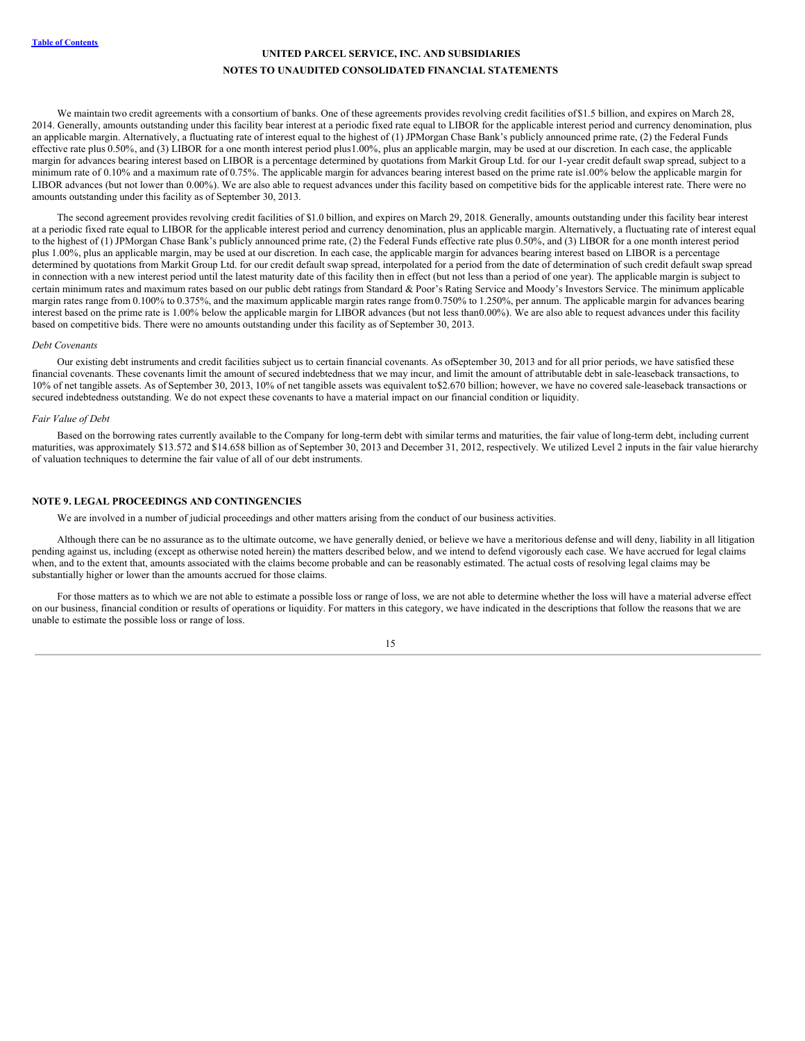We maintain two credit agreements with a consortium of banks. One of these agreements provides revolving credit facilities of $1.5 billion, and expires on March 28, 2014. Generally, amounts outstanding under this facility bear interest at a periodic fixed rate equal to LIBOR for the applicable interest period and currency denomination, plus an applicable margin. Alternatively, a fluctuating rate of interest equal to the highest of (1) JPMorgan Chase Bank's publicly announced prime rate, (2) the Federal Funds effective rate plus 0.50%, and (3) LIBOR for a one month interest period plus 1.00%, plus an applicable margin, may be used at our discretion. In each case, the applicable margin for advances bearing interest based on LIBOR is a percentage determined by quotations from Markit Group Ltd. for our 1-year credit default swap spread, subject to a minimum rate of 0.10% and a maximum rate of 0.75%. The applicable margin for advances bearing interest based on the prime rate is 1.00% below the applicable margin for LIBOR advances (but not lower than 0.00%). We are also able to request advances under this facility based on competitive bids for the applicable interest rate. There were no amounts outstanding under this facility as of September 30, 2013.

The second agreement provides revolving credit facilities of $1.0 billion, and expires on March 29, 2018. Generally, amounts outstanding under this facility bear interest at a periodic fixed rate equal to LIBOR for the applicable interest period and currency denomination, plus an applicable margin. Alternatively, a fluctuating rate of interest equal to the highest of (1) JPMorgan Chase Bank's publicly announced prime rate, (2) the Federal Funds effective rate plus 0.50%, and (3) LIBOR for a one month interest period plus 1.00%, plus an applicable margin, may be used at our discretion. In each case, the applicable margin for advances bearing interest based on LIBOR is a percentage determined by quotations from Markit Group Ltd. for our credit default swap spread, interpolated for a period from the date of determination of such credit default swap spread in connection with a new interest period until the latest maturity date of this facility then in effect (but not less than a period of one year). The applicable margin is subject to certain minimum rates and maximum rates based on our public debt ratings from Standard & Poor's Rating Service and Moody's Investors Service. The minimum applicable margin rates range from 0.100% to 0.375%, and the maximum applicable margin rates range from 0.750% to 1.250%, per annum. The applicable margin for advances bearing interest based on the prime rate is 1.00% below the applicable margin for LIBOR advances (but not less than 0.00%). We are also able to request advances under this facility based on competitive bids. There were no amounts outstanding under this facility as of September 30, 2013.

*Debt Covenants*

Our existing debt instruments and credit facilities subject us to certain financial covenants. As of September 30, 2013 and for all prior periods, we have satisfied these financial covenants. These covenants limit the amount of secured indebtedness that we may incur, and limit the amount of attributable debt in sale-leaseback transactions, to 10% of net tangible assets. As of September 30, 2013, 10% of net tangible assets was equivalent to $2.670 billion; however, we have no covered sale-leaseback transactions or secured indebtedness outstanding. We do not expect these covenants to have a material impact on our financial condition or liquidity.

*Fair Value of Debt*

Based on the borrowing rates currently available to the Company for long-term debt with similar terms and maturities, the fair value of long-term debt, including current maturities, was approximately $13.572 and $14.658 billion as of September 30, 2013 and December 31, 2012, respectively. We utilized Level 2 inputs in the fair value hierarchy of valuation techniques to determine the fair value of all of our debt instruments.

## NOTE 9. LEGAL PROCEEDINGS AND CONTINGENCIES

We are involved in a number of judicial proceedings and other matters arising from the conduct of our business activities.

Although there can be no assurance as to the ultimate outcome, we have generally denied, or believe we have a meritorious defense and will deny, liability in all litigation pending against us, including (except as otherwise noted herein) the matters described below, and we intend to defend vigorously each case. We have accrued for legal claims when, and to the extent that, amounts associated with the claims become probable and can be reasonably estimated. The actual costs of resolving legal claims may be substantially higher or lower than the amounts accrued for those claims.

For those matters as to which we are not able to estimate a possible loss or range of loss, we are not able to determine whether the loss will have a material adverse effect on our business, financial condition or results of operations or liquidity. For matters in this category, we have indicated in the descriptions that follow the reasons that we are unable to estimate the possible loss or range of loss.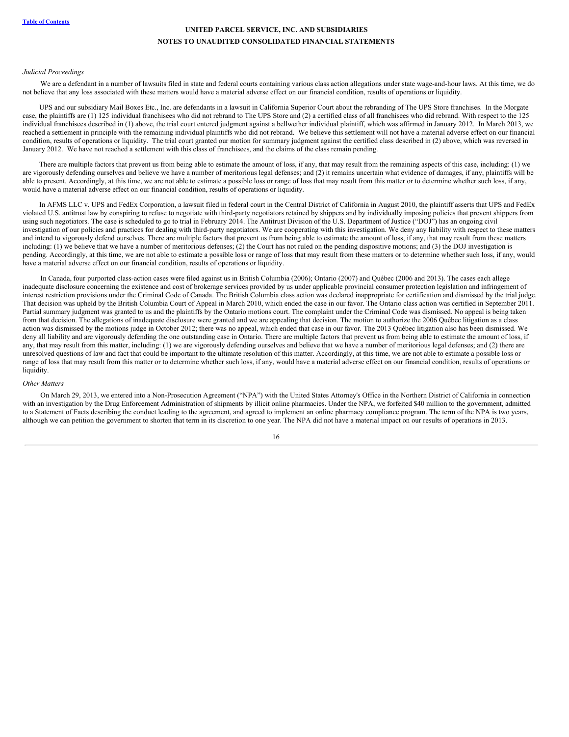*Judicial Proceedings*

We are a defendant in a number of lawsuits filed in state and federal courts containing various class action allegations under state wage-and-hour laws. At this time, we do not believe that any loss associated with these matters would have a material adverse effect on our financial condition, results of operations or liquidity.

UPS and our subsidiary Mail Boxes Etc., Inc. are defendants in a lawsuit in California Superior Court about the rebranding of The UPS Store franchises. In the Morgate case, the plaintiffs are (1) 125 individual franchisees who did not rebrand to The UPS Store and (2) a certified class of all franchisees who did rebrand. With respect to the 125 individual franchisees described in (1) above, the trial court entered judgment against a bellwether individual plaintiff, which was affirmed in January 2012. In March 2013, we reached a settlement in principle with the remaining individual plaintiffs who did not rebrand. We believe this settlement will not have a material adverse effect on our financial condition, results of operations or liquidity. The trial court granted our motion for summary judgment against the certified class described in (2) above, which was reversed in January 2012. We have not reached a settlement with this class of franchisees, and the claims of the class remain pending.

There are multiple factors that prevent us from being able to estimate the amount of loss, if any, that may result from the remaining aspects of this case, including: (1) we are vigorously defending ourselves and believe we have a number of meritorious legal defenses; and (2) it remains uncertain what evidence of damages, if any, plaintiffs will be able to present. Accordingly, at this time, we are not able to estimate a possible loss or range of loss that may result from this matter or to determine whether such loss, if any, would have a material adverse effect on our financial condition, results of operations or liquidity.

In AFMS LLC v. UPS and FedEx Corporation, a lawsuit filed in federal court in the Central District of California in August 2010, the plaintiff asserts that UPS and FedEx violated U.S. antitrust law by conspiring to refuse to negotiate with third-party negotiators retained by shippers and by individually imposing policies that prevent shippers from using such negotiators. The case is scheduled to go to trial in February 2014. The Antitrust Division of the U.S. Department of Justice ("DOJ") has an ongoing civil investigation of our policies and practices for dealing with third-party negotiators. We are cooperating with this investigation. We deny any liability with respect to these matters and intend to vigorously defend ourselves. There are multiple factors that prevent us from being able to estimate the amount of loss, if any, that may result from these matters including: (1) we believe that we have a number of meritorious defenses; (2) the Court has not ruled on the pending dispositive motions; and (3) the DOJ investigation is pending. Accordingly, at this time, we are not able to estimate a possible loss or range of loss that may result from these matters or to determine whether such loss, if any, would have a material adverse effect on our financial condition, results of operations or liquidity.

In Canada, four purported class-action cases were filed against us in British Columbia (2006); Ontario (2007) and Québec (2006 and 2013). The cases each allege inadequate disclosure concerning the existence and cost of brokerage services provided by us under applicable provincial consumer protection legislation and infringement of interest restriction provisions under the Criminal Code of Canada. The British Columbia class action was declared inappropriate for certification and dismissed by the trial judge. That decision was upheld by the British Columbia Court of Appeal in March 2010, which ended the case in our favor. The Ontario class action was certified in September 2011. Partial summary judgment was granted to us and the plaintiffs by the Ontario motions court. The complaint under the Criminal Code was dismissed. No appeal is being taken from that decision. The allegations of inadequate disclosure were granted and we are appealing that decision. The motion to authorize the 2006 Québec litigation as a class action was dismissed by the motions judge in October 2012; there was no appeal, which ended that case in our favor. The 2013 Québec litigation also has been dismissed. We deny all liability and are vigorously defending the one outstanding case in Ontario. There are multiple factors that prevent us from being able to estimate the amount of loss, if any, that may result from this matter, including: (1) we are vigorously defending ourselves and believe that we have a number of meritorious legal defenses; and (2) there are unresolved questions of law and fact that could be important to the ultimate resolution of this matter. Accordingly, at this time, we are not able to estimate a possible loss or range of loss that may result from this matter or to determine whether such loss, if any, would have a material adverse effect on our financial condition, results of operations or liquidity.

*Other Matters*

On March 29, 2013, we entered into a Non-Prosecution Agreement ("NPA") with the United States Attorney's Office in the Northern District of California in connection with an investigation by the Drug Enforcement Administration of shipments by illicit online pharmacies. Under the NPA, we forfeited $40 million to the government, admitted to a Statement of Facts describing the conduct leading to the agreement, and agreed to implement an online pharmacy compliance program. The term of the NPA is two years, although we can petition the government to shorten that term in its discretion to one year. The NPA did not have a material impact on our results of operations in 2013.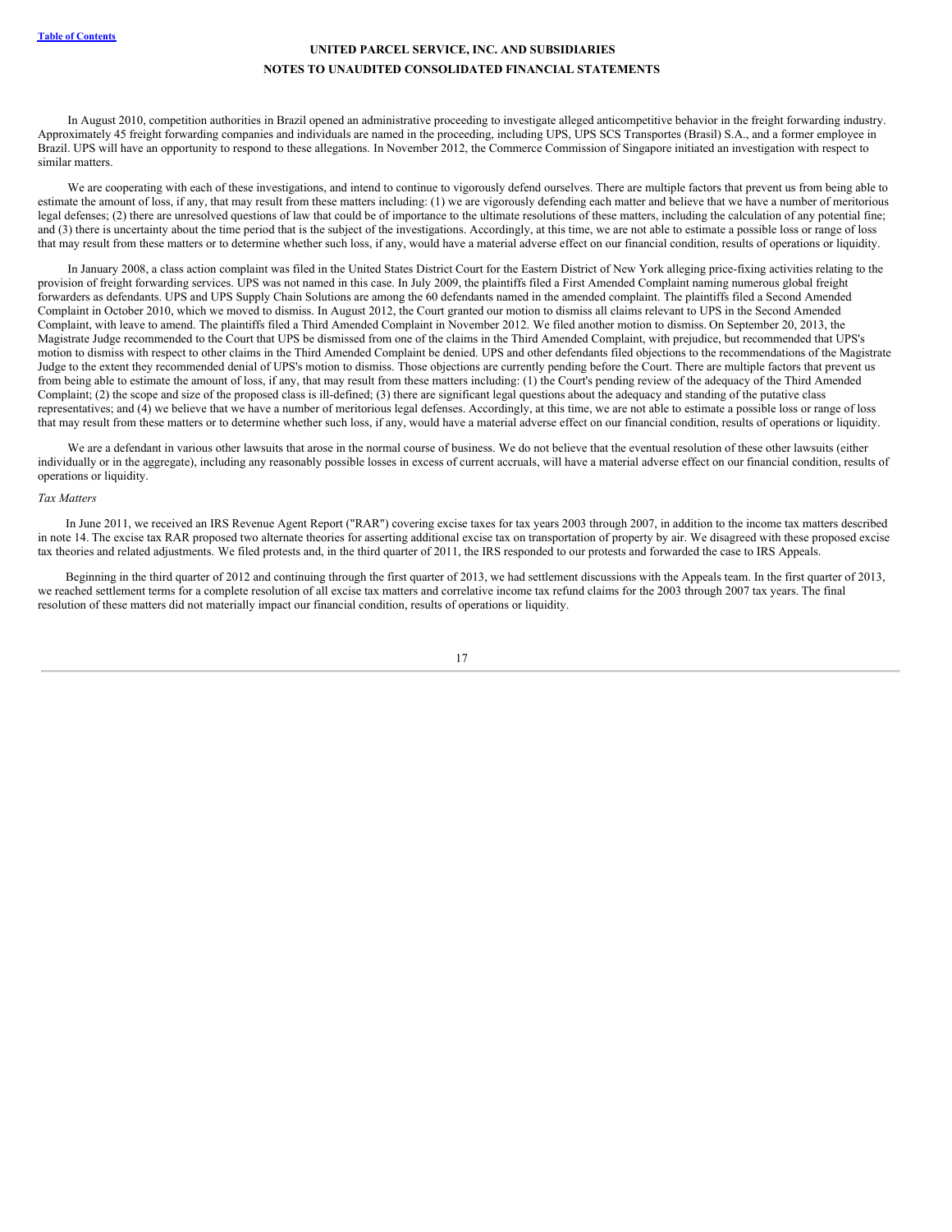In August 2010, competition authorities in Brazil opened an administrative proceeding to investigate alleged anticompetitive behavior in the freight forwarding industry. Approximately 45 freight forwarding companies and individuals are named in the proceeding, including UPS, UPS SCS Transportes (Brasil) S.A., and a former employee in Brazil. UPS will have an opportunity to respond to these allegations. In November 2012, the Commerce Commission of Singapore initiated an investigation with respect to similar matters.

We are cooperating with each of these investigations, and intend to continue to vigorously defend ourselves. There are multiple factors that prevent us from being able to estimate the amount of loss, if any, that may result from these matters including: (1) we are vigorously defending each matter and believe that we have a number of meritorious legal defenses; (2) there are unresolved questions of law that could be of importance to the ultimate resolutions of these matters, including the calculation of any potential fine; and (3) there is uncertainty about the time period that is the subject of the investigations. Accordingly, at this time, we are not able to estimate a possible loss or range of loss that may result from these matters or to determine whether such loss, if any, would have a material adverse effect on our financial condition, results of operations or liquidity.

In January 2008, a class action complaint was filed in the United States District Court for the Eastern District of New York alleging price-fixing activities relating to the provision of freight forwarding services. UPS was not named in this case. In July 2009, the plaintiffs filed a First Amended Complaint naming numerous global freight forwarders as defendants. UPS and UPS Supply Chain Solutions are among the 60 defendants named in the amended complaint. The plaintiffs filed a Second Amended Complaint in October 2010, which we moved to dismiss. In August 2012, the Court granted our motion to dismiss all claims relevant to UPS in the Second Amended Complaint, with leave to amend. The plaintiffs filed a Third Amended Complaint in November 2012. We filed another motion to dismiss. On September 20, 2013, the Magistrate Judge recommended to the Court that UPS be dismissed from one of the claims in the Third Amended Complaint, with prejudice, but recommended that UPS's motion to dismiss with respect to other claims in the Third Amended Complaint be denied. UPS and other defendants filed objections to the recommendations of the Magistrate Judge to the extent they recommended denial of UPS's motion to dismiss. Those objections are currently pending before the Court. There are multiple factors that prevent us from being able to estimate the amount of loss, if any, that may result from these matters including: (1) the Court's pending review of the adequacy of the Third Amended Complaint; (2) the scope and size of the proposed class is ill-defined; (3) there are significant legal questions about the adequacy and standing of the putative class representatives; and (4) we believe that we have a number of meritorious legal defenses. Accordingly, at this time, we are not able to estimate a possible loss or range of loss that may result from these matters or to determine whether such loss, if any, would have a material adverse effect on our financial condition, results of operations or liquidity.

We are a defendant in various other lawsuits that arose in the normal course of business. We do not believe that the eventual resolution of these other lawsuits (either individually or in the aggregate), including any reasonably possible losses in excess of current accruals, will have a material adverse effect on our financial condition, results of operations or liquidity.

*Tax Matters*

In June 2011, we received an IRS Revenue Agent Report ("RAR") covering excise taxes for tax years 2003 through 2007, in addition to the income tax matters described in note 14. The excise tax RAR proposed two alternate theories for asserting additional excise tax on transportation of property by air. We disagreed with these proposed excise tax theories and related adjustments. We filed protests and, in the third quarter of 2011, the IRS responded to our protests and forwarded the case to IRS Appeals.

Beginning in the third quarter of 2012 and continuing through the first quarter of 2013, we had settlement discussions with the Appeals team. In the first quarter of 2013, we reached settlement terms for a complete resolution of all excise tax matters and correlative income tax refund claims for the 2003 through 2007 tax years. The final resolution of these matters did not materially impact our financial condition, results of operations or liquidity.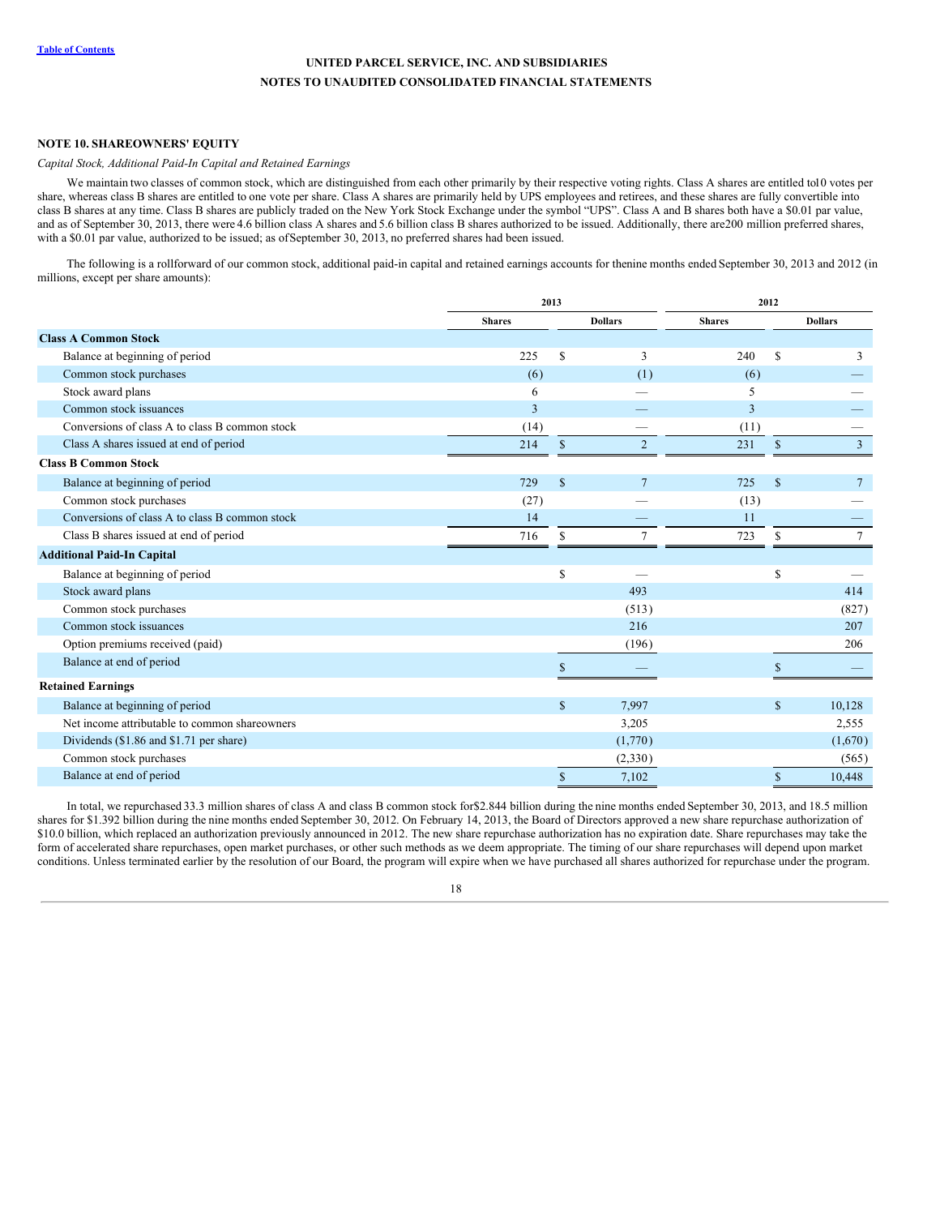UNITED PARCEL SERVICE, INC. AND SUBSIDIARIES
NOTES TO UNAUDITED CONSOLIDATED FINANCIAL STATEMENTS

## NOTE 10. SHAREOWNERS' EQUITY

*Capital Stock, Additional Paid-In Capital and Retained Earnings*

We maintain two classes of common stock, which are distinguished from each other primarily by their respective voting rights. Class A shares are entitled to 10 votes per share, whereas class B shares are entitled to one vote per share. Class A shares are primarily held by UPS employees and retirees, and these shares are fully convertible into class B shares at any time. Class B shares are publicly traded on the New York Stock Exchange under the symbol "UPS". Class A and B shares both have a $0.01 par value, and as of September 30, 2013, there were 4.6 billion class A shares and 5.6 billion class B shares authorized to be issued. Additionally, there are 200 million preferred shares, with a $0.01 par value, authorized to be issued; as of September 30, 2013, no preferred shares had been issued.

The following is a rollforward of our common stock, additional paid-in capital and retained earnings accounts for the nine months ended September 30, 2013 and 2012 (in millions, except per share amounts):

| | 2013 | | 2012 | |
|---|---|---|---|---|
| | Shares | Dollars | Shares | Dollars |
| **Class A Common Stock** | | | | |
| Balance at beginning of period | 225 | $ 3 | 240 | $ 3 |
| Common stock purchases | (6) | (1) | (6) | — |
| Stock award plans | 6 | — | 5 | — |
| Common stock issuances | 3 | — | 3 | — |
| Conversions of class A to class B common stock | (14) | — | (11) | — |
| Class A shares issued at end of period | 214 | $ 2 | 231 | $ 3 |
| **Class B Common Stock** | | | | |
| Balance at beginning of period | 729 | $ 7 | 725 | $ 7 |
| Common stock purchases | (27) | — | (13) | — |
| Conversions of class A to class B common stock | 14 | — | 11 | — |
| Class B shares issued at end of period | 716 | $ 7 | 723 | $ 7 |
| **Additional Paid-In Capital** | | | | |
| Balance at beginning of period | | $ — | | $ — |
| Stock award plans | | 493 | | 414 |
| Common stock purchases | | (513) | | (827) |
| Common stock issuances | | 216 | | 207 |
| Option premiums received (paid) | | (196) | | 206 |
| Balance at end of period | | $ — | | $ — |
| **Retained Earnings** | | | | |
| Balance at beginning of period | | $ 7,997 | | $ 10,128 |
| Net income attributable to common shareowners | | 3,205 | | 2,555 |
| Dividends ($1.86 and $1.71 per share) | | (1,770) | | (1,670) |
| Common stock purchases | | (2,330) | | (565) |
| Balance at end of period | | $ 7,102 | | $ 10,448 |

In total, we repurchased 33.3 million shares of class A and class B common stock for $2.844 billion during the nine months ended September 30, 2013, and 18.5 million shares for $1.392 billion during the nine months ended September 30, 2012. On February 14, 2013, the Board of Directors approved a new share repurchase authorization of $10.0 billion, which replaced an authorization previously announced in 2012. The new share repurchase authorization has no expiration date. Share repurchases may take the form of accelerated share repurchases, open market purchases, or other such methods as we deem appropriate. The timing of our share repurchases will depend upon market conditions. Unless terminated earlier by the resolution of our Board, the program will expire when we have purchased all shares authorized for repurchase under the program.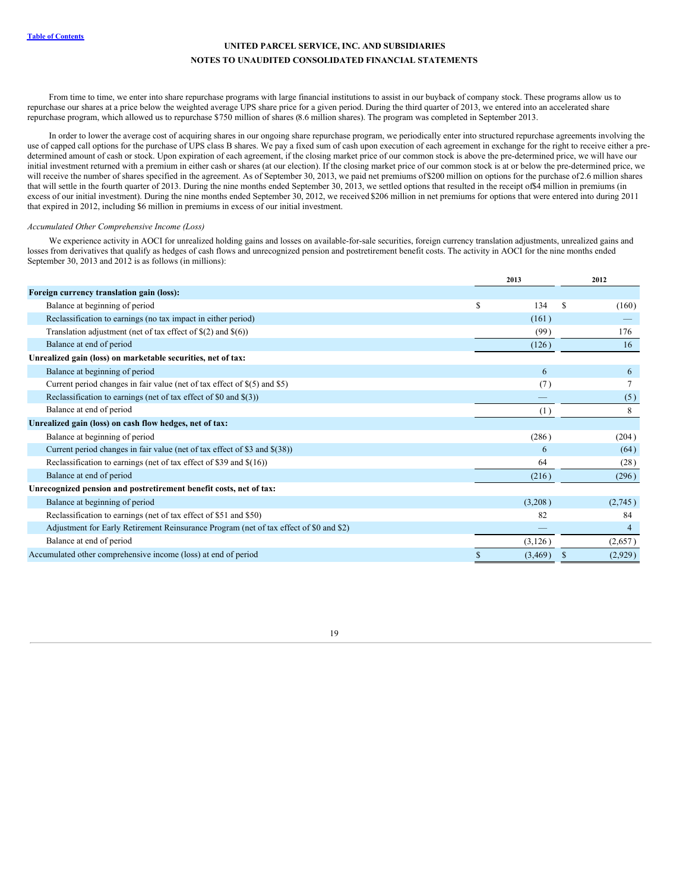From time to time, we enter into share repurchase programs with large financial institutions to assist in our buyback of company stock. These programs allow us to repurchase our shares at a price below the weighted average UPS share price for a given period. During the third quarter of 2013, we entered into an accelerated share repurchase program, which allowed us to repurchase $750 million of shares (8.6 million shares). The program was completed in September 2013.

In order to lower the average cost of acquiring shares in our ongoing share repurchase program, we periodically enter into structured repurchase agreements involving the use of capped call options for the purchase of UPS class B shares. We pay a fixed sum of cash upon execution of each agreement in exchange for the right to receive either a pre-determined amount of cash or stock. Upon expiration of each agreement, if the closing market price of our common stock is above the pre-determined price, we will have our initial investment returned with a premium in either cash or shares (at our election). If the closing market price of our common stock is at or below the pre-determined price, we will receive the number of shares specified in the agreement. As of September 30, 2013, we paid net premiums of $200 million on options for the purchase of 2.6 million shares that will settle in the fourth quarter of 2013. During the nine months ended September 30, 2013, we settled options that resulted in the receipt of $4 million in premiums (in excess of our initial investment). During the nine months ended September 30, 2012, we received $206 million in net premiums for options that were entered into during 2011 that expired in 2012, including $6 million in premiums in excess of our initial investment.

*Accumulated Other Comprehensive Income (Loss)*

We experience activity in AOCI for unrealized holding gains and losses on available-for-sale securities, foreign currency translation adjustments, unrealized gains and losses from derivatives that qualify as hedges of cash flows and unrecognized pension and postretirement benefit costs. The activity in AOCI for the nine months ended September 30, 2013 and 2012 is as follows (in millions):

| | 2013 | 2012 |
|---|---|---|
| **Foreign currency translation gain (loss):** | | |
| Balance at beginning of period | $ 134 | $ (160) |
| Reclassification to earnings (no tax impact in either period) | (161) | — |
| Translation adjustment (net of tax effect of $(2) and $(6)) | (99) | 176 |
| Balance at end of period | (126) | 16 |
| **Unrealized gain (loss) on marketable securities, net of tax:** | | |
| Balance at beginning of period | 6 | 6 |
| Current period changes in fair value (net of tax effect of $(5) and $5) | (7) | 7 |
| Reclassification to earnings (net of tax effect of $0 and $(3)) | — | (5) |
| Balance at end of period | (1) | 8 |
| **Unrealized gain (loss) on cash flow hedges, net of tax:** | | |
| Balance at beginning of period | (286) | (204) |
| Current period changes in fair value (net of tax effect of $3 and $(38)) | 6 | (64) |
| Reclassification to earnings (net of tax effect of $39 and $(16)) | 64 | (28) |
| Balance at end of period | (216) | (296) |
| **Unrecognized pension and postretirement benefit costs, net of tax:** | | |
| Balance at beginning of period | (3,208) | (2,745) |
| Reclassification to earnings (net of tax effect of $51 and $50) | 82 | 84 |
| Adjustment for Early Retirement Reinsurance Program (net of tax effect of $0 and $2) | — | 4 |
| Balance at end of period | (3,126) | (2,657) |
| Accumulated other comprehensive income (loss) at end of period | $ (3,469) | $ (2,929) |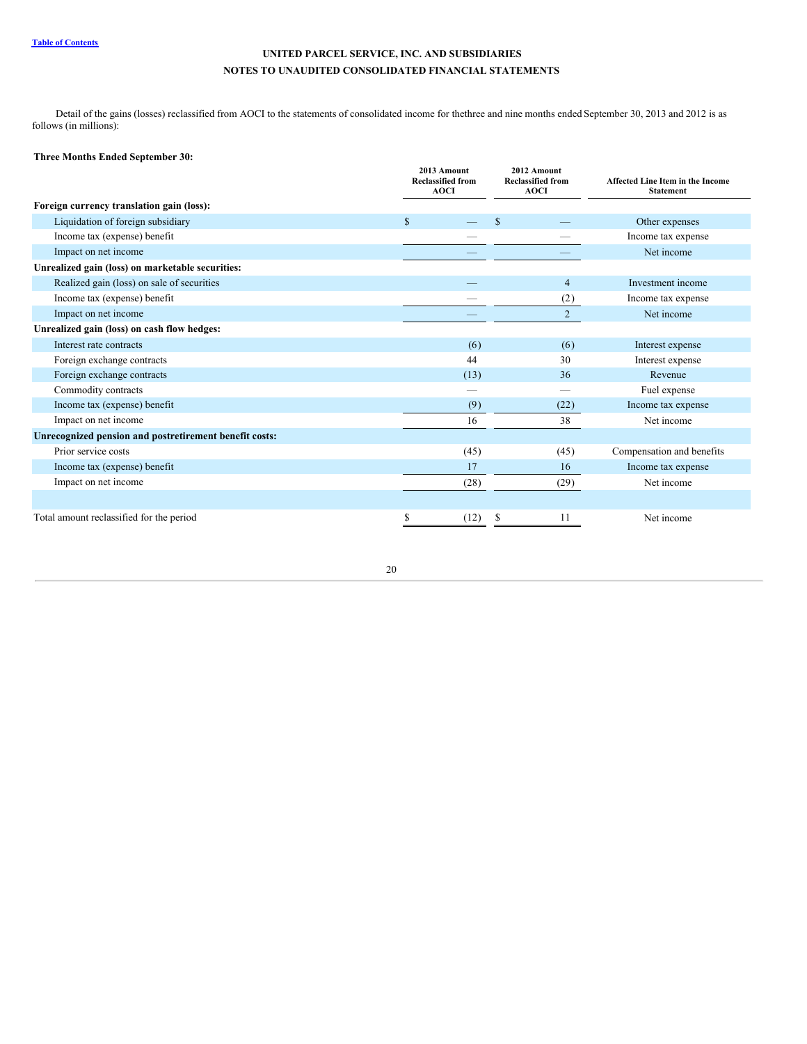Detail of the gains (losses) reclassified from AOCI to the statements of consolidated income for thethree and nine months ended September 30, 2013 and 2012 is as follows (in millions):

**Three Months Ended September 30:**

| | 2013 Amount Reclassified from AOCI | 2012 Amount Reclassified from AOCI | Affected Line Item in the Income Statement |
|---|---|---|---|
| **Foreign currency translation gain (loss):** | | | |
| Liquidation of foreign subsidiary | $ — | $ — | Other expenses |
| Income tax (expense) benefit | — | — | Income tax expense |
| Impact on net income | — | — | Net income |
| **Unrealized gain (loss) on marketable securities:** | | | |
| Realized gain (loss) on sale of securities | — | 4 | Investment income |
| Income tax (expense) benefit | — | (2) | Income tax expense |
| Impact on net income | — | 2 | Net income |
| **Unrealized gain (loss) on cash flow hedges:** | | | |
| Interest rate contracts | (6) | (6) | Interest expense |
| Foreign exchange contracts | 44 | 30 | Interest expense |
| Foreign exchange contracts | (13) | 36 | Revenue |
| Commodity contracts | — | — | Fuel expense |
| Income tax (expense) benefit | (9) | (22) | Income tax expense |
| Impact on net income | 16 | 38 | Net income |
| **Unrecognized pension and postretirement benefit costs:** | | | |
| Prior service costs | (45) | (45) | Compensation and benefits |
| Income tax (expense) benefit | 17 | 16 | Income tax expense |
| Impact on net income | (28) | (29) | Net income |
| | | | |
| Total amount reclassified for the period | $ (12) | $ 11 | Net income |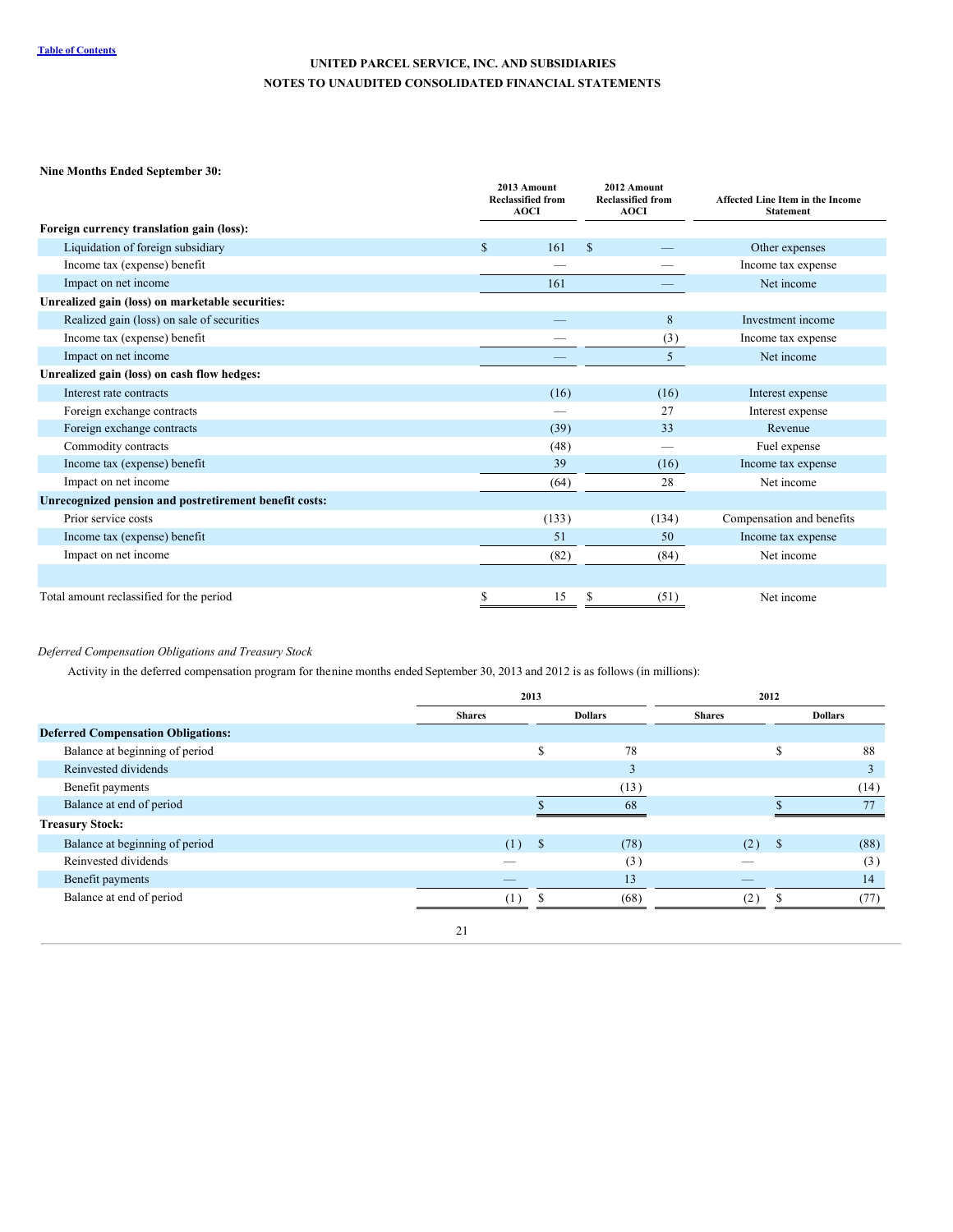**UNITED PARCEL SERVICE, INC. AND SUBSIDIARIES**

**NOTES TO UNAUDITED CONSOLIDATED FINANCIAL STATEMENTS**

**Nine Months Ended September 30:**

| | 2013 Amount Reclassified from AOCI | 2012 Amount Reclassified from AOCI | Affected Line Item in the Income Statement |
|---|---|---|---|
| **Foreign currency translation gain (loss):** | | | |
| Liquidation of foreign subsidiary | $ 161 | $ — | Other expenses |
| Income tax (expense) benefit | — | — | Income tax expense |
| Impact on net income | 161 | — | Net income |
| **Unrealized gain (loss) on marketable securities:** | | | |
| Realized gain (loss) on sale of securities | — | 8 | Investment income |
| Income tax (expense) benefit | — | (3) | Income tax expense |
| Impact on net income | — | 5 | Net income |
| **Unrealized gain (loss) on cash flow hedges:** | | | |
| Interest rate contracts | (16) | (16) | Interest expense |
| Foreign exchange contracts | — | 27 | Interest expense |
| Foreign exchange contracts | (39) | 33 | Revenue |
| Commodity contracts | (48) | — | Fuel expense |
| Income tax (expense) benefit | 39 | (16) | Income tax expense |
| Impact on net income | (64) | 28 | Net income |
| **Unrecognized pension and postretirement benefit costs:** | | | |
| Prior service costs | (133) | (134) | Compensation and benefits |
| Income tax (expense) benefit | 51 | 50 | Income tax expense |
| Impact on net income | (82) | (84) | Net income |
| | | | |
| Total amount reclassified for the period | $ 15 | $ (51) | Net income |

*Deferred Compensation Obligations and Treasury Stock*

Activity in the deferred compensation program for the nine months ended September 30, 2013 and 2012 is as follows (in millions):

| | 2013 | | 2012 | |
|---|---|---|---|---|
| | Shares | Dollars | Shares | Dollars |
| **Deferred Compensation Obligations:** | | | | |
| Balance at beginning of period | | $ 78 | | $ 88 |
| Reinvested dividends | | 3 | | 3 |
| Benefit payments | | (13) | | (14) |
| Balance at end of period | | $ 68 | | $ 77 |
| **Treasury Stock:** | | | | |
| Balance at beginning of period | (1) | $ (78) | (2) | $ (88) |
| Reinvested dividends | — | (3) | — | (3) |
| Benefit payments | — | 13 | — | 14 |
| Balance at end of period | (1) | $ (68) | (2) | $ (77) |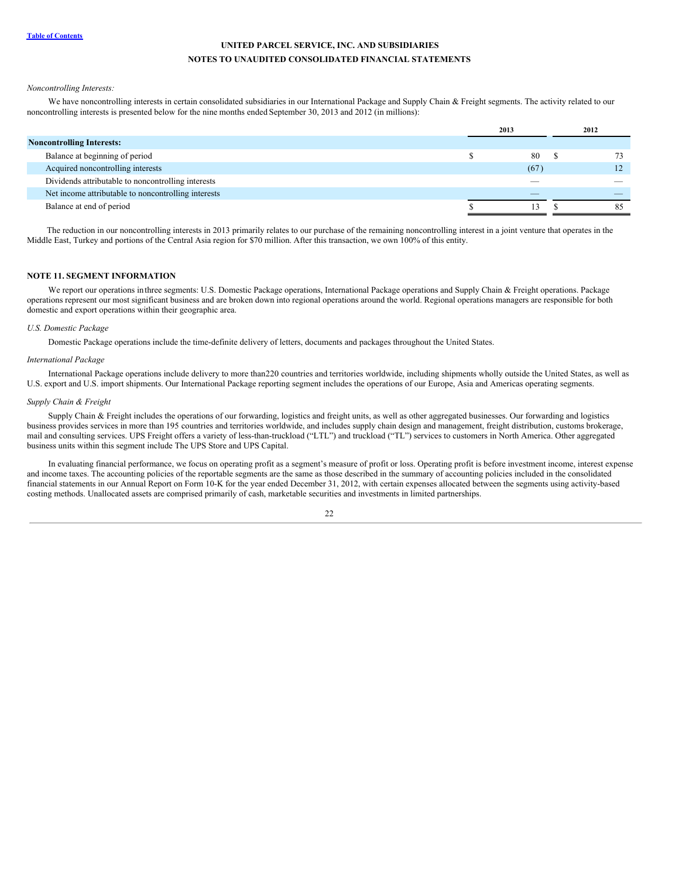UNITED PARCEL SERVICE, INC. AND SUBSIDIARIES

NOTES TO UNAUDITED CONSOLIDATED FINANCIAL STATEMENTS

*Noncontrolling Interests:*

We have noncontrolling interests in certain consolidated subsidiaries in our International Package and Supply Chain & Freight segments. The activity related to our noncontrolling interests is presented below for the nine months ended September 30, 2013 and 2012 (in millions):

| | 2013 | 2012 |
|---|---|---|
| **Noncontrolling Interests:** | | |
| Balance at beginning of period | $ 80 | $ 73 |
| Acquired noncontrolling interests | (67) | 12 |
| Dividends attributable to noncontrolling interests | — | — |
| Net income attributable to noncontrolling interests | — | — |
| Balance at end of period | $ 13 | $ 85 |

The reduction in our noncontrolling interests in 2013 primarily relates to our purchase of the remaining noncontrolling interest in a joint venture that operates in the Middle East, Turkey and portions of the Central Asia region for $70 million. After this transaction, we own 100% of this entity.

## NOTE 11. SEGMENT INFORMATION

We report our operations in three segments: U.S. Domestic Package operations, International Package operations and Supply Chain & Freight operations. Package operations represent our most significant business and are broken down into regional operations around the world. Regional operations managers are responsible for both domestic and export operations within their geographic area.

*U.S. Domestic Package*

Domestic Package operations include the time-definite delivery of letters, documents and packages throughout the United States.

*International Package*

International Package operations include delivery to more than 220 countries and territories worldwide, including shipments wholly outside the United States, as well as U.S. export and U.S. import shipments. Our International Package reporting segment includes the operations of our Europe, Asia and Americas operating segments.

*Supply Chain & Freight*

Supply Chain & Freight includes the operations of our forwarding, logistics and freight units, as well as other aggregated businesses. Our forwarding and logistics business provides services in more than 195 countries and territories worldwide, and includes supply chain design and management, freight distribution, customs brokerage, mail and consulting services. UPS Freight offers a variety of less-than-truckload ("LTL") and truckload ("TL") services to customers in North America. Other aggregated business units within this segment include The UPS Store and UPS Capital.

In evaluating financial performance, we focus on operating profit as a segment's measure of profit or loss. Operating profit is before investment income, interest expense and income taxes. The accounting policies of the reportable segments are the same as those described in the summary of accounting policies included in the consolidated financial statements in our Annual Report on Form 10-K for the year ended December 31, 2012, with certain expenses allocated between the segments using activity-based costing methods. Unallocated assets are comprised primarily of cash, marketable securities and investments in limited partnerships.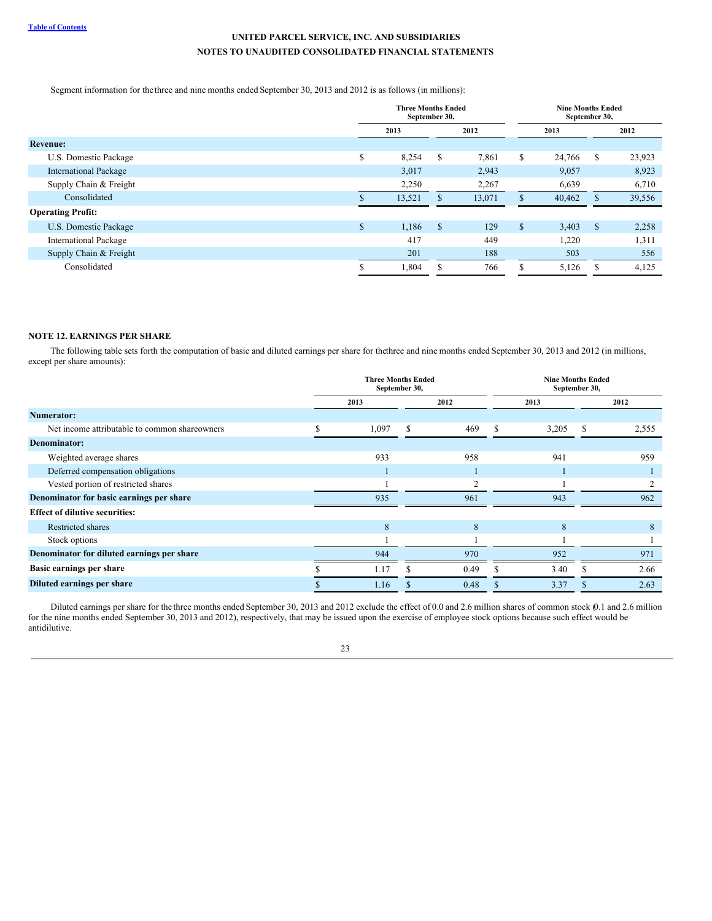UNITED PARCEL SERVICE, INC. AND SUBSIDIARIES
NOTES TO UNAUDITED CONSOLIDATED FINANCIAL STATEMENTS

Segment information for the three and nine months ended September 30, 2013 and 2012 is as follows (in millions):

| | Three Months Ended September 30, | | Nine Months Ended September 30, | |
|---|---|---|---|---|
| | 2013 | 2012 | 2013 | 2012 |
| **Revenue:** | | | | |
| U.S. Domestic Package | $ 8,254 | $ 7,861 | $ 24,766 | $ 23,923 |
| International Package | 3,017 | 2,943 | 9,057 | 8,923 |
| Supply Chain & Freight | 2,250 | 2,267 | 6,639 | 6,710 |
| Consolidated | $ 13,521 | $ 13,071 | $ 40,462 | $ 39,556 |
| **Operating Profit:** | | | | |
| U.S. Domestic Package | $ 1,186 | $ 129 | $ 3,403 | $ 2,258 |
| International Package | 417 | 449 | 1,220 | 1,311 |
| Supply Chain & Freight | 201 | 188 | 503 | 556 |
| Consolidated | $ 1,804 | $ 766 | $ 5,126 | $ 4,125 |

## NOTE 12. EARNINGS PER SHARE

The following table sets forth the computation of basic and diluted earnings per share for the three and nine months ended September 30, 2013 and 2012 (in millions, except per share amounts):

| | Three Months Ended September 30, | | Nine Months Ended September 30, | |
|---|---|---|---|---|
| | 2013 | 2012 | 2013 | 2012 |
| **Numerator:** | | | | |
| Net income attributable to common shareowners | $ 1,097 | $ 469 | $ 3,205 | $ 2,555 |
| **Denominator:** | | | | |
| Weighted average shares | 933 | 958 | 941 | 959 |
| Deferred compensation obligations | 1 | 1 | 1 | 1 |
| Vested portion of restricted shares | 1 | 2 | 1 | 2 |
| **Denominator for basic earnings per share** | 935 | 961 | 943 | 962 |
| **Effect of dilutive securities:** | | | | |
| Restricted shares | 8 | 8 | 8 | 8 |
| Stock options | 1 | 1 | 1 | 1 |
| **Denominator for diluted earnings per share** | 944 | 970 | 952 | 971 |
| **Basic earnings per share** | $ 1.17 | $ 0.49 | $ 3.40 | $ 2.66 |
| **Diluted earnings per share** | $ 1.16 | $ 0.48 | $ 3.37 | $ 2.63 |

Diluted earnings per share for the three months ended September 30, 2013 and 2012 exclude the effect of 0.0 and 2.6 million shares of common stock (0.1 and 2.6 million for the nine months ended September 30, 2013 and 2012), respectively, that may be issued upon the exercise of employee stock options because such effect would be antidilutive.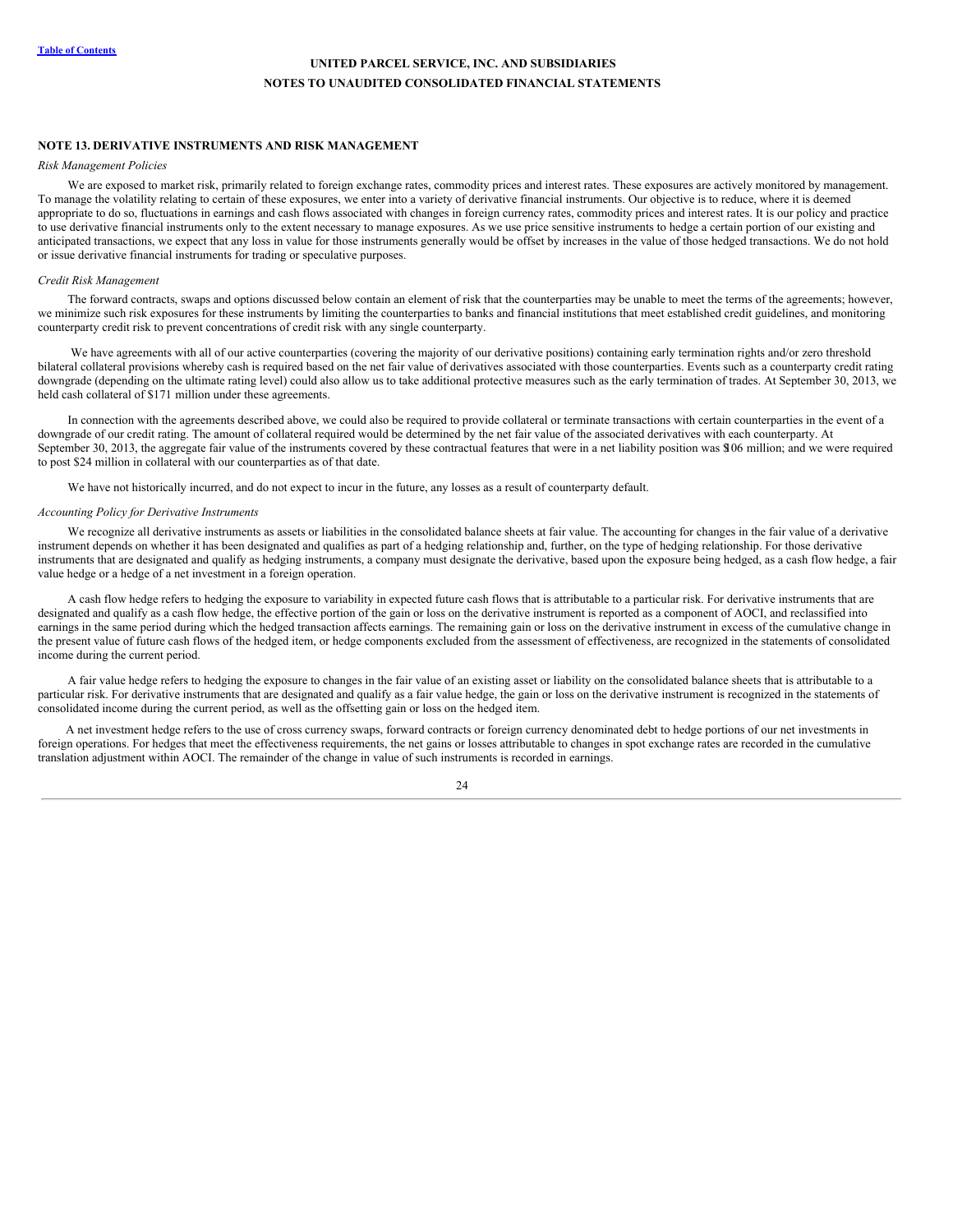**UNITED PARCEL SERVICE, INC. AND SUBSIDIARIES**

**NOTES TO UNAUDITED CONSOLIDATED FINANCIAL STATEMENTS**

## NOTE 13. DERIVATIVE INSTRUMENTS AND RISK MANAGEMENT

*Risk Management Policies*

We are exposed to market risk, primarily related to foreign exchange rates, commodity prices and interest rates. These exposures are actively monitored by management. To manage the volatility relating to certain of these exposures, we enter into a variety of derivative financial instruments. Our objective is to reduce, where it is deemed appropriate to do so, fluctuations in earnings and cash flows associated with changes in foreign currency rates, commodity prices and interest rates. It is our policy and practice to use derivative financial instruments only to the extent necessary to manage exposures. As we use price sensitive instruments to hedge a certain portion of our existing and anticipated transactions, we expect that any loss in value for those instruments generally would be offset by increases in the value of those hedged transactions. We do not hold or issue derivative financial instruments for trading or speculative purposes.

*Credit Risk Management*

The forward contracts, swaps and options discussed below contain an element of risk that the counterparties may be unable to meet the terms of the agreements; however, we minimize such risk exposures for these instruments by limiting the counterparties to banks and financial institutions that meet established credit guidelines, and monitoring counterparty credit risk to prevent concentrations of credit risk with any single counterparty.

We have agreements with all of our active counterparties (covering the majority of our derivative positions) containing early termination rights and/or zero threshold bilateral collateral provisions whereby cash is required based on the net fair value of derivatives associated with those counterparties. Events such as a counterparty credit rating downgrade (depending on the ultimate rating level) could also allow us to take additional protective measures such as the early termination of trades. At September 30, 2013, we held cash collateral of $171 million under these agreements.

In connection with the agreements described above, we could also be required to provide collateral or terminate transactions with certain counterparties in the event of a downgrade of our credit rating. The amount of collateral required would be determined by the net fair value of the associated derivatives with each counterparty. At September 30, 2013, the aggregate fair value of the instruments covered by these contractual features that were in a net liability position was $106 million; and we were required to post $24 million in collateral with our counterparties as of that date.

We have not historically incurred, and do not expect to incur in the future, any losses as a result of counterparty default.

*Accounting Policy for Derivative Instruments*

We recognize all derivative instruments as assets or liabilities in the consolidated balance sheets at fair value. The accounting for changes in the fair value of a derivative instrument depends on whether it has been designated and qualifies as part of a hedging relationship and, further, on the type of hedging relationship. For those derivative instruments that are designated and qualify as hedging instruments, a company must designate the derivative, based upon the exposure being hedged, as a cash flow hedge, a fair value hedge or a hedge of a net investment in a foreign operation.

A cash flow hedge refers to hedging the exposure to variability in expected future cash flows that is attributable to a particular risk. For derivative instruments that are designated and qualify as a cash flow hedge, the effective portion of the gain or loss on the derivative instrument is reported as a component of AOCI, and reclassified into earnings in the same period during which the hedged transaction affects earnings. The remaining gain or loss on the derivative instrument in excess of the cumulative change in the present value of future cash flows of the hedged item, or hedge components excluded from the assessment of effectiveness, are recognized in the statements of consolidated income during the current period.

A fair value hedge refers to hedging the exposure to changes in the fair value of an existing asset or liability on the consolidated balance sheets that is attributable to a particular risk. For derivative instruments that are designated and qualify as a fair value hedge, the gain or loss on the derivative instrument is recognized in the statements of consolidated income during the current period, as well as the offsetting gain or loss on the hedged item.

A net investment hedge refers to the use of cross currency swaps, forward contracts or foreign currency denominated debt to hedge portions of our net investments in foreign operations. For hedges that meet the effectiveness requirements, the net gains or losses attributable to changes in spot exchange rates are recorded in the cumulative translation adjustment within AOCI. The remainder of the change in value of such instruments is recorded in earnings.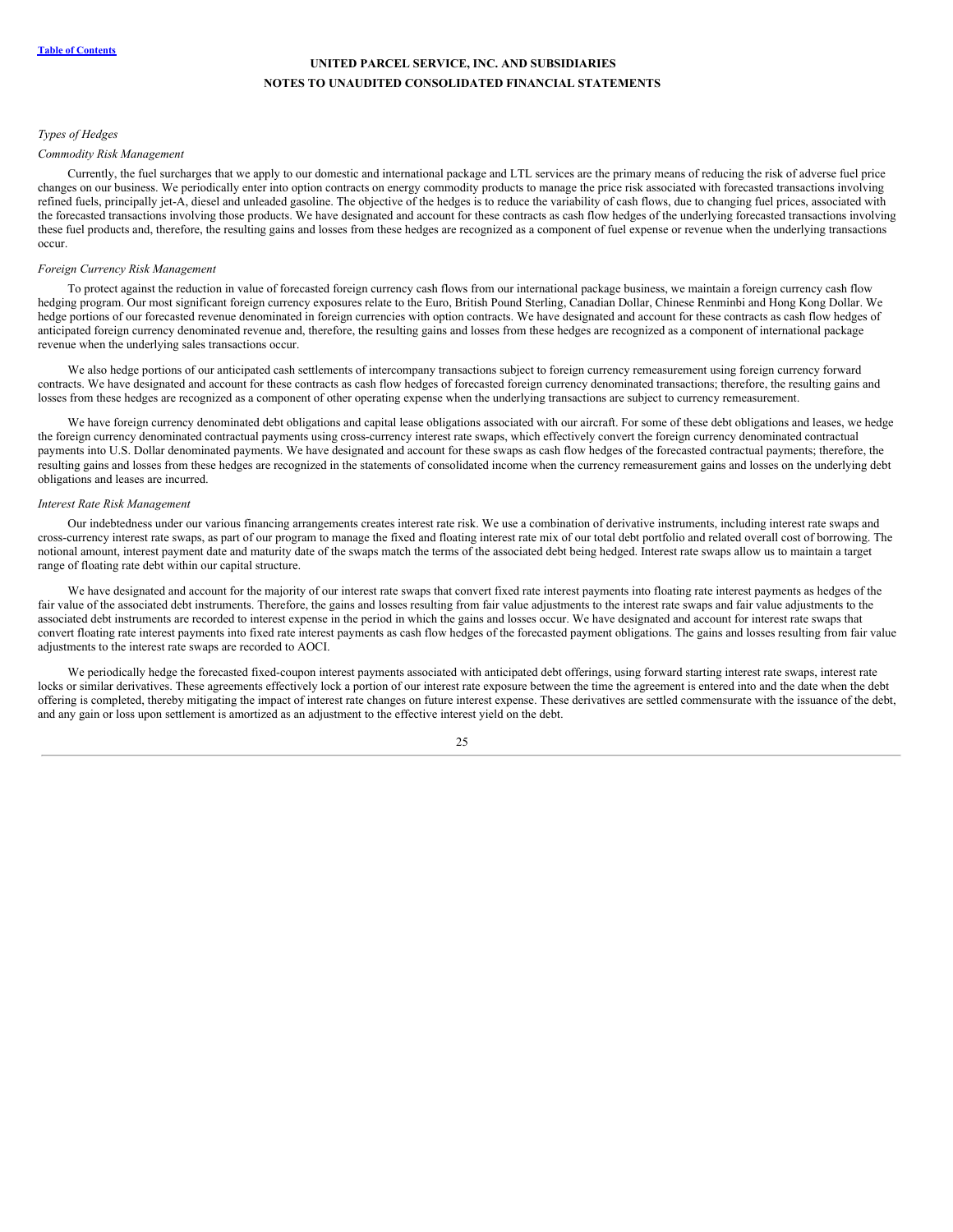*Types of Hedges*

*Commodity Risk Management*

Currently, the fuel surcharges that we apply to our domestic and international package and LTL services are the primary means of reducing the risk of adverse fuel price changes on our business. We periodically enter into option contracts on energy commodity products to manage the price risk associated with forecasted transactions involving refined fuels, principally jet-A, diesel and unleaded gasoline. The objective of the hedges is to reduce the variability of cash flows, due to changing fuel prices, associated with the forecasted transactions involving those products. We have designated and account for these contracts as cash flow hedges of the underlying forecasted transactions involving these fuel products and, therefore, the resulting gains and losses from these hedges are recognized as a component of fuel expense or revenue when the underlying transactions occur.

*Foreign Currency Risk Management*

To protect against the reduction in value of forecasted foreign currency cash flows from our international package business, we maintain a foreign currency cash flow hedging program. Our most significant foreign currency exposures relate to the Euro, British Pound Sterling, Canadian Dollar, Chinese Renminbi and Hong Kong Dollar. We hedge portions of our forecasted revenue denominated in foreign currencies with option contracts. We have designated and account for these contracts as cash flow hedges of anticipated foreign currency denominated revenue and, therefore, the resulting gains and losses from these hedges are recognized as a component of international package revenue when the underlying sales transactions occur.

We also hedge portions of our anticipated cash settlements of intercompany transactions subject to foreign currency remeasurement using foreign currency forward contracts. We have designated and account for these contracts as cash flow hedges of forecasted foreign currency denominated transactions; therefore, the resulting gains and losses from these hedges are recognized as a component of other operating expense when the underlying transactions are subject to currency remeasurement.

We have foreign currency denominated debt obligations and capital lease obligations associated with our aircraft. For some of these debt obligations and leases, we hedge the foreign currency denominated contractual payments using cross-currency interest rate swaps, which effectively convert the foreign currency denominated contractual payments into U.S. Dollar denominated payments. We have designated and account for these swaps as cash flow hedges of the forecasted contractual payments; therefore, the resulting gains and losses from these hedges are recognized in the statements of consolidated income when the currency remeasurement gains and losses on the underlying debt obligations and leases are incurred.

*Interest Rate Risk Management*

Our indebtedness under our various financing arrangements creates interest rate risk. We use a combination of derivative instruments, including interest rate swaps and cross-currency interest rate swaps, as part of our program to manage the fixed and floating interest rate mix of our total debt portfolio and related overall cost of borrowing. The notional amount, interest payment date and maturity date of the swaps match the terms of the associated debt being hedged. Interest rate swaps allow us to maintain a target range of floating rate debt within our capital structure.

We have designated and account for the majority of our interest rate swaps that convert fixed rate interest payments into floating rate interest payments as hedges of the fair value of the associated debt instruments. Therefore, the gains and losses resulting from fair value adjustments to the interest rate swaps and fair value adjustments to the associated debt instruments are recorded to interest expense in the period in which the gains and losses occur. We have designated and account for interest rate swaps that convert floating rate interest payments into fixed rate interest payments as cash flow hedges of the forecasted payment obligations. The gains and losses resulting from fair value adjustments to the interest rate swaps are recorded to AOCI.

We periodically hedge the forecasted fixed-coupon interest payments associated with anticipated debt offerings, using forward starting interest rate swaps, interest rate locks or similar derivatives. These agreements effectively lock a portion of our interest rate exposure between the time the agreement is entered into and the date when the debt offering is completed, thereby mitigating the impact of interest rate changes on future interest expense. These derivatives are settled commensurate with the issuance of the debt, and any gain or loss upon settlement is amortized as an adjustment to the effective interest yield on the debt.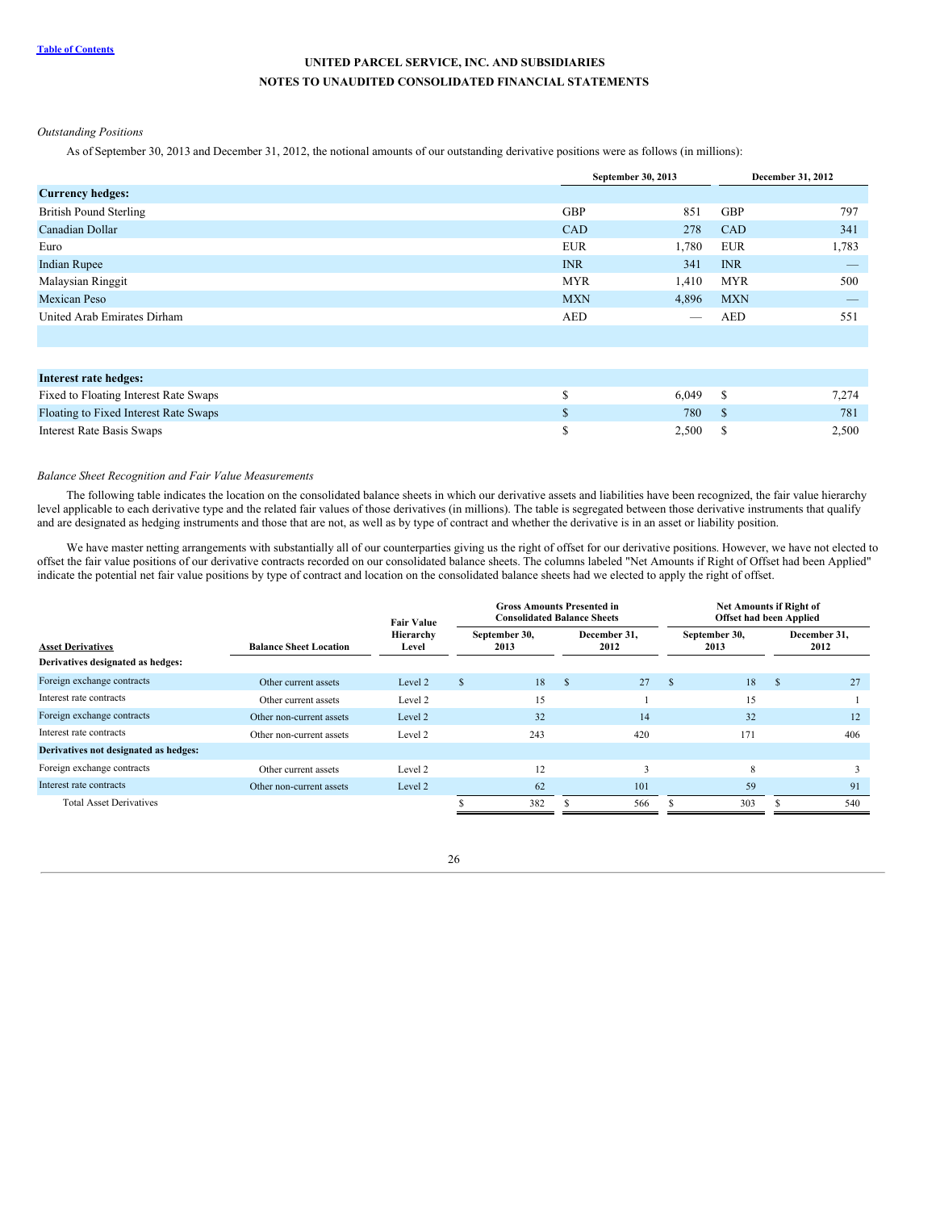UNITED PARCEL SERVICE, INC. AND SUBSIDIARIES
NOTES TO UNAUDITED CONSOLIDATED FINANCIAL STATEMENTS

*Outstanding Positions*

As of September 30, 2013 and December 31, 2012, the notional amounts of our outstanding derivative positions were as follows (in millions):

| | September 30, 2013 | | December 31, 2012 | |
|---|---|---|---|---|
| **Currency hedges:** | | | | |
| British Pound Sterling | GBP | 851 | GBP | 797 |
| Canadian Dollar | CAD | 278 | CAD | 341 |
| Euro | EUR | 1,780 | EUR | 1,783 |
| Indian Rupee | INR | 341 | INR | — |
| Malaysian Ringgit | MYR | 1,410 | MYR | 500 |
| Mexican Peso | MXN | 4,896 | MXN | — |
| United Arab Emirates Dirham | AED | — | AED | 551 |
| | | | | |
| **Interest rate hedges:** | | | | |
| Fixed to Floating Interest Rate Swaps | $ | 6,049 | $ | 7,274 |
| Floating to Fixed Interest Rate Swaps | $ | 780 | $ | 781 |
| Interest Rate Basis Swaps | $ | 2,500 | $ | 2,500 |

*Balance Sheet Recognition and Fair Value Measurements*

The following table indicates the location on the consolidated balance sheets in which our derivative assets and liabilities have been recognized, the fair value hierarchy level applicable to each derivative type and the related fair values of those derivatives (in millions). The table is segregated between those derivative instruments that qualify and are designated as hedging instruments and those that are not, as well as by type of contract and whether the derivative is in an asset or liability position.

We have master netting arrangements with substantially all of our counterparties giving us the right of offset for our derivative positions. However, we have not elected to offset the fair value positions of our derivative contracts recorded on our consolidated balance sheets. The columns labeled "Net Amounts if Right of Offset had been Applied" indicate the potential net fair value positions by type of contract and location on the consolidated balance sheets had we elected to apply the right of offset.

| | | | Gross Amounts Presented in Consolidated Balance Sheets | | Net Amounts if Right of Offset had been Applied | |
|---|---|---|---|---|---|---|
| **Asset Derivatives** | **Balance Sheet Location** | **Fair Value Hierarchy Level** | **September 30, 2013** | **December 31, 2012** | **September 30, 2013** | **December 31, 2012** |
| **Derivatives designated as hedges:** | | | | | | |
| Foreign exchange contracts | Other current assets | Level 2 | $ 18 | $ 27 | $ 18 | $ 27 |
| Interest rate contracts | Other current assets | Level 2 | 15 | 1 | 15 | 1 |
| Foreign exchange contracts | Other non-current assets | Level 2 | 32 | 14 | 32 | 12 |
| Interest rate contracts | Other non-current assets | Level 2 | 243 | 420 | 171 | 406 |
| **Derivatives not designated as hedges:** | | | | | | |
| Foreign exchange contracts | Other current assets | Level 2 | 12 | 3 | 8 | 3 |
| Interest rate contracts | Other non-current assets | Level 2 | 62 | 101 | 59 | 91 |
| Total Asset Derivatives | | | $ 382 | $ 566 | $ 303 | $ 540 |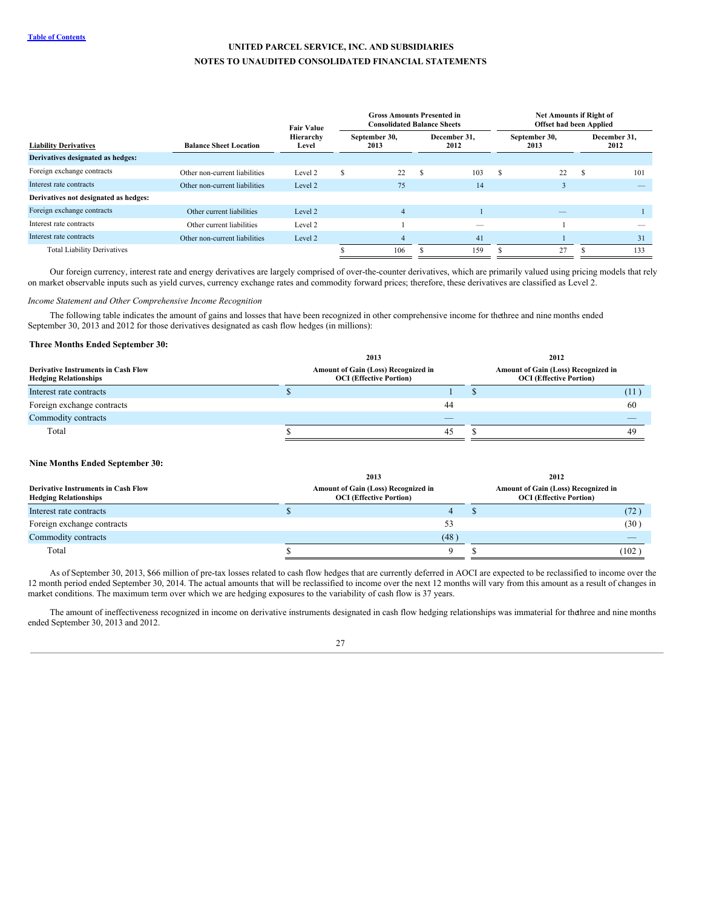**UNITED PARCEL SERVICE, INC. AND SUBSIDIARIES**

**NOTES TO UNAUDITED CONSOLIDATED FINANCIAL STATEMENTS**

| Liability Derivatives | Balance Sheet Location | Fair Value Hierarchy Level | Gross Amounts Presented in Consolidated Balance Sheets | | Net Amounts if Right of Offset had been Applied | |
|---|---|---|---|---|---|---|
| | | | September 30, 2013 | December 31, 2012 | September 30, 2013 | December 31, 2012 |
| **Derivatives designated as hedges:** | | | | | | |
| Foreign exchange contracts | Other non-current liabilities | Level 2 | $ 22 | $ 103 | $ 22 | $ 101 |
| Interest rate contracts | Other non-current liabilities | Level 2 | 75 | 14 | 3 | — |
| **Derivatives not designated as hedges:** | | | | | | |
| Foreign exchange contracts | Other current liabilities | Level 2 | 4 | 1 | — | 1 |
| Interest rate contracts | Other current liabilities | Level 2 | 1 | — | 1 | — |
| Interest rate contracts | Other non-current liabilities | Level 2 | 4 | 41 | 1 | 31 |
| Total Liability Derivatives | | | $ 106 | $ 159 | $ 27 | $ 133 |

Our foreign currency, interest rate and energy derivatives are largely comprised of over-the-counter derivatives, which are primarily valued using pricing models that rely on market observable inputs such as yield curves, currency exchange rates and commodity forward prices; therefore, these derivatives are classified as Level 2.

*Income Statement and Other Comprehensive Income Recognition*

The following table indicates the amount of gains and losses that have been recognized in other comprehensive income for the three and nine months ended September 30, 2013 and 2012 for those derivatives designated as cash flow hedges (in millions):

**Three Months Ended September 30:**

| Derivative Instruments in Cash Flow Hedging Relationships | 2013 Amount of Gain (Loss) Recognized in OCI (Effective Portion) | 2012 Amount of Gain (Loss) Recognized in OCI (Effective Portion) |
|---|---|---|
| Interest rate contracts | $ 1 | $ (11) |
| Foreign exchange contracts | 44 | 60 |
| Commodity contracts | — | — |
| Total | $ 45 | $ 49 |

**Nine Months Ended September 30:**

| Derivative Instruments in Cash Flow Hedging Relationships | 2013 Amount of Gain (Loss) Recognized in OCI (Effective Portion) | 2012 Amount of Gain (Loss) Recognized in OCI (Effective Portion) |
|---|---|---|
| Interest rate contracts | $ 4 | $ (72) |
| Foreign exchange contracts | 53 | (30) |
| Commodity contracts | (48) | — |
| Total | $ 9 | $ (102) |

As of September 30, 2013, $66 million of pre-tax losses related to cash flow hedges that are currently deferred in AOCI are expected to be reclassified to income over the 12 month period ended September 30, 2014. The actual amounts that will be reclassified to income over the next 12 months will vary from this amount as a result of changes in market conditions. The maximum term over which we are hedging exposures to the variability of cash flow is 37 years.

The amount of ineffectiveness recognized in income on derivative instruments designated in cash flow hedging relationships was immaterial for the three and nine months ended September 30, 2013 and 2012.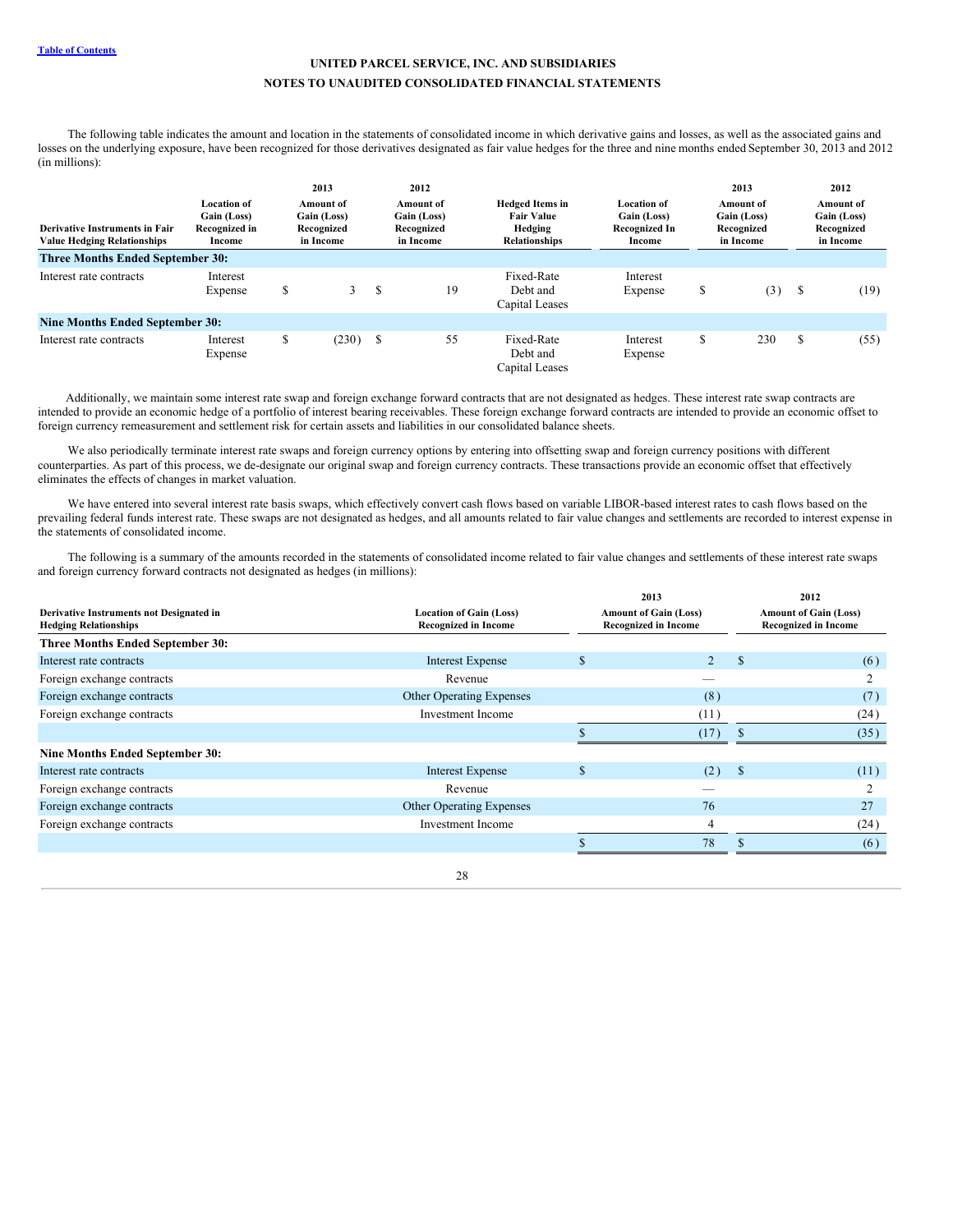UNITED PARCEL SERVICE, INC. AND SUBSIDIARIES
NOTES TO UNAUDITED CONSOLIDATED FINANCIAL STATEMENTS

The following table indicates the amount and location in the statements of consolidated income in which derivative gains and losses, as well as the associated gains and losses on the underlying exposure, have been recognized for those derivatives designated as fair value hedges for the three and nine months ended September 30, 2013 and 2012 (in millions):

| Derivative Instruments in Fair Value Hedging Relationships | Location of Gain (Loss) Recognized in Income | 2013 Amount of Gain (Loss) Recognized in Income | 2012 Amount of Gain (Loss) Recognized in Income | Hedged Items in Fair Value Hedging Relationships | Location of Gain (Loss) Recognized In Income | 2013 Amount of Gain (Loss) Recognized in Income | 2012 Amount of Gain (Loss) Recognized in Income |
|---|---|---|---|---|---|---|---|
| **Three Months Ended September 30:** | | | | | | | |
| Interest rate contracts | Interest Expense | $ 3 | $ 19 | Fixed-Rate Debt and Capital Leases | Interest Expense | $ (3) | $ (19) |
| **Nine Months Ended September 30:** | | | | | | | |
| Interest rate contracts | Interest Expense | $ (230) | $ 55 | Fixed-Rate Debt and Capital Leases | Interest Expense | $ 230 | $ (55) |

Additionally, we maintain some interest rate swap and foreign exchange forward contracts that are not designated as hedges. These interest rate swap contracts are intended to provide an economic hedge of a portfolio of interest bearing receivables. These foreign exchange forward contracts are intended to provide an economic offset to foreign currency remeasurement and settlement risk for certain assets and liabilities in our consolidated balance sheets.

We also periodically terminate interest rate swaps and foreign currency options by entering into offsetting swap and foreign currency positions with different counterparties. As part of this process, we de-designate our original swap and foreign currency contracts. These transactions provide an economic offset that effectively eliminates the effects of changes in market valuation.

We have entered into several interest rate basis swaps, which effectively convert cash flows based on variable LIBOR-based interest rates to cash flows based on the prevailing federal funds interest rate. These swaps are not designated as hedges, and all amounts related to fair value changes and settlements are recorded to interest expense in the statements of consolidated income.

The following is a summary of the amounts recorded in the statements of consolidated income related to fair value changes and settlements of these interest rate swaps and foreign currency forward contracts not designated as hedges (in millions):

| Derivative Instruments not Designated in Hedging Relationships | Location of Gain (Loss) Recognized in Income | 2013 Amount of Gain (Loss) Recognized in Income | 2012 Amount of Gain (Loss) Recognized in Income |
|---|---|---|---|
| **Three Months Ended September 30:** | | | |
| Interest rate contracts | Interest Expense | $ 2 | $ (6) |
| Foreign exchange contracts | Revenue | — | 2 |
| Foreign exchange contracts | Other Operating Expenses | (8) | (7) |
| Foreign exchange contracts | Investment Income | (11) | (24) |
| | | $ (17) | $ (35) |
| **Nine Months Ended September 30:** | | | |
| Interest rate contracts | Interest Expense | $ (2) | $ (11) |
| Foreign exchange contracts | Revenue | — | 2 |
| Foreign exchange contracts | Other Operating Expenses | 76 | 27 |
| Foreign exchange contracts | Investment Income | 4 | (24) |
| | | $ 78 | $ (6) |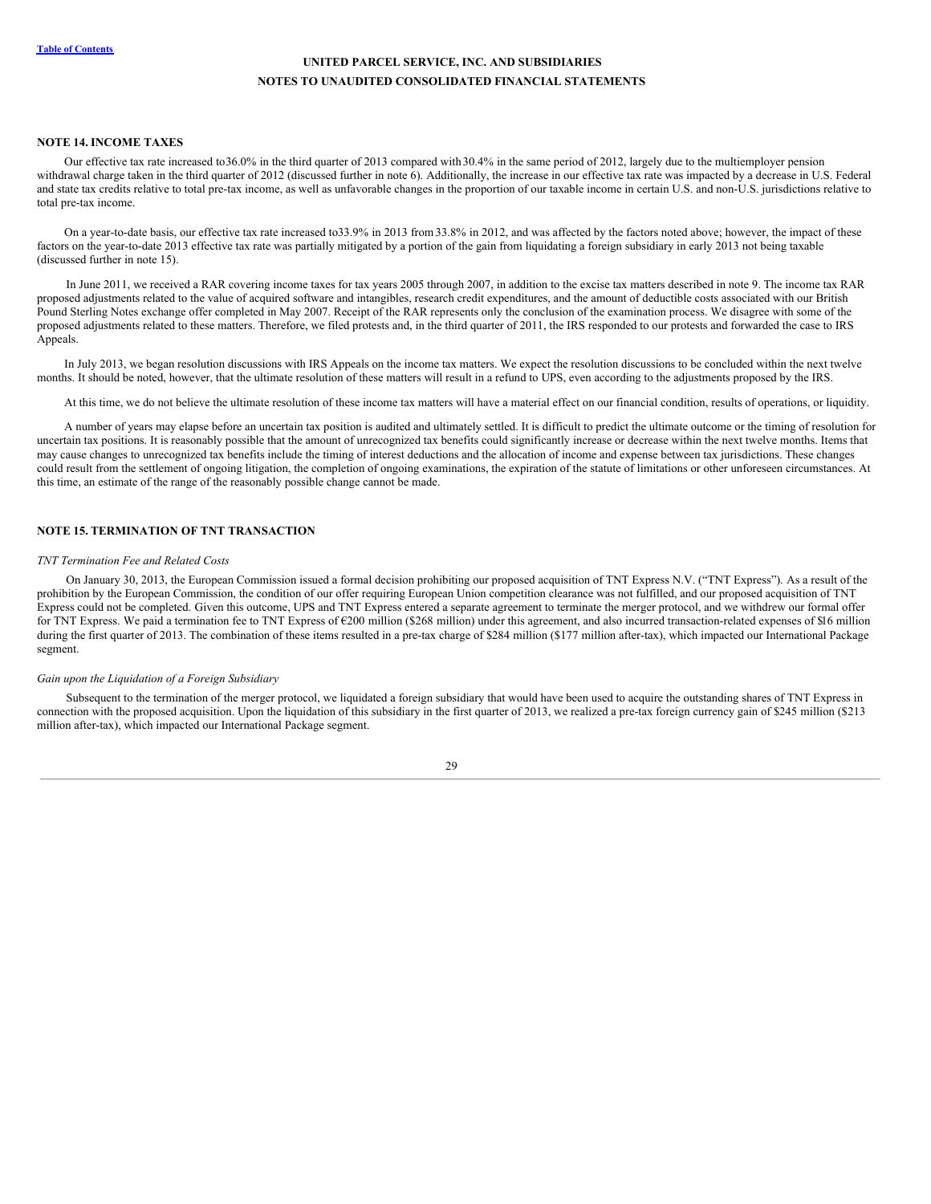# UNITED PARCEL SERVICE, INC. AND SUBSIDIARIES
## NOTES TO UNAUDITED CONSOLIDATED FINANCIAL STATEMENTS

### NOTE 14. INCOME TAXES

Our effective tax rate increased to 36.0% in the third quarter of 2013 compared with 30.4% in the same period of 2012, largely due to the multiemployer pension withdrawal charge taken in the third quarter of 2012 (discussed further in note 6). Additionally, the increase in our effective tax rate was impacted by a decrease in U.S. Federal and state tax credits relative to total pre-tax income, as well as unfavorable changes in the proportion of our taxable income in certain U.S. and non-U.S. jurisdictions relative to total pre-tax income.

On a year-to-date basis, our effective tax rate increased to 33.9% in 2013 from 33.8% in 2012, and was affected by the factors noted above; however, the impact of these factors on the year-to-date 2013 effective tax rate was partially mitigated by a portion of the gain from liquidating a foreign subsidiary in early 2013 not being taxable (discussed further in note 15).

In June 2011, we received a RAR covering income taxes for tax years 2005 through 2007, in addition to the excise tax matters described in note 9. The income tax RAR proposed adjustments related to the value of acquired software and intangibles, research credit expenditures, and the amount of deductible costs associated with our British Pound Sterling Notes exchange offer completed in May 2007. Receipt of the RAR represents only the conclusion of the examination process. We disagree with some of the proposed adjustments related to these matters. Therefore, we filed protests and, in the third quarter of 2011, the IRS responded to our protests and forwarded the case to IRS Appeals.

In July 2013, we began resolution discussions with IRS Appeals on the income tax matters. We expect the resolution discussions to be concluded within the next twelve months. It should be noted, however, that the ultimate resolution of these matters will result in a refund to UPS, even according to the adjustments proposed by the IRS.

At this time, we do not believe the ultimate resolution of these income tax matters will have a material effect on our financial condition, results of operations, or liquidity.

A number of years may elapse before an uncertain tax position is audited and ultimately settled. It is difficult to predict the ultimate outcome or the timing of resolution for uncertain tax positions. It is reasonably possible that the amount of unrecognized tax benefits could significantly increase or decrease within the next twelve months. Items that may cause changes to unrecognized tax benefits include the timing of interest deductions and the allocation of income and expense between tax jurisdictions. These changes could result from the settlement of ongoing litigation, the completion of ongoing examinations, the expiration of the statute of limitations or other unforeseen circumstances. At this time, an estimate of the range of the reasonably possible change cannot be made.

### NOTE 15. TERMINATION OF TNT TRANSACTION

*TNT Termination Fee and Related Costs*

On January 30, 2013, the European Commission issued a formal decision prohibiting our proposed acquisition of TNT Express N.V. ("TNT Express"). As a result of the prohibition by the European Commission, the condition of our offer requiring European Union competition clearance was not fulfilled, and our proposed acquisition of TNT Express could not be completed. Given this outcome, UPS and TNT Express entered a separate agreement to terminate the merger protocol, and we withdrew our formal offer for TNT Express. We paid a termination fee to TNT Express of €200 million ($268 million) under this agreement, and also incurred transaction-related expenses of $16 million during the first quarter of 2013. The combination of these items resulted in a pre-tax charge of $284 million ($177 million after-tax), which impacted our International Package segment.

*Gain upon the Liquidation of a Foreign Subsidiary*

Subsequent to the termination of the merger protocol, we liquidated a foreign subsidiary that would have been used to acquire the outstanding shares of TNT Express in connection with the proposed acquisition. Upon the liquidation of this subsidiary in the first quarter of 2013, we realized a pre-tax foreign currency gain of $245 million ($213 million after-tax), which impacted our International Package segment.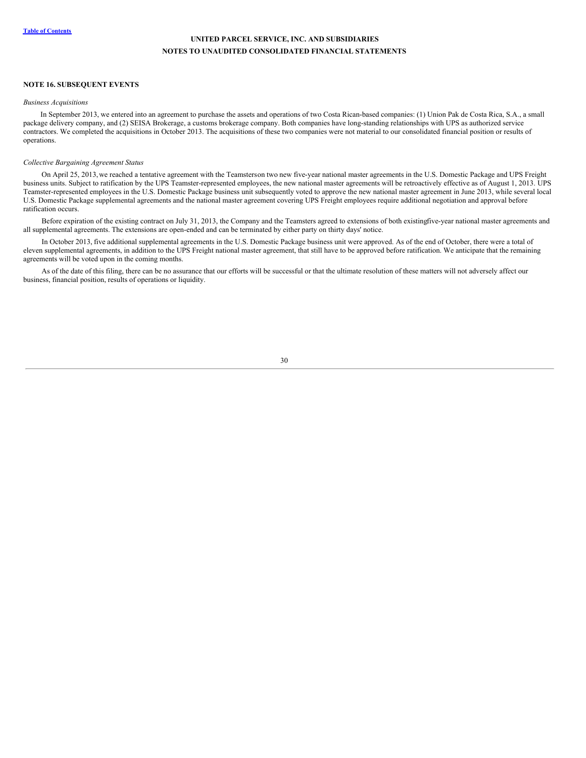## NOTE 16. SUBSEQUENT EVENTS

*Business Acquisitions*

In September 2013, we entered into an agreement to purchase the assets and operations of two Costa Rican-based companies: (1) Union Pak de Costa Rica, S.A., a small package delivery company, and (2) SEISA Brokerage, a customs brokerage company. Both companies have long-standing relationships with UPS as authorized service contractors. We completed the acquisitions in October 2013. The acquisitions of these two companies were not material to our consolidated financial position or results of operations.

*Collective Bargaining Agreement Status*

On April 25, 2013, we reached a tentative agreement with the Teamsterson two new five-year national master agreements in the U.S. Domestic Package and UPS Freight business units. Subject to ratification by the UPS Teamster-represented employees, the new national master agreements will be retroactively effective as of August 1, 2013. UPS Teamster-represented employees in the U.S. Domestic Package business unit subsequently voted to approve the new national master agreement in June 2013, while several local U.S. Domestic Package supplemental agreements and the national master agreement covering UPS Freight employees require additional negotiation and approval before ratification occurs.

Before expiration of the existing contract on July 31, 2013, the Company and the Teamsters agreed to extensions of both existingfive-year national master agreements and all supplemental agreements. The extensions are open-ended and can be terminated by either party on thirty days' notice.

In October 2013, five additional supplemental agreements in the U.S. Domestic Package business unit were approved. As of the end of October, there were a total of eleven supplemental agreements, in addition to the UPS Freight national master agreement, that still have to be approved before ratification. We anticipate that the remaining agreements will be voted upon in the coming months.

As of the date of this filing, there can be no assurance that our efforts will be successful or that the ultimate resolution of these matters will not adversely affect our business, financial position, results of operations or liquidity.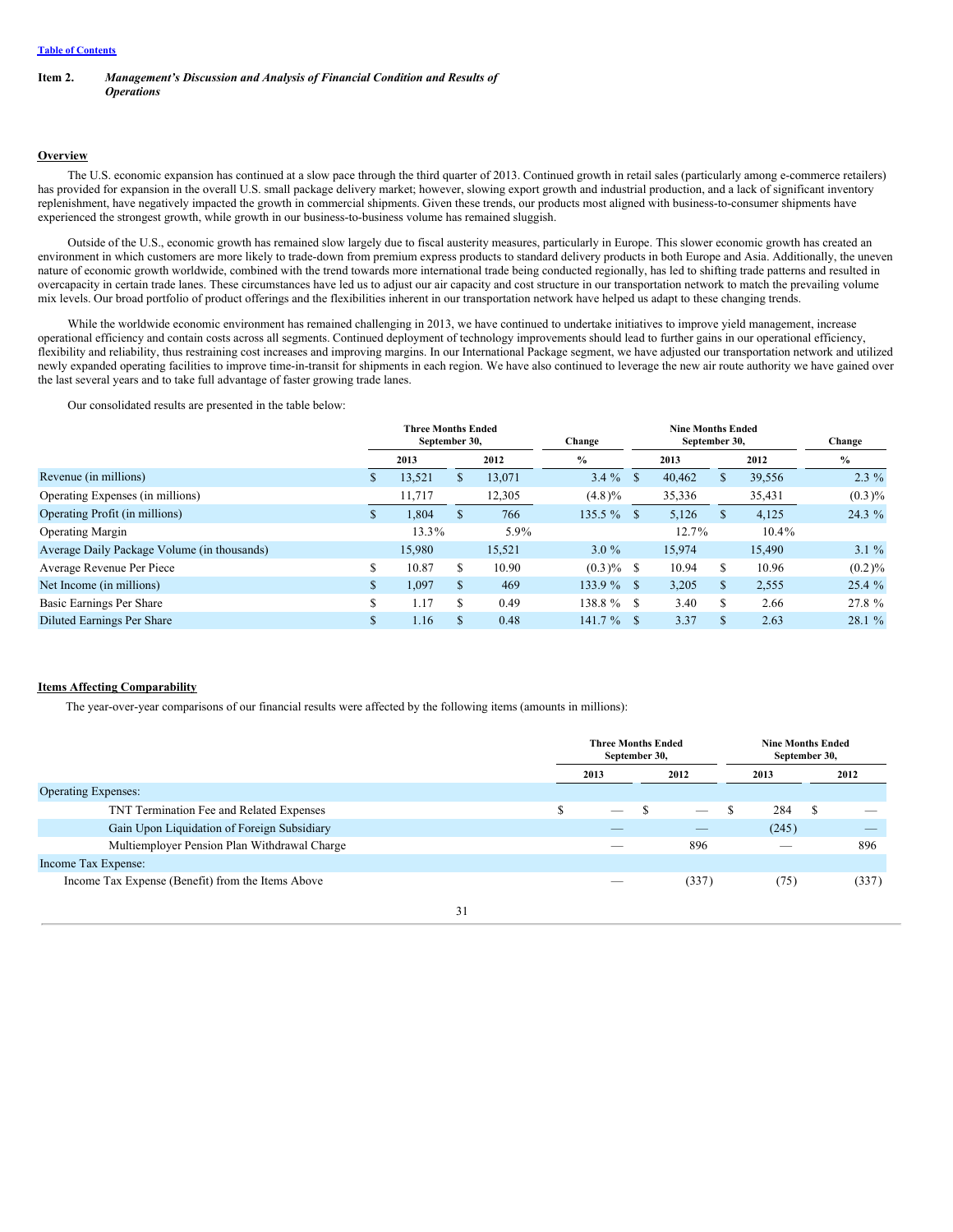[Table of Contents](#)

**Item 2.** ***Management's Discussion and Analysis of Financial Condition and Results of Operations***

## Overview

The U.S. economic expansion has continued at a slow pace through the third quarter of 2013. Continued growth in retail sales (particularly among e-commerce retailers) has provided for expansion in the overall U.S. small package delivery market; however, slowing export growth and industrial production, and a lack of significant inventory replenishment, have negatively impacted the growth in commercial shipments. Given these trends, our products most aligned with business-to-consumer shipments have experienced the strongest growth, while growth in our business-to-business volume has remained sluggish.

Outside of the U.S., economic growth has remained slow largely due to fiscal austerity measures, particularly in Europe. This slower economic growth has created an environment in which customers are more likely to trade-down from premium express products to standard delivery products in both Europe and Asia. Additionally, the uneven nature of economic growth worldwide, combined with the trend towards more international trade being conducted regionally, has led to shifting trade patterns and resulted in overcapacity in certain trade lanes. These circumstances have led us to adjust our air capacity and cost structure in our transportation network to match the prevailing volume mix levels. Our broad portfolio of product offerings and the flexibilities inherent in our transportation network have helped us adapt to these changing trends.

While the worldwide economic environment has remained challenging in 2013, we have continued to undertake initiatives to improve yield management, increase operational efficiency and contain costs across all segments. Continued deployment of technology improvements should lead to further gains in our operational efficiency, flexibility and reliability, thus restraining cost increases and improving margins. In our International Package segment, we have adjusted our transportation network and utilized newly expanded operating facilities to improve time-in-transit for shipments in each region. We have also continued to leverage the new air route authority we have gained over the last several years and to take full advantage of faster growing trade lanes.

Our consolidated results are presented in the table below:

| | Three Months Ended September 30, | | Change | Nine Months Ended September 30, | | Change |
|---|---|---|---|---|---|---|
| | 2013 | 2012 | % | 2013 | 2012 | % |
| Revenue (in millions) | $ 13,521 | $ 13,071 | 3.4 % | $ 40,462 | $ 39,556 | 2.3 % |
| Operating Expenses (in millions) | 11,717 | 12,305 | (4.8)% | 35,336 | 35,431 | (0.3)% |
| Operating Profit (in millions) | $ 1,804 | $ 766 | 135.5 % | $ 5,126 | $ 4,125 | 24.3 % |
| Operating Margin | 13.3% | 5.9% | | 12.7% | 10.4% | |
| Average Daily Package Volume (in thousands) | 15,980 | 15,521 | 3.0 % | 15,974 | 15,490 | 3.1 % |
| Average Revenue Per Piece | $ 10.87 | $ 10.90 | (0.3)% | $ 10.94 | $ 10.96 | (0.2)% |
| Net Income (in millions) | $ 1,097 | $ 469 | 133.9 % | $ 3,205 | $ 2,555 | 25.4 % |
| Basic Earnings Per Share | $ 1.17 | $ 0.49 | 138.8 % | $ 3.40 | $ 2.66 | 27.8 % |
| Diluted Earnings Per Share | $ 1.16 | $ 0.48 | 141.7 % | $ 3.37 | $ 2.63 | 28.1 % |

## Items Affecting Comparability

The year-over-year comparisons of our financial results were affected by the following items (amounts in millions):

| | Three Months Ended September 30, | | Nine Months Ended September 30, | |
|---|---|---|---|---|
| | 2013 | 2012 | 2013 | 2012 |
| Operating Expenses: | | | | |
| TNT Termination Fee and Related Expenses | $ — | $ — | $ 284 | $ — |
| Gain Upon Liquidation of Foreign Subsidiary | — | — | (245) | — |
| Multiemployer Pension Plan Withdrawal Charge | — | 896 | — | 896 |
| Income Tax Expense: | | | | |
| Income Tax Expense (Benefit) from the Items Above | — | (337) | (75) | (337) |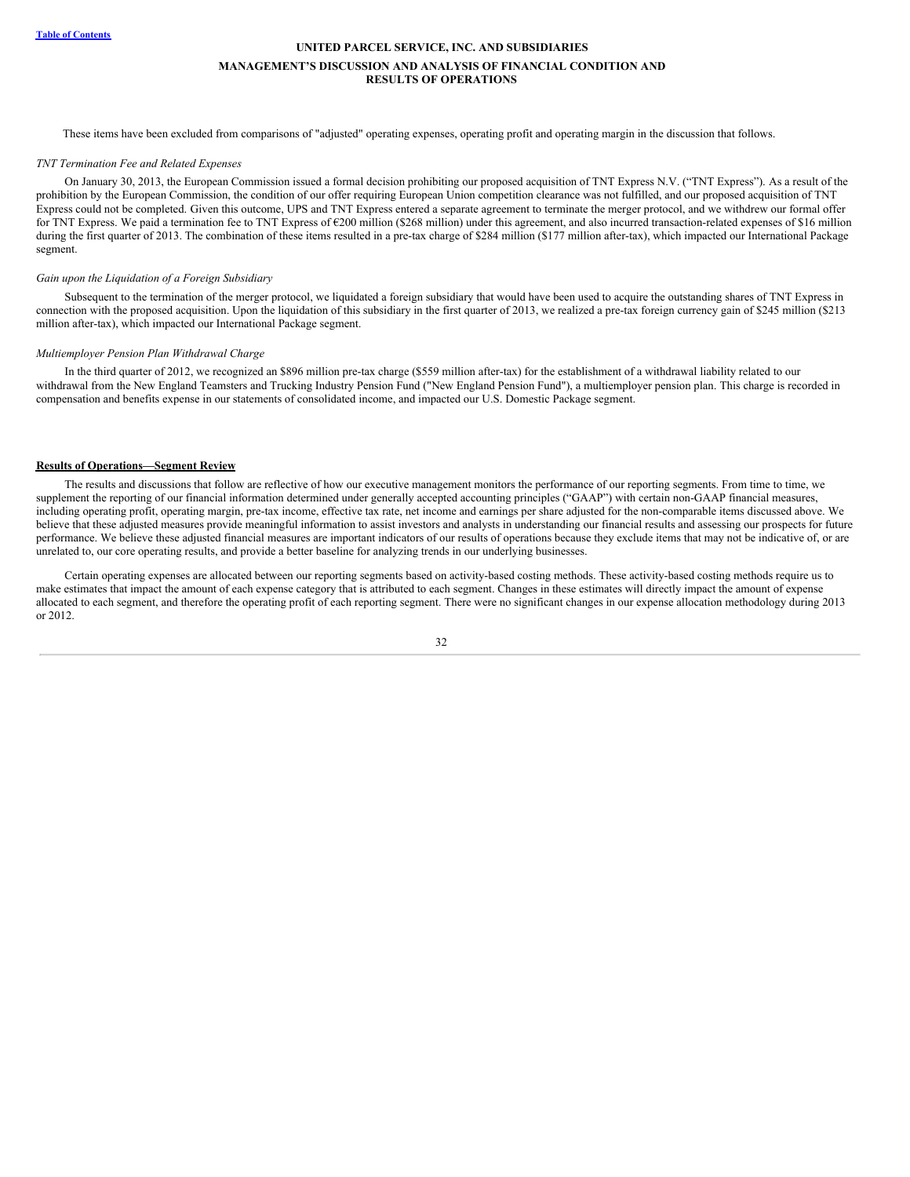These items have been excluded from comparisons of "adjusted" operating expenses, operating profit and operating margin in the discussion that follows.

*TNT Termination Fee and Related Expenses*

On January 30, 2013, the European Commission issued a formal decision prohibiting our proposed acquisition of TNT Express N.V. ("TNT Express"). As a result of the prohibition by the European Commission, the condition of our offer requiring European Union competition clearance was not fulfilled, and our proposed acquisition of TNT Express could not be completed. Given this outcome, UPS and TNT Express entered a separate agreement to terminate the merger protocol, and we withdrew our formal offer for TNT Express. We paid a termination fee to TNT Express of €200 million ($268 million) under this agreement, and also incurred transaction-related expenses of $16 million during the first quarter of 2013. The combination of these items resulted in a pre-tax charge of $284 million ($177 million after-tax), which impacted our International Package segment.

*Gain upon the Liquidation of a Foreign Subsidiary*

Subsequent to the termination of the merger protocol, we liquidated a foreign subsidiary that would have been used to acquire the outstanding shares of TNT Express in connection with the proposed acquisition. Upon the liquidation of this subsidiary in the first quarter of 2013, we realized a pre-tax foreign currency gain of $245 million ($213 million after-tax), which impacted our International Package segment.

*Multiemployer Pension Plan Withdrawal Charge*

In the third quarter of 2012, we recognized an $896 million pre-tax charge ($559 million after-tax) for the establishment of a withdrawal liability related to our withdrawal from the New England Teamsters and Trucking Industry Pension Fund ("New England Pension Fund"), a multiemployer pension plan. This charge is recorded in compensation and benefits expense in our statements of consolidated income, and impacted our U.S. Domestic Package segment.

## Results of Operations—Segment Review

The results and discussions that follow are reflective of how our executive management monitors the performance of our reporting segments. From time to time, we supplement the reporting of our financial information determined under generally accepted accounting principles ("GAAP") with certain non-GAAP financial measures, including operating profit, operating margin, pre-tax income, effective tax rate, net income and earnings per share adjusted for the non-comparable items discussed above. We believe that these adjusted measures provide meaningful information to assist investors and analysts in understanding our financial results and assessing our prospects for future performance. We believe these adjusted financial measures are important indicators of our results of operations because they exclude items that may not be indicative of, or are unrelated to, our core operating results, and provide a better baseline for analyzing trends in our underlying businesses.

Certain operating expenses are allocated between our reporting segments based on activity-based costing methods. These activity-based costing methods require us to make estimates that impact the amount of each expense category that is attributed to each segment. Changes in these estimates will directly impact the amount of expense allocated to each segment, and therefore the operating profit of each reporting segment. There were no significant changes in our expense allocation methodology during 2013 or 2012.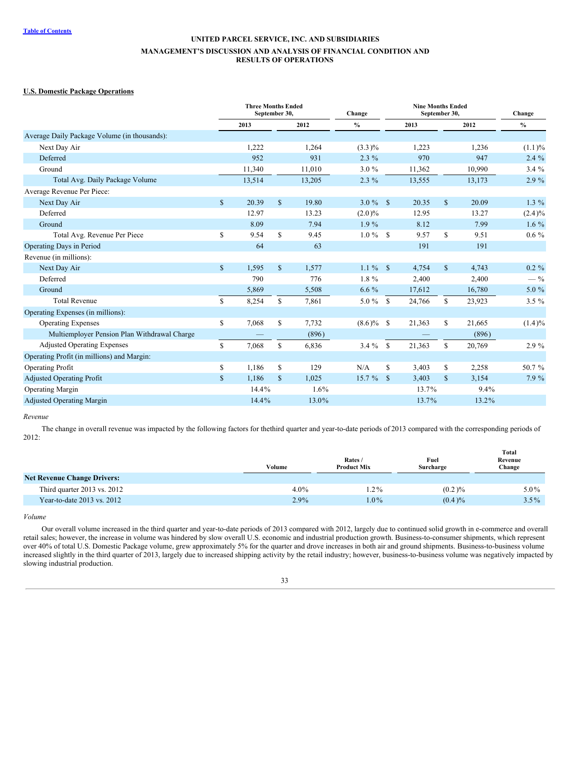**UNITED PARCEL SERVICE, INC. AND SUBSIDIARIES**

**MANAGEMENT'S DISCUSSION AND ANALYSIS OF FINANCIAL CONDITION AND RESULTS OF OPERATIONS**

**U.S. Domestic Package Operations**

| | Three Months Ended September 30, | | Change | Nine Months Ended September 30, | | Change |
|---|---|---|---|---|---|---|
| | 2013 | 2012 | % | 2013 | 2012 | % |
| Average Daily Package Volume (in thousands): | | | | | | |
| Next Day Air | 1,222 | 1,264 | (3.3)% | 1,223 | 1,236 | (1.1)% |
| Deferred | 952 | 931 | 2.3 % | 970 | 947 | 2.4 % |
| Ground | 11,340 | 11,010 | 3.0 % | 11,362 | 10,990 | 3.4 % |
| Total Avg. Daily Package Volume | 13,514 | 13,205 | 2.3 % | 13,555 | 13,173 | 2.9 % |
| Average Revenue Per Piece: | | | | | | |
| Next Day Air | $ 20.39 | $ 19.80 | 3.0 % | $ 20.35 | $ 20.09 | 1.3 % |
| Deferred | 12.97 | 13.23 | (2.0)% | 12.95 | 13.27 | (2.4)% |
| Ground | 8.09 | 7.94 | 1.9 % | 8.12 | 7.99 | 1.6 % |
| Total Avg. Revenue Per Piece | $ 9.54 | $ 9.45 | 1.0 % | $ 9.57 | $ 9.51 | 0.6 % |
| Operating Days in Period | 64 | 63 | | 191 | 191 | |
| Revenue (in millions): | | | | | | |
| Next Day Air | $ 1,595 | $ 1,577 | 1.1 % | $ 4,754 | $ 4,743 | 0.2 % |
| Deferred | 790 | 776 | 1.8 % | 2,400 | 2,400 | — % |
| Ground | 5,869 | 5,508 | 6.6 % | 17,612 | 16,780 | 5.0 % |
| Total Revenue | $ 8,254 | $ 7,861 | 5.0 % | $ 24,766 | $ 23,923 | 3.5 % |
| Operating Expenses (in millions): | | | | | | |
| Operating Expenses | $ 7,068 | $ 7,732 | (8.6)% | $ 21,363 | $ 21,665 | (1.4)% |
| Multiemployer Pension Plan Withdrawal Charge | — | (896) | | — | (896) | |
| Adjusted Operating Expenses | $ 7,068 | $ 6,836 | 3.4 % | $ 21,363 | $ 20,769 | 2.9 % |
| Operating Profit (in millions) and Margin: | | | | | | |
| Operating Profit | $ 1,186 | $ 129 | N/A | $ 3,403 | $ 2,258 | 50.7 % |
| Adjusted Operating Profit | $ 1,186 | $ 1,025 | 15.7 % | $ 3,403 | $ 3,154 | 7.9 % |
| Operating Margin | 14.4% | 1.6% | | 13.7% | 9.4% | |
| Adjusted Operating Margin | 14.4% | 13.0% | | 13.7% | 13.2% | |

*Revenue*

The change in overall revenue was impacted by the following factors for thethird quarter and year-to-date periods of 2013 compared with the corresponding periods of 2012:

| | Volume | Rates / Product Mix | Fuel Surcharge | Total Revenue Change |
|---|---|---|---|---|
| **Net Revenue Change Drivers:** | | | | |
| Third quarter 2013 vs. 2012 | 4.0% | 1.2% | (0.2)% | 5.0% |
| Year-to-date 2013 vs. 2012 | 2.9% | 1.0% | (0.4)% | 3.5% |

*Volume*

Our overall volume increased in the third quarter and year-to-date periods of 2013 compared with 2012, largely due to continued solid growth in e-commerce and overall retail sales; however, the increase in volume was hindered by slow overall U.S. economic and industrial production growth. Business-to-consumer shipments, which represent over 40% of total U.S. Domestic Package volume, grew approximately 5% for the quarter and drove increases in both air and ground shipments. Business-to-business volume increased slightly in the third quarter of 2013, largely due to increased shipping activity by the retail industry; however, business-to-business volume was negatively impacted by slowing industrial production.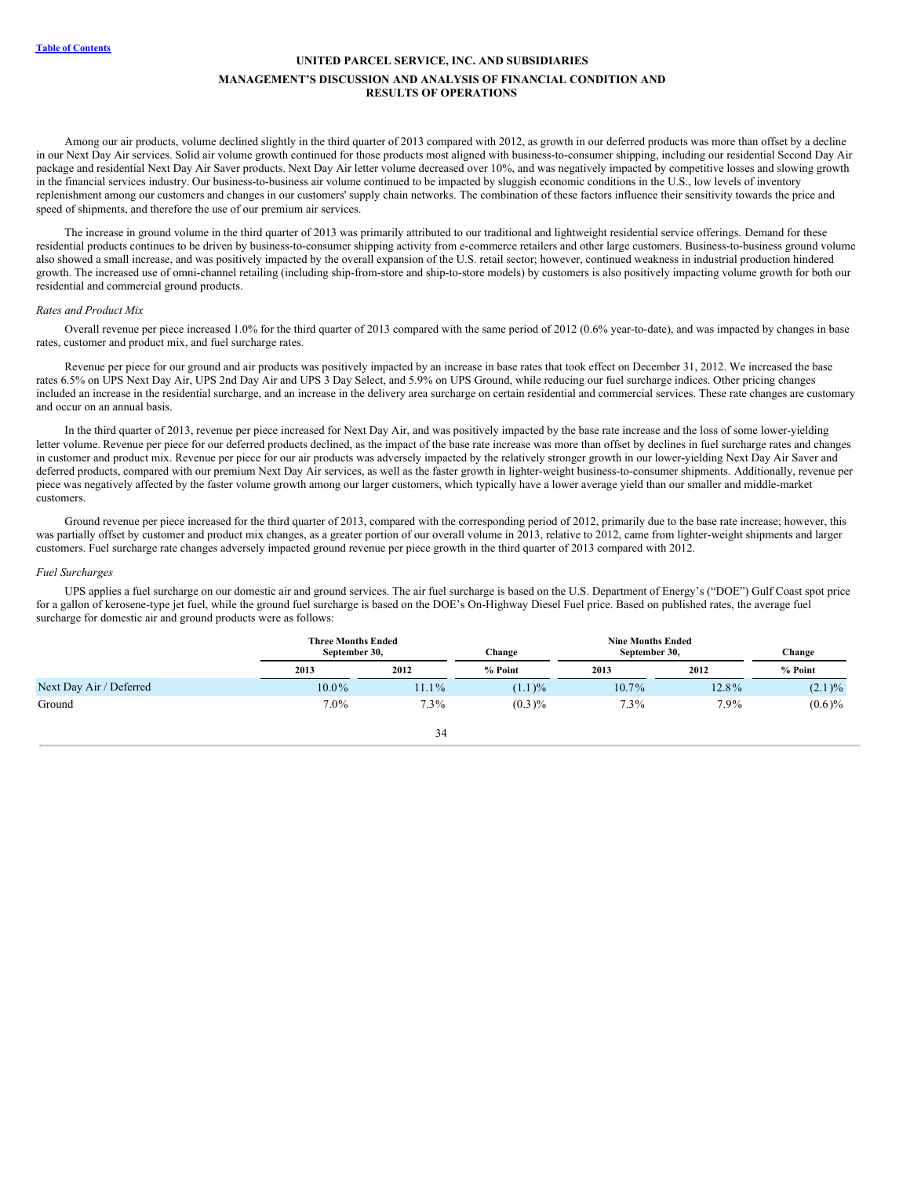Among our air products, volume declined slightly in the third quarter of 2013 compared with 2012, as growth in our deferred products was more than offset by a decline in our Next Day Air services. Solid air volume growth continued for those products most aligned with business-to-consumer shipping, including our residential Second Day Air package and residential Next Day Air Saver products. Next Day Air letter volume decreased over 10%, and was negatively impacted by competitive losses and slowing growth in the financial services industry. Our business-to-business air volume continued to be impacted by sluggish economic conditions in the U.S., low levels of inventory replenishment among our customers and changes in our customers' supply chain networks. The combination of these factors influence their sensitivity towards the price and speed of shipments, and therefore the use of our premium air services.

The increase in ground volume in the third quarter of 2013 was primarily attributed to our traditional and lightweight residential service offerings. Demand for these residential products continues to be driven by business-to-consumer shipping activity from e-commerce retailers and other large customers. Business-to-business ground volume also showed a small increase, and was positively impacted by the overall expansion of the U.S. retail sector; however, continued weakness in industrial production hindered growth. The increased use of omni-channel retailing (including ship-from-store and ship-to-store models) by customers is also positively impacting volume growth for both our residential and commercial ground products.

*Rates and Product Mix*

Overall revenue per piece increased 1.0% for the third quarter of 2013 compared with the same period of 2012 (0.6% year-to-date), and was impacted by changes in base rates, customer and product mix, and fuel surcharge rates.

Revenue per piece for our ground and air products was positively impacted by an increase in base rates that took effect on December 31, 2012. We increased the base rates 6.5% on UPS Next Day Air, UPS 2nd Day Air and UPS 3 Day Select, and 5.9% on UPS Ground, while reducing our fuel surcharge indices. Other pricing changes included an increase in the residential surcharge, and an increase in the delivery area surcharge on certain residential and commercial services. These rate changes are customary and occur on an annual basis.

In the third quarter of 2013, revenue per piece increased for Next Day Air, and was positively impacted by the base rate increase and the loss of some lower-yielding letter volume. Revenue per piece for our deferred products declined, as the impact of the base rate increase was more than offset by declines in fuel surcharge rates and changes in customer and product mix. Revenue per piece for our air products was adversely impacted by the relatively stronger growth in our lower-yielding Next Day Air Saver and deferred products, compared with our premium Next Day Air services, as well as the faster growth in lighter-weight business-to-consumer shipments. Additionally, revenue per piece was negatively affected by the faster volume growth among our larger customers, which typically have a lower average yield than our smaller and middle-market customers.

Ground revenue per piece increased for the third quarter of 2013, compared with the corresponding period of 2012, primarily due to the base rate increase; however, this was partially offset by customer and product mix changes, as a greater portion of our overall volume in 2013, relative to 2012, came from lighter-weight shipments and larger customers. Fuel surcharge rate changes adversely impacted ground revenue per piece growth in the third quarter of 2013 compared with 2012.

*Fuel Surcharges*

UPS applies a fuel surcharge on our domestic air and ground services. The air fuel surcharge is based on the U.S. Department of Energy's ("DOE") Gulf Coast spot price for a gallon of kerosene-type jet fuel, while the ground fuel surcharge is based on the DOE's On-Highway Diesel Fuel price. Based on published rates, the average fuel surcharge for domestic air and ground products were as follows:

| | Three Months Ended September 30, | | Change | Nine Months Ended September 30, | | Change |
|---|---|---|---|---|---|---|
| | 2013 | 2012 | % Point | 2013 | 2012 | % Point |
| Next Day Air / Deferred | 10.0% | 11.1% | (1.1)% | 10.7% | 12.8% | (2.1)% |
| Ground | 7.0% | 7.3% | (0.3)% | 7.3% | 7.9% | (0.6)% |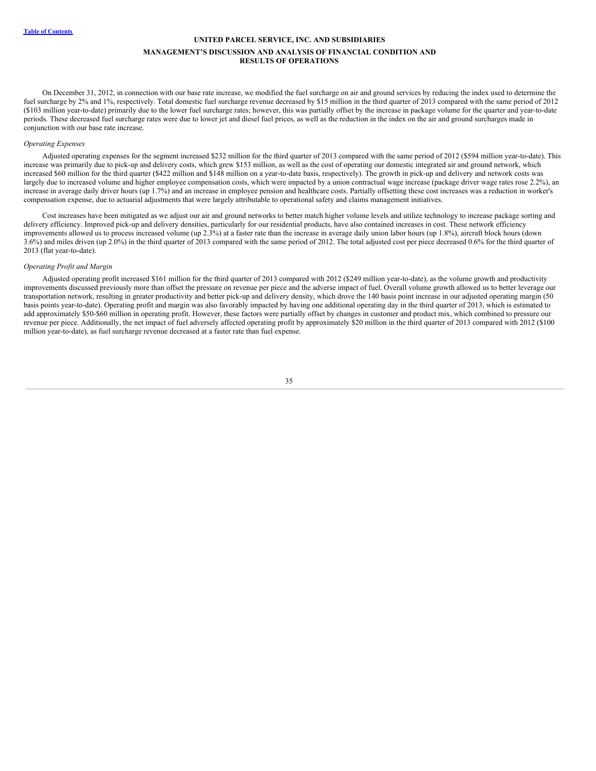On December 31, 2012, in connection with our base rate increase, we modified the fuel surcharge on air and ground services by reducing the index used to determine the fuel surcharge by 2% and 1%, respectively. Total domestic fuel surcharge revenue decreased by $15 million in the third quarter of 2013 compared with the same period of 2012 ($103 million year-to-date) primarily due to the lower fuel surcharge rates; however, this was partially offset by the increase in package volume for the quarter and year-to-date periods. These decreased fuel surcharge rates were due to lower jet and diesel fuel prices, as well as the reduction in the index on the air and ground surcharges made in conjunction with our base rate increase.

*Operating Expenses*

Adjusted operating expenses for the segment increased $232 million for the third quarter of 2013 compared with the same period of 2012 ($594 million year-to-date). This increase was primarily due to pick-up and delivery costs, which grew $153 million, as well as the cost of operating our domestic integrated air and ground network, which increased $60 million for the third quarter ($422 million and $148 million on a year-to-date basis, respectively). The growth in pick-up and delivery and network costs was largely due to increased volume and higher employee compensation costs, which were impacted by a union contractual wage increase (package driver wage rates rose 2.2%), an increase in average daily driver hours (up 1.7%) and an increase in employee pension and healthcare costs. Partially offsetting these cost increases was a reduction in worker's compensation expense, due to actuarial adjustments that were largely attributable to operational safety and claims management initiatives.

Cost increases have been mitigated as we adjust our air and ground networks to better match higher volume levels and utilize technology to increase package sorting and delivery efficiency. Improved pick-up and delivery densities, particularly for our residential products, have also contained increases in cost. These network efficiency improvements allowed us to process increased volume (up 2.3%) at a faster rate than the increase in average daily union labor hours (up 1.8%), aircraft block hours (down 3.6%) and miles driven (up 2.0%) in the third quarter of 2013 compared with the same period of 2012. The total adjusted cost per piece decreased 0.6% for the third quarter of 2013 (flat year-to-date).

*Operating Profit and Margin*

Adjusted operating profit increased $161 million for the third quarter of 2013 compared with 2012 ($249 million year-to-date), as the volume growth and productivity improvements discussed previously more than offset the pressure on revenue per piece and the adverse impact of fuel. Overall volume growth allowed us to better leverage our transportation network, resulting in greater productivity and better pick-up and delivery density, which drove the 140 basis point increase in our adjusted operating margin (50 basis points year-to-date). Operating profit and margin was also favorably impacted by having one additional operating day in the third quarter of 2013, which is estimated to add approximately $50-$60 million in operating profit. However, these factors were partially offset by changes in customer and product mix, which combined to pressure our revenue per piece. Additionally, the net impact of fuel adversely affected operating profit by approximately $20 million in the third quarter of 2013 compared with 2012 ($100 million year-to-date), as fuel surcharge revenue decreased at a faster rate than fuel expense.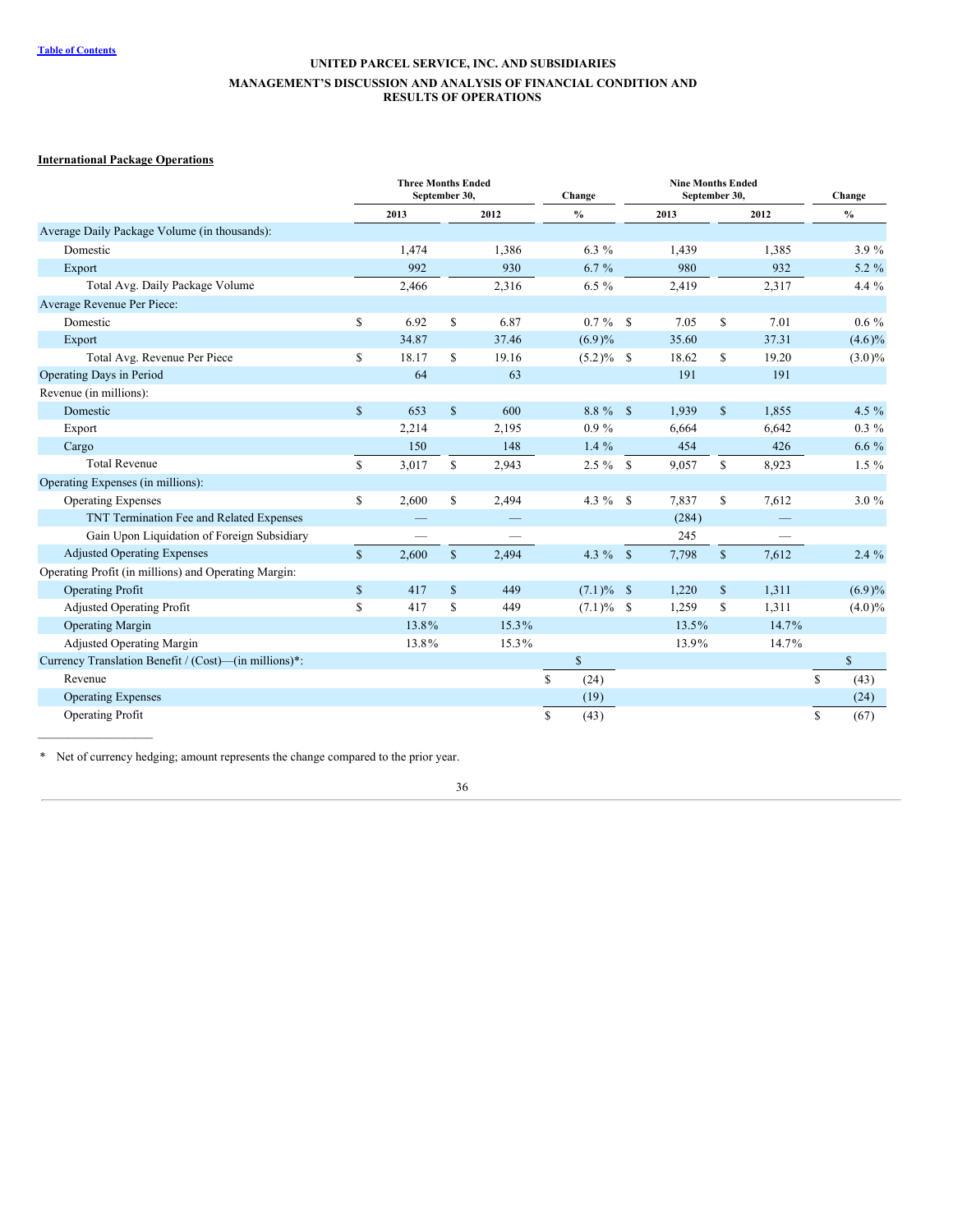## International Package Operations

| | Three Months Ended September 30, | | Change | Nine Months Ended September 30, | | Change |
|---|---|---|---|---|---|---|
| | 2013 | 2012 | % | 2013 | 2012 | % |
| Average Daily Package Volume (in thousands): | | | | | | |
| Domestic | 1,474 | 1,386 | 6.3 % | 1,439 | 1,385 | 3.9 % |
| Export | 992 | 930 | 6.7 % | 980 | 932 | 5.2 % |
| Total Avg. Daily Package Volume | 2,466 | 2,316 | 6.5 % | 2,419 | 2,317 | 4.4 % |
| Average Revenue Per Piece: | | | | | | |
| Domestic | $ 6.92 | $ 6.87 | 0.7 % | $ 7.05 | $ 7.01 | 0.6 % |
| Export | 34.87 | 37.46 | (6.9)% | 35.60 | 37.31 | (4.6)% |
| Total Avg. Revenue Per Piece | $ 18.17 | $ 19.16 | (5.2)% | $ 18.62 | $ 19.20 | (3.0)% |
| Operating Days in Period | 64 | 63 | | 191 | 191 | |
| Revenue (in millions): | | | | | | |
| Domestic | $ 653 | $ 600 | 8.8 % | $ 1,939 | $ 1,855 | 4.5 % |
| Export | 2,214 | 2,195 | 0.9 % | 6,664 | 6,642 | 0.3 % |
| Cargo | 150 | 148 | 1.4 % | 454 | 426 | 6.6 % |
| Total Revenue | $ 3,017 | $ 2,943 | 2.5 % | $ 9,057 | $ 8,923 | 1.5 % |
| Operating Expenses (in millions): | | | | | | |
| Operating Expenses | $ 2,600 | $ 2,494 | 4.3 % | $ 7,837 | $ 7,612 | 3.0 % |
| TNT Termination Fee and Related Expenses | — | — | | (284) | — | |
| Gain Upon Liquidation of Foreign Subsidiary | — | — | | 245 | — | |
| Adjusted Operating Expenses | $ 2,600 | $ 2,494 | 4.3 % | $ 7,798 | $ 7,612 | 2.4 % |
| Operating Profit (in millions) and Operating Margin: | | | | | | |
| Operating Profit | $ 417 | $ 449 | (7.1)% | $ 1,220 | $ 1,311 | (6.9)% |
| Adjusted Operating Profit | $ 417 | $ 449 | (7.1)% | $ 1,259 | $ 1,311 | (4.0)% |
| Operating Margin | 13.8% | 15.3% | | 13.5% | 14.7% | |
| Adjusted Operating Margin | 13.8% | 15.3% | | 13.9% | 14.7% | |
| Currency Translation Benefit / (Cost)—(in millions)*: | | | $ | | | $ |
| Revenue | | | $ (24) | | | $ (43) |
| Operating Expenses | | | (19) | | | (24) |
| Operating Profit | | | $ (43) | | | $ (67) |

\* Net of currency hedging; amount represents the change compared to the prior year.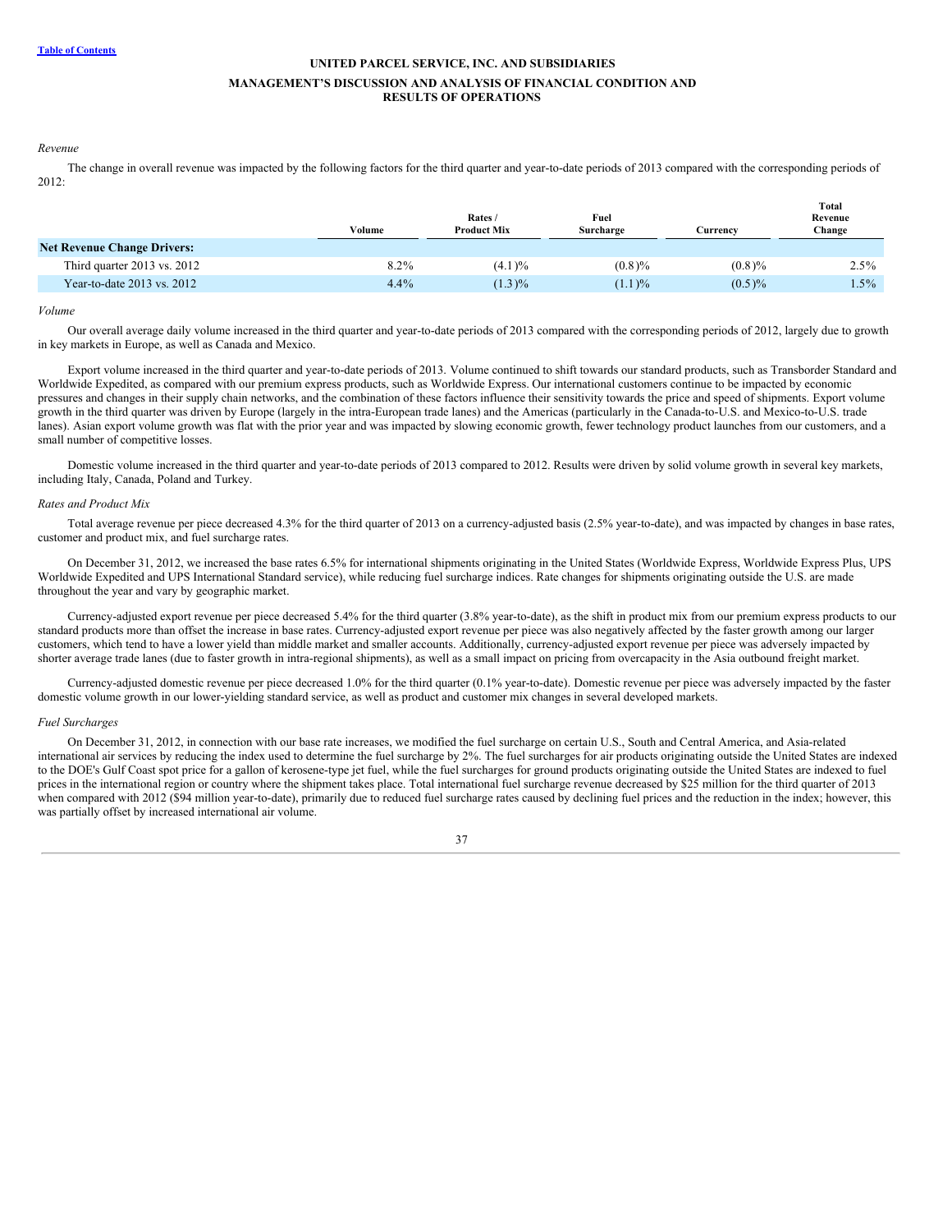UNITED PARCEL SERVICE, INC. AND SUBSIDIARIES

MANAGEMENT'S DISCUSSION AND ANALYSIS OF FINANCIAL CONDITION AND RESULTS OF OPERATIONS

*Revenue*

The change in overall revenue was impacted by the following factors for the third quarter and year-to-date periods of 2013 compared with the corresponding periods of 2012:

| | Volume | Rates / Product Mix | Fuel Surcharge | Currency | Total Revenue Change |
|---|---|---|---|---|---|
| **Net Revenue Change Drivers:** | | | | | |
| Third quarter 2013 vs. 2012 | 8.2% | (4.1)% | (0.8)% | (0.8)% | 2.5% |
| Year-to-date 2013 vs. 2012 | 4.4% | (1.3)% | (1.1)% | (0.5)% | 1.5% |

*Volume*

Our overall average daily volume increased in the third quarter and year-to-date periods of 2013 compared with the corresponding periods of 2012, largely due to growth in key markets in Europe, as well as Canada and Mexico.

Export volume increased in the third quarter and year-to-date periods of 2013. Volume continued to shift towards our standard products, such as Transborder Standard and Worldwide Expedited, as compared with our premium express products, such as Worldwide Express. Our international customers continue to be impacted by economic pressures and changes in their supply chain networks, and the combination of these factors influence their sensitivity towards the price and speed of shipments. Export volume growth in the third quarter was driven by Europe (largely in the intra-European trade lanes) and the Americas (particularly in the Canada-to-U.S. and Mexico-to-U.S. trade lanes). Asian export volume growth was flat with the prior year and was impacted by slowing economic growth, fewer technology product launches from our customers, and a small number of competitive losses.

Domestic volume increased in the third quarter and year-to-date periods of 2013 compared to 2012. Results were driven by solid volume growth in several key markets, including Italy, Canada, Poland and Turkey.

*Rates and Product Mix*

Total average revenue per piece decreased 4.3% for the third quarter of 2013 on a currency-adjusted basis (2.5% year-to-date), and was impacted by changes in base rates, customer and product mix, and fuel surcharge rates.

On December 31, 2012, we increased the base rates 6.5% for international shipments originating in the United States (Worldwide Express, Worldwide Express Plus, UPS Worldwide Expedited and UPS International Standard service), while reducing fuel surcharge indices. Rate changes for shipments originating outside the U.S. are made throughout the year and vary by geographic market.

Currency-adjusted export revenue per piece decreased 5.4% for the third quarter (3.8% year-to-date), as the shift in product mix from our premium express products to our standard products more than offset the increase in base rates. Currency-adjusted export revenue per piece was also negatively affected by the faster growth among our larger customers, which tend to have a lower yield than middle market and smaller accounts. Additionally, currency-adjusted export revenue per piece was adversely impacted by shorter average trade lanes (due to faster growth in intra-regional shipments), as well as a small impact on pricing from overcapacity in the Asia outbound freight market.

Currency-adjusted domestic revenue per piece decreased 1.0% for the third quarter (0.1% year-to-date). Domestic revenue per piece was adversely impacted by the faster domestic volume growth in our lower-yielding standard service, as well as product and customer mix changes in several developed markets.

*Fuel Surcharges*

On December 31, 2012, in connection with our base rate increases, we modified the fuel surcharge on certain U.S., South and Central America, and Asia-related international air services by reducing the index used to determine the fuel surcharge by 2%. The fuel surcharges for air products originating outside the United States are indexed to the DOE's Gulf Coast spot price for a gallon of kerosene-type jet fuel, while the fuel surcharges for ground products originating outside the United States are indexed to fuel prices in the international region or country where the shipment takes place. Total international fuel surcharge revenue decreased by $25 million for the third quarter of 2013 when compared with 2012 ($94 million year-to-date), primarily due to reduced fuel surcharge rates caused by declining fuel prices and the reduction in the index; however, this was partially offset by increased international air volume.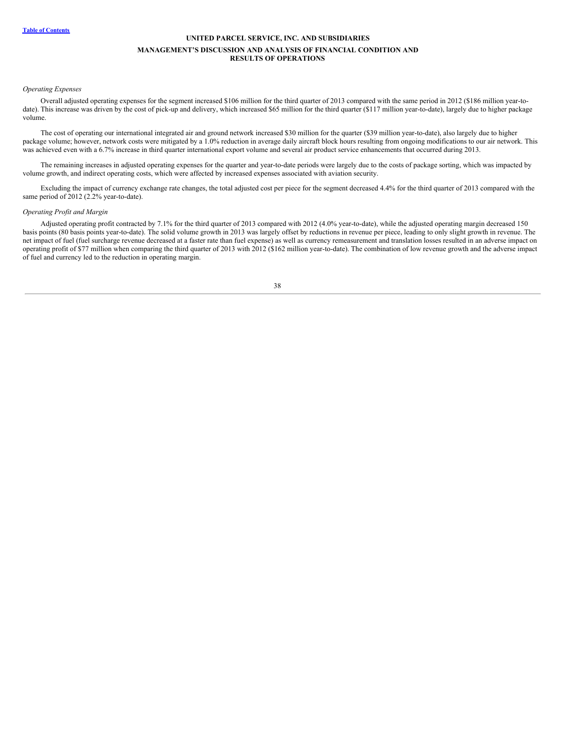*Operating Expenses*

Overall adjusted operating expenses for the segment increased $106 million for the third quarter of 2013 compared with the same period in 2012 ($186 million year-to-date). This increase was driven by the cost of pick-up and delivery, which increased $65 million for the third quarter ($117 million year-to-date), largely due to higher package volume.

The cost of operating our international integrated air and ground network increased $30 million for the quarter ($39 million year-to-date), also largely due to higher package volume; however, network costs were mitigated by a 1.0% reduction in average daily aircraft block hours resulting from ongoing modifications to our air network. This was achieved even with a 6.7% increase in third quarter international export volume and several air product service enhancements that occurred during 2013.

The remaining increases in adjusted operating expenses for the quarter and year-to-date periods were largely due to the costs of package sorting, which was impacted by volume growth, and indirect operating costs, which were affected by increased expenses associated with aviation security.

Excluding the impact of currency exchange rate changes, the total adjusted cost per piece for the segment decreased 4.4% for the third quarter of 2013 compared with the same period of 2012 (2.2% year-to-date).

*Operating Profit and Margin*

Adjusted operating profit contracted by 7.1% for the third quarter of 2013 compared with 2012 (4.0% year-to-date), while the adjusted operating margin decreased 150 basis points (80 basis points year-to-date). The solid volume growth in 2013 was largely offset by reductions in revenue per piece, leading to only slight growth in revenue. The net impact of fuel (fuel surcharge revenue decreased at a faster rate than fuel expense) as well as currency remeasurement and translation losses resulted in an adverse impact on operating profit of $77 million when comparing the third quarter of 2013 with 2012 ($162 million year-to-date). The combination of low revenue growth and the adverse impact of fuel and currency led to the reduction in operating margin.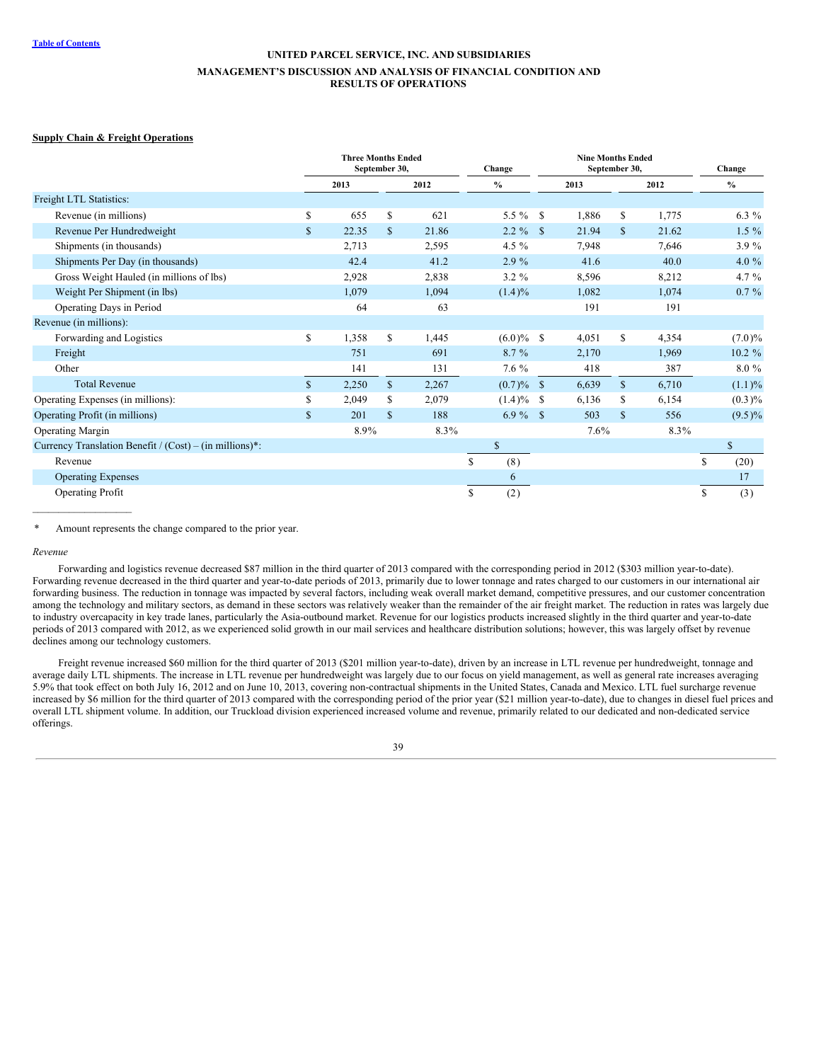UNITED PARCEL SERVICE, INC. AND SUBSIDIARIES

MANAGEMENT'S DISCUSSION AND ANALYSIS OF FINANCIAL CONDITION AND RESULTS OF OPERATIONS

**Supply Chain & Freight Operations**

| | Three Months Ended September 30, | | Change | Nine Months Ended September 30, | | Change |
|---|---|---|---|---|---|---|
| | 2013 | 2012 | % | 2013 | 2012 | % |
| Freight LTL Statistics: | | | | | | |
| Revenue (in millions) | $ 655 | $ 621 | 5.5 % | $ 1,886 | $ 1,775 | 6.3 % |
| Revenue Per Hundredweight | $ 22.35 | $ 21.86 | 2.2 % | $ 21.94 | $ 21.62 | 1.5 % |
| Shipments (in thousands) | 2,713 | 2,595 | 4.5 % | 7,948 | 7,646 | 3.9 % |
| Shipments Per Day (in thousands) | 42.4 | 41.2 | 2.9 % | 41.6 | 40.0 | 4.0 % |
| Gross Weight Hauled (in millions of lbs) | 2,928 | 2,838 | 3.2 % | 8,596 | 8,212 | 4.7 % |
| Weight Per Shipment (in lbs) | 1,079 | 1,094 | (1.4)% | 1,082 | 1,074 | 0.7 % |
| Operating Days in Period | 64 | 63 | | 191 | 191 | |
| Revenue (in millions): | | | | | | |
| Forwarding and Logistics | $ 1,358 | $ 1,445 | (6.0)% | $ 4,051 | $ 4,354 | (7.0)% |
| Freight | 751 | 691 | 8.7 % | 2,170 | 1,969 | 10.2 % |
| Other | 141 | 131 | 7.6 % | 418 | 387 | 8.0 % |
| Total Revenue | $ 2,250 | $ 2,267 | (0.7)% | $ 6,639 | $ 6,710 | (1.1)% |
| Operating Expenses (in millions): | $ 2,049 | $ 2,079 | (1.4)% | $ 6,136 | $ 6,154 | (0.3)% |
| Operating Profit (in millions) | $ 201 | $ 188 | 6.9 % | $ 503 | $ 556 | (9.5)% |
| Operating Margin | 8.9% | 8.3% | | 7.6% | 8.3% | |
| Currency Translation Benefit / (Cost) – (in millions)*: | | | $ | | | $ |
| Revenue | | | $ (8) | | | $ (20) |
| Operating Expenses | | | 6 | | | 17 |
| Operating Profit | | | $ (2) | | | $ (3) |

\* Amount represents the change compared to the prior year.

*Revenue*

Forwarding and logistics revenue decreased $87 million in the third quarter of 2013 compared with the corresponding period in 2012 ($303 million year-to-date). Forwarding revenue decreased in the third quarter and year-to-date periods of 2013, primarily due to lower tonnage and rates charged to our customers in our international air forwarding business. The reduction in tonnage was impacted by several factors, including weak overall market demand, competitive pressures, and our customer concentration among the technology and military sectors, as demand in these sectors was relatively weaker than the remainder of the air freight market. The reduction in rates was largely due to industry overcapacity in key trade lanes, particularly the Asia-outbound market. Revenue for our logistics products increased slightly in the third quarter and year-to-date periods of 2013 compared with 2012, as we experienced solid growth in our mail services and healthcare distribution solutions; however, this was largely offset by revenue declines among our technology customers.

Freight revenue increased $60 million for the third quarter of 2013 ($201 million year-to-date), driven by an increase in LTL revenue per hundredweight, tonnage and average daily LTL shipments. The increase in LTL revenue per hundredweight was largely due to our focus on yield management, as well as general rate increases averaging 5.9% that took effect on both July 16, 2012 and on June 10, 2013, covering non-contractual shipments in the United States, Canada and Mexico. LTL fuel surcharge revenue increased by $6 million for the third quarter of 2013 compared with the corresponding period of the prior year ($21 million year-to-date), due to changes in diesel fuel prices and overall LTL shipment volume. In addition, our Truckload division experienced increased volume and revenue, primarily related to our dedicated and non-dedicated service offerings.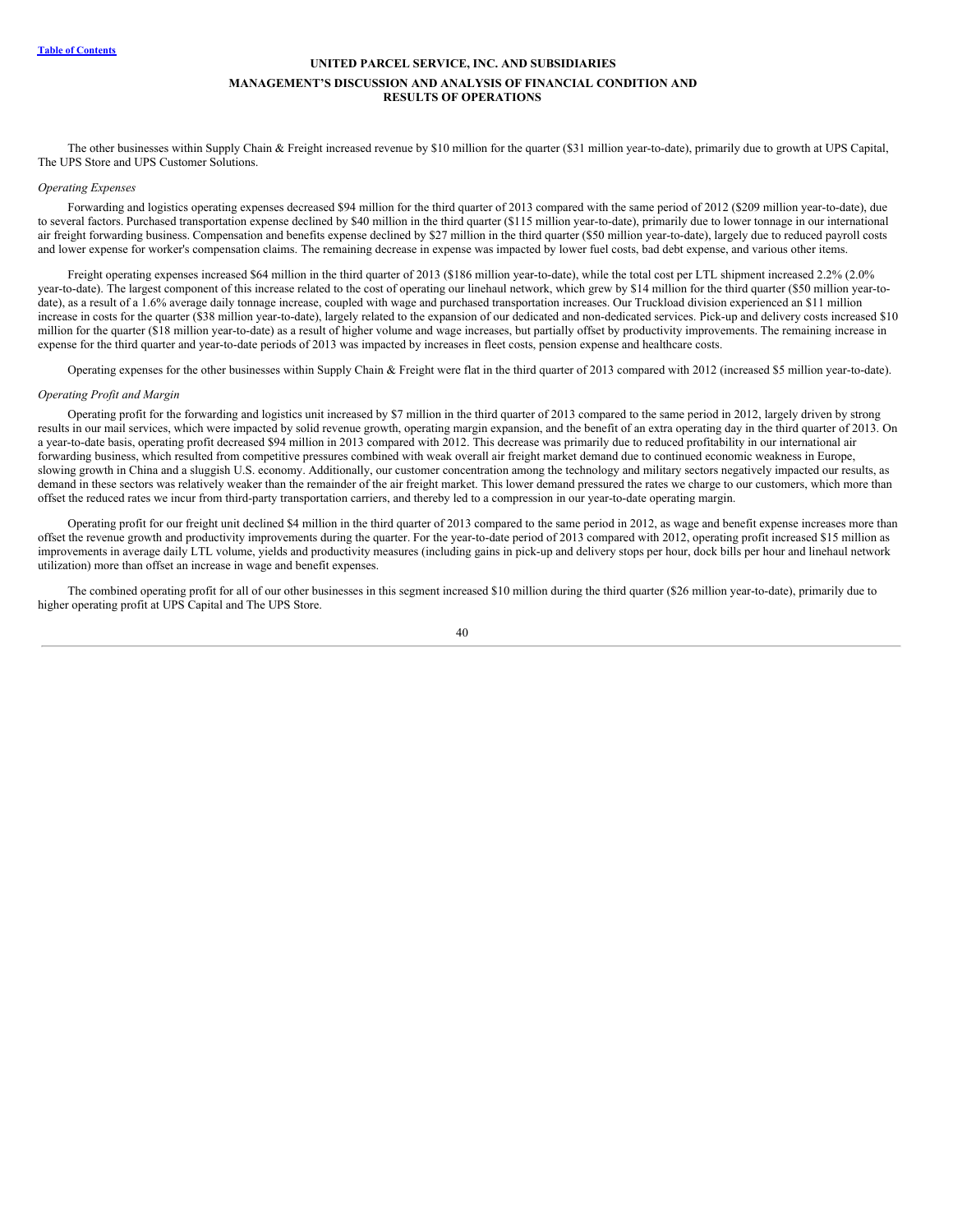The other businesses within Supply Chain & Freight increased revenue by $10 million for the quarter ($31 million year-to-date), primarily due to growth at UPS Capital, The UPS Store and UPS Customer Solutions.

*Operating Expenses*

Forwarding and logistics operating expenses decreased $94 million for the third quarter of 2013 compared with the same period of 2012 ($209 million year-to-date), due to several factors. Purchased transportation expense declined by $40 million in the third quarter ($115 million year-to-date), primarily due to lower tonnage in our international air freight forwarding business. Compensation and benefits expense declined by $27 million in the third quarter ($50 million year-to-date), largely due to reduced payroll costs and lower expense for worker's compensation claims. The remaining decrease in expense was impacted by lower fuel costs, bad debt expense, and various other items.

Freight operating expenses increased $64 million in the third quarter of 2013 ($186 million year-to-date), while the total cost per LTL shipment increased 2.2% (2.0% year-to-date). The largest component of this increase related to the cost of operating our linehaul network, which grew by $14 million for the third quarter ($50 million year-to-date), as a result of a 1.6% average daily tonnage increase, coupled with wage and purchased transportation increases. Our Truckload division experienced an $11 million increase in costs for the quarter ($38 million year-to-date), largely related to the expansion of our dedicated and non-dedicated services. Pick-up and delivery costs increased $10 million for the quarter ($18 million year-to-date) as a result of higher volume and wage increases, but partially offset by productivity improvements. The remaining increase in expense for the third quarter and year-to-date periods of 2013 was impacted by increases in fleet costs, pension expense and healthcare costs.

Operating expenses for the other businesses within Supply Chain & Freight were flat in the third quarter of 2013 compared with 2012 (increased $5 million year-to-date).

*Operating Profit and Margin*

Operating profit for the forwarding and logistics unit increased by $7 million in the third quarter of 2013 compared to the same period in 2012, largely driven by strong results in our mail services, which were impacted by solid revenue growth, operating margin expansion, and the benefit of an extra operating day in the third quarter of 2013. On a year-to-date basis, operating profit decreased $94 million in 2013 compared with 2012. This decrease was primarily due to reduced profitability in our international air forwarding business, which resulted from competitive pressures combined with weak overall air freight market demand due to continued economic weakness in Europe, slowing growth in China and a sluggish U.S. economy. Additionally, our customer concentration among the technology and military sectors negatively impacted our results, as demand in these sectors was relatively weaker than the remainder of the air freight market. This lower demand pressured the rates we charge to our customers, which more than offset the reduced rates we incur from third-party transportation carriers, and thereby led to a compression in our year-to-date operating margin.

Operating profit for our freight unit declined $4 million in the third quarter of 2013 compared to the same period in 2012, as wage and benefit expense increases more than offset the revenue growth and productivity improvements during the quarter. For the year-to-date period of 2013 compared with 2012, operating profit increased $15 million as improvements in average daily LTL volume, yields and productivity measures (including gains in pick-up and delivery stops per hour, dock bills per hour and linehaul network utilization) more than offset an increase in wage and benefit expenses.

The combined operating profit for all of our other businesses in this segment increased $10 million during the third quarter ($26 million year-to-date), primarily due to higher operating profit at UPS Capital and The UPS Store.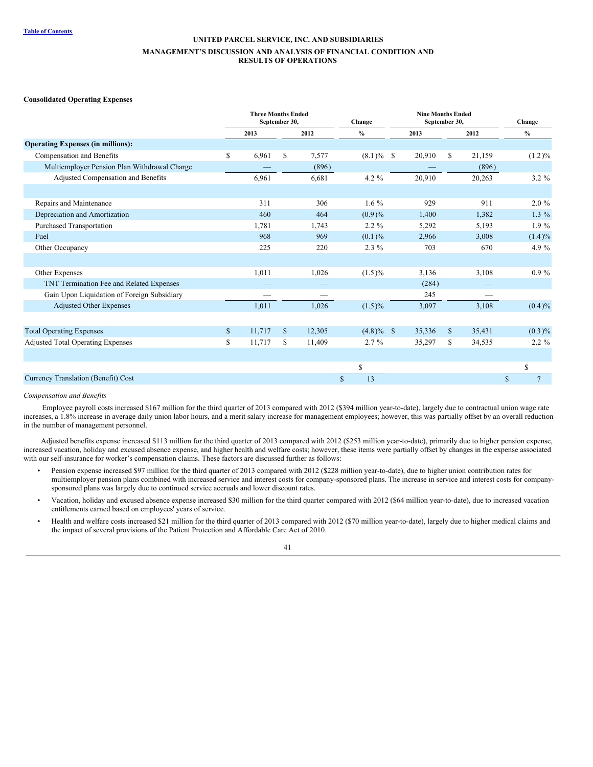UNITED PARCEL SERVICE, INC. AND SUBSIDIARIES
MANAGEMENT'S DISCUSSION AND ANALYSIS OF FINANCIAL CONDITION AND RESULTS OF OPERATIONS

**Consolidated Operating Expenses**

| | Three Months Ended September 30, | | Change | Nine Months Ended September 30, | | Change |
|---|---|---|---|---|---|---|
| | 2013 | 2012 | % | 2013 | 2012 | % |
| **Operating Expenses (in millions):** | | | | | | |
| Compensation and Benefits | $ 6,961 | $ 7,577 | (8.1)% | $ 20,910 | $ 21,159 | (1.2)% |
| Multiemployer Pension Plan Withdrawal Charge | — | (896) | | — | (896) | |
| Adjusted Compensation and Benefits | 6,961 | 6,681 | 4.2 % | 20,910 | 20,263 | 3.2 % |
| | | | | | | |
| Repairs and Maintenance | 311 | 306 | 1.6 % | 929 | 911 | 2.0 % |
| Depreciation and Amortization | 460 | 464 | (0.9)% | 1,400 | 1,382 | 1.3 % |
| Purchased Transportation | 1,781 | 1,743 | 2.2 % | 5,292 | 5,193 | 1.9 % |
| Fuel | 968 | 969 | (0.1)% | 2,966 | 3,008 | (1.4)% |
| Other Occupancy | 225 | 220 | 2.3 % | 703 | 670 | 4.9 % |
| | | | | | | |
| Other Expenses | 1,011 | 1,026 | (1.5)% | 3,136 | 3,108 | 0.9 % |
| TNT Termination Fee and Related Expenses | — | — | | (284) | — | |
| Gain Upon Liquidation of Foreign Subsidiary | — | — | | 245 | — | |
| Adjusted Other Expenses | 1,011 | 1,026 | (1.5)% | 3,097 | 3,108 | (0.4)% |
| | | | | | | |
| Total Operating Expenses | $ 11,717 | $ 12,305 | (4.8)% | $ 35,336 | $ 35,431 | (0.3)% |
| Adjusted Total Operating Expenses | $ 11,717 | $ 11,409 | 2.7 % | 35,297 | $ 34,535 | 2.2 % |
| | | | | | | |
| | | | $ | | | $ |
| Currency Translation (Benefit) Cost | | | $ 13 | | | $ 7 |

*Compensation and Benefits*

Employee payroll costs increased $167 million for the third quarter of 2013 compared with 2012 ($394 million year-to-date), largely due to contractual union wage rate increases, a 1.8% increase in average daily union labor hours, and a merit salary increase for management employees; however, this was partially offset by an overall reduction in the number of management personnel.

Adjusted benefits expense increased $113 million for the third quarter of 2013 compared with 2012 ($253 million year-to-date), primarily due to higher pension expense, increased vacation, holiday and excused absence expense, and higher health and welfare costs; however, these items were partially offset by changes in the expense associated with our self-insurance for worker's compensation claims. These factors are discussed further as follows:

- Pension expense increased $97 million for the third quarter of 2013 compared with 2012 ($228 million year-to-date), due to higher union contribution rates for multiemployer pension plans combined with increased service and interest costs for company-sponsored plans. The increase in service and interest costs for company-sponsored plans was largely due to continued service accruals and lower discount rates.
- Vacation, holiday and excused absence expense increased $30 million for the third quarter compared with 2012 ($64 million year-to-date), due to increased vacation entitlements earned based on employees' years of service.
- Health and welfare costs increased $21 million for the third quarter of 2013 compared with 2012 ($70 million year-to-date), largely due to higher medical claims and the impact of several provisions of the Patient Protection and Affordable Care Act of 2010.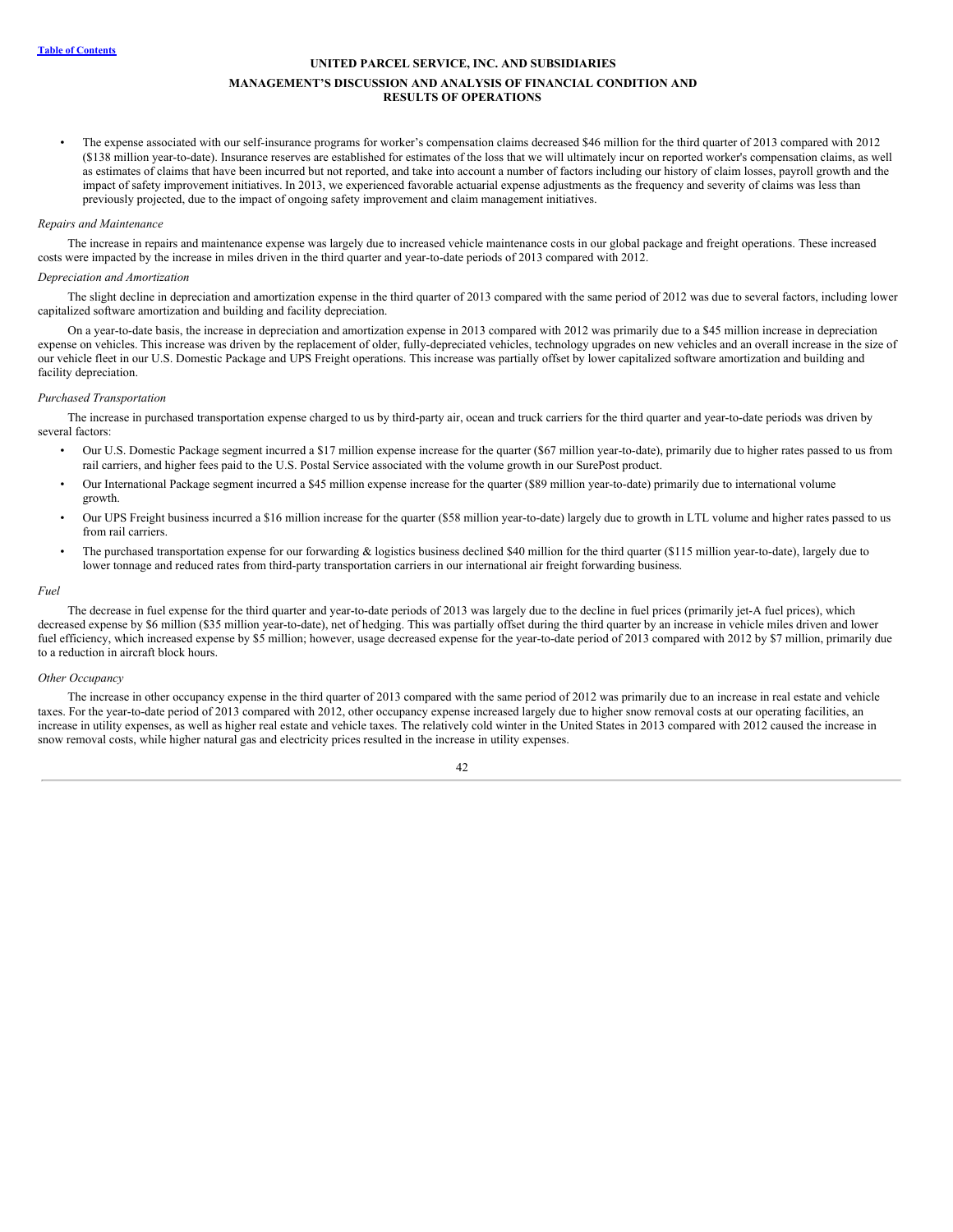- The expense associated with our self-insurance programs for worker's compensation claims decreased $46 million for the third quarter of 2013 compared with 2012 ($138 million year-to-date). Insurance reserves are established for estimates of the loss that we will ultimately incur on reported worker's compensation claims, as well as estimates of claims that have been incurred but not reported, and take into account a number of factors including our history of claim losses, payroll growth and the impact of safety improvement initiatives. In 2013, we experienced favorable actuarial expense adjustments as the frequency and severity of claims was less than previously projected, due to the impact of ongoing safety improvement and claim management initiatives.

*Repairs and Maintenance*

The increase in repairs and maintenance expense was largely due to increased vehicle maintenance costs in our global package and freight operations. These increased costs were impacted by the increase in miles driven in the third quarter and year-to-date periods of 2013 compared with 2012.

*Depreciation and Amortization*

The slight decline in depreciation and amortization expense in the third quarter of 2013 compared with the same period of 2012 was due to several factors, including lower capitalized software amortization and building and facility depreciation.

On a year-to-date basis, the increase in depreciation and amortization expense in 2013 compared with 2012 was primarily due to a $45 million increase in depreciation expense on vehicles. This increase was driven by the replacement of older, fully-depreciated vehicles, technology upgrades on new vehicles and an overall increase in the size of our vehicle fleet in our U.S. Domestic Package and UPS Freight operations. This increase was partially offset by lower capitalized software amortization and building and facility depreciation.

*Purchased Transportation*

The increase in purchased transportation expense charged to us by third-party air, ocean and truck carriers for the third quarter and year-to-date periods was driven by several factors:

- Our U.S. Domestic Package segment incurred a $17 million expense increase for the quarter ($67 million year-to-date), primarily due to higher rates passed to us from rail carriers, and higher fees paid to the U.S. Postal Service associated with the volume growth in our SurePost product.
- Our International Package segment incurred a $45 million expense increase for the quarter ($89 million year-to-date) primarily due to international volume growth.
- Our UPS Freight business incurred a $16 million increase for the quarter ($58 million year-to-date) largely due to growth in LTL volume and higher rates passed to us from rail carriers.
- The purchased transportation expense for our forwarding & logistics business declined $40 million for the third quarter ($115 million year-to-date), largely due to lower tonnage and reduced rates from third-party transportation carriers in our international air freight forwarding business.

*Fuel*

The decrease in fuel expense for the third quarter and year-to-date periods of 2013 was largely due to the decline in fuel prices (primarily jet-A fuel prices), which decreased expense by $6 million ($35 million year-to-date), net of hedging. This was partially offset during the third quarter by an increase in vehicle miles driven and lower fuel efficiency, which increased expense by $5 million; however, usage decreased expense for the year-to-date period of 2013 compared with 2012 by $7 million, primarily due to a reduction in aircraft block hours.

*Other Occupancy*

The increase in other occupancy expense in the third quarter of 2013 compared with the same period of 2012 was primarily due to an increase in real estate and vehicle taxes. For the year-to-date period of 2013 compared with 2012, other occupancy expense increased largely due to higher snow removal costs at our operating facilities, an increase in utility expenses, as well as higher real estate and vehicle taxes. The relatively cold winter in the United States in 2013 compared with 2012 caused the increase in snow removal costs, while higher natural gas and electricity prices resulted in the increase in utility expenses.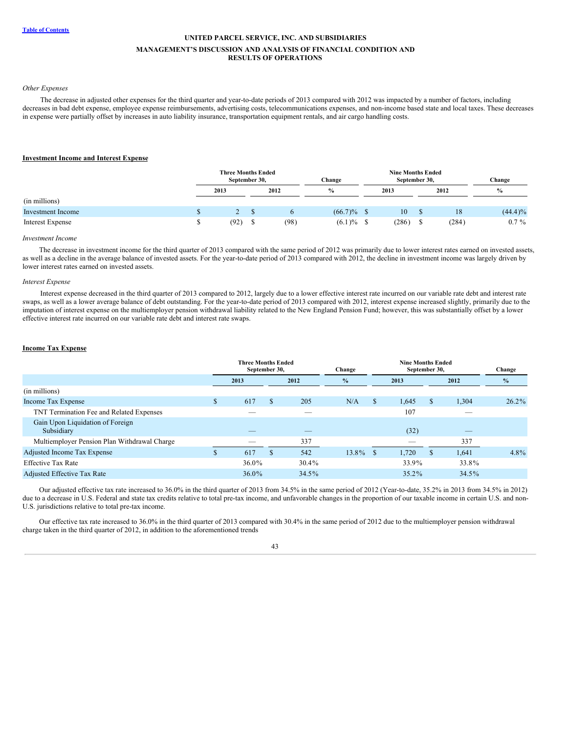UNITED PARCEL SERVICE, INC. AND SUBSIDIARIES

MANAGEMENT'S DISCUSSION AND ANALYSIS OF FINANCIAL CONDITION AND RESULTS OF OPERATIONS

*Other Expenses*

The decrease in adjusted other expenses for the third quarter and year-to-date periods of 2013 compared with 2012 was impacted by a number of factors, including decreases in bad debt expense, employee expense reimbursements, advertising costs, telecommunications expenses, and non-income based state and local taxes. These decreases in expense were partially offset by increases in auto liability insurance, transportation equipment rentals, and air cargo handling costs.

**Investment Income and Interest Expense**

| | Three Months Ended September 30, | | Change | Nine Months Ended September 30, | | Change |
|---|---|---|---|---|---|---|
| | 2013 | 2012 | % | 2013 | 2012 | % |
| (in millions) | | | | | | |
| Investment Income | $ 2 | $ 6 | (66.7)% | $ 10 | $ 18 | (44.4)% |
| Interest Expense | $ (92) | $ (98) | (6.1)% | $ (286) | $ (284) | 0.7 % |

*Investment Income*

The decrease in investment income for the third quarter of 2013 compared with the same period of 2012 was primarily due to lower interest rates earned on invested assets, as well as a decline in the average balance of invested assets. For the year-to-date period of 2013 compared with 2012, the decline in investment income was largely driven by lower interest rates earned on invested assets.

*Interest Expense*

Interest expense decreased in the third quarter of 2013 compared to 2012, largely due to a lower effective interest rate incurred on our variable rate debt and interest rate swaps, as well as a lower average balance of debt outstanding. For the year-to-date period of 2013 compared with 2012, interest expense increased slightly, primarily due to the imputation of interest expense on the multiemployer pension withdrawal liability related to the New England Pension Fund; however, this was substantially offset by a lower effective interest rate incurred on our variable rate debt and interest rate swaps.

**Income Tax Expense**

| | Three Months Ended September 30, | | Change | Nine Months Ended September 30, | | Change |
|---|---|---|---|---|---|---|
| | 2013 | 2012 | % | 2013 | 2012 | % |
| (in millions) | | | | | | |
| Income Tax Expense | $ 617 | $ 205 | N/A | $ 1,645 | $ 1,304 | 26.2% |
| TNT Termination Fee and Related Expenses | — | — | | 107 | — | |
| Gain Upon Liquidation of Foreign Subsidiary | — | — | | (32) | — | |
| Multiemployer Pension Plan Withdrawal Charge | — | 337 | | — | 337 | |
| Adjusted Income Tax Expense | $ 617 | $ 542 | 13.8% | $ 1,720 | $ 1,641 | 4.8% |
| Effective Tax Rate | 36.0% | 30.4% | | 33.9% | 33.8% | |
| Adjusted Effective Tax Rate | 36.0% | 34.5% | | 35.2% | 34.5% | |

Our adjusted effective tax rate increased to 36.0% in the third quarter of 2013 from 34.5% in the same period of 2012 (Year-to-date, 35.2% in 2013 from 34.5% in 2012) due to a decrease in U.S. Federal and state tax credits relative to total pre-tax income, and unfavorable changes in the proportion of our taxable income in certain U.S. and non-U.S. jurisdictions relative to total pre-tax income.

Our effective tax rate increased to 36.0% in the third quarter of 2013 compared with 30.4% in the same period of 2012 due to the multiemployer pension withdrawal charge taken in the third quarter of 2012, in addition to the aforementioned trends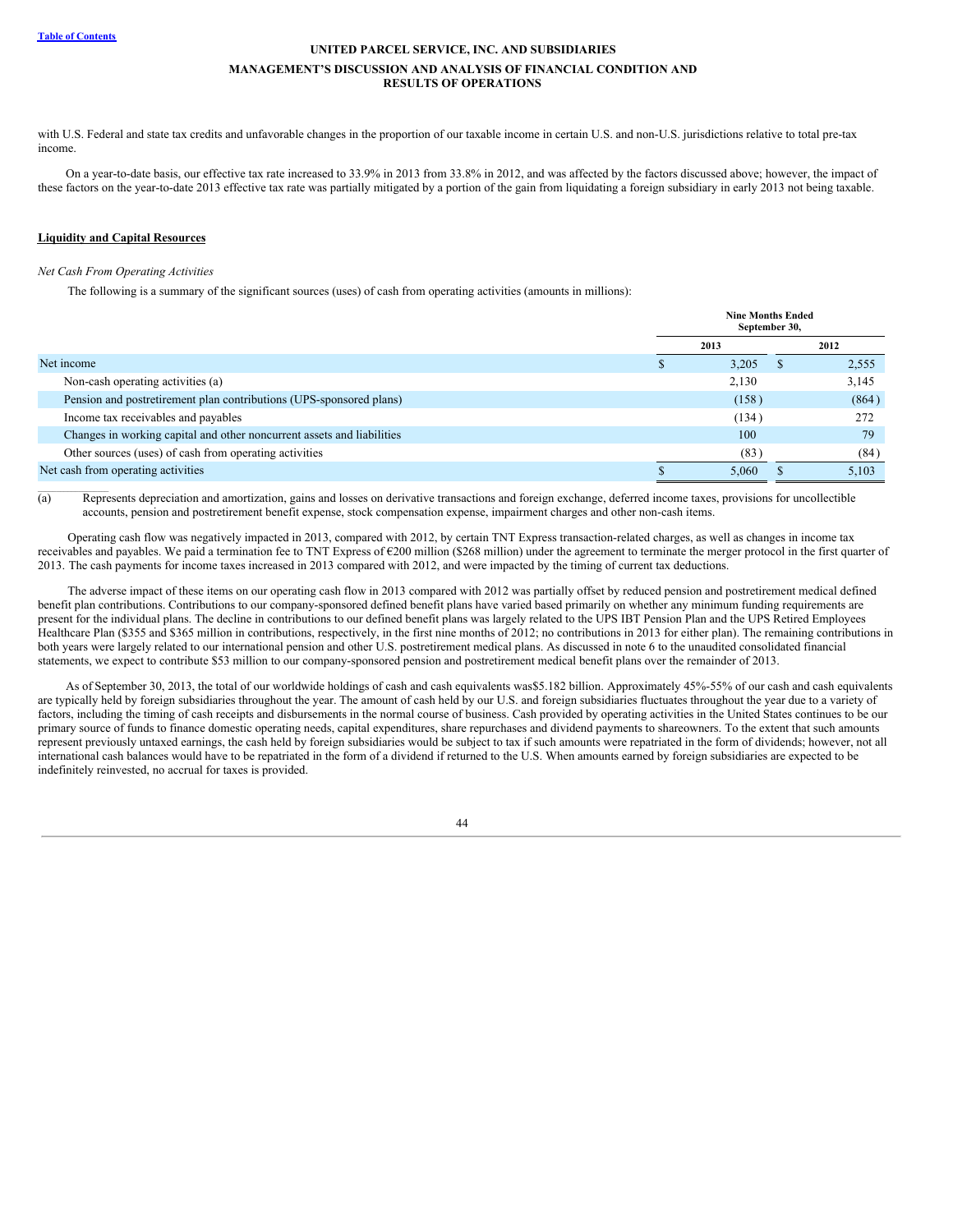with U.S. Federal and state tax credits and unfavorable changes in the proportion of our taxable income in certain U.S. and non-U.S. jurisdictions relative to total pre-tax income.

On a year-to-date basis, our effective tax rate increased to 33.9% in 2013 from 33.8% in 2012, and was affected by the factors discussed above; however, the impact of these factors on the year-to-date 2013 effective tax rate was partially mitigated by a portion of the gain from liquidating a foreign subsidiary in early 2013 not being taxable.

## Liquidity and Capital Resources

*Net Cash From Operating Activities*

The following is a summary of the significant sources (uses) of cash from operating activities (amounts in millions):

| | Nine Months Ended September 30, | |
|---|---|---|
| | 2013 | 2012 |
| Net income | $ 3,205 | $ 2,555 |
| Non-cash operating activities (a) | 2,130 | 3,145 |
| Pension and postretirement plan contributions (UPS-sponsored plans) | (158) | (864) |
| Income tax receivables and payables | (134) | 272 |
| Changes in working capital and other noncurrent assets and liabilities | 100 | 79 |
| Other sources (uses) of cash from operating activities | (83) | (84) |
| Net cash from operating activities | $ 5,060 | $ 5,103 |

(a) Represents depreciation and amortization, gains and losses on derivative transactions and foreign exchange, deferred income taxes, provisions for uncollectible accounts, pension and postretirement benefit expense, stock compensation expense, impairment charges and other non-cash items.

Operating cash flow was negatively impacted in 2013, compared with 2012, by certain TNT Express transaction-related charges, as well as changes in income tax receivables and payables. We paid a termination fee to TNT Express of €200 million ($268 million) under the agreement to terminate the merger protocol in the first quarter of 2013. The cash payments for income taxes increased in 2013 compared with 2012, and were impacted by the timing of current tax deductions.

The adverse impact of these items on our operating cash flow in 2013 compared with 2012 was partially offset by reduced pension and postretirement medical defined benefit plan contributions. Contributions to our company-sponsored defined benefit plans have varied based primarily on whether any minimum funding requirements are present for the individual plans. The decline in contributions to our defined benefit plans was largely related to the UPS IBT Pension Plan and the UPS Retired Employees Healthcare Plan ($355 and $365 million in contributions, respectively, in the first nine months of 2012; no contributions in 2013 for either plan). The remaining contributions in both years were largely related to our international pension and other U.S. postretirement medical plans. As discussed in note 6 to the unaudited consolidated financial statements, we expect to contribute $53 million to our company-sponsored pension and postretirement medical benefit plans over the remainder of 2013.

As of September 30, 2013, the total of our worldwide holdings of cash and cash equivalents was$5.182 billion. Approximately 45%-55% of our cash and cash equivalents are typically held by foreign subsidiaries throughout the year. The amount of cash held by our U.S. and foreign subsidiaries fluctuates throughout the year due to a variety of factors, including the timing of cash receipts and disbursements in the normal course of business. Cash provided by operating activities in the United States continues to be our primary source of funds to finance domestic operating needs, capital expenditures, share repurchases and dividend payments to shareowners. To the extent that such amounts represent previously untaxed earnings, the cash held by foreign subsidiaries would be subject to tax if such amounts were repatriated in the form of dividends; however, not all international cash balances would have to be repatriated in the form of a dividend if returned to the U.S. When amounts earned by foreign subsidiaries are expected to be indefinitely reinvested, no accrual for taxes is provided.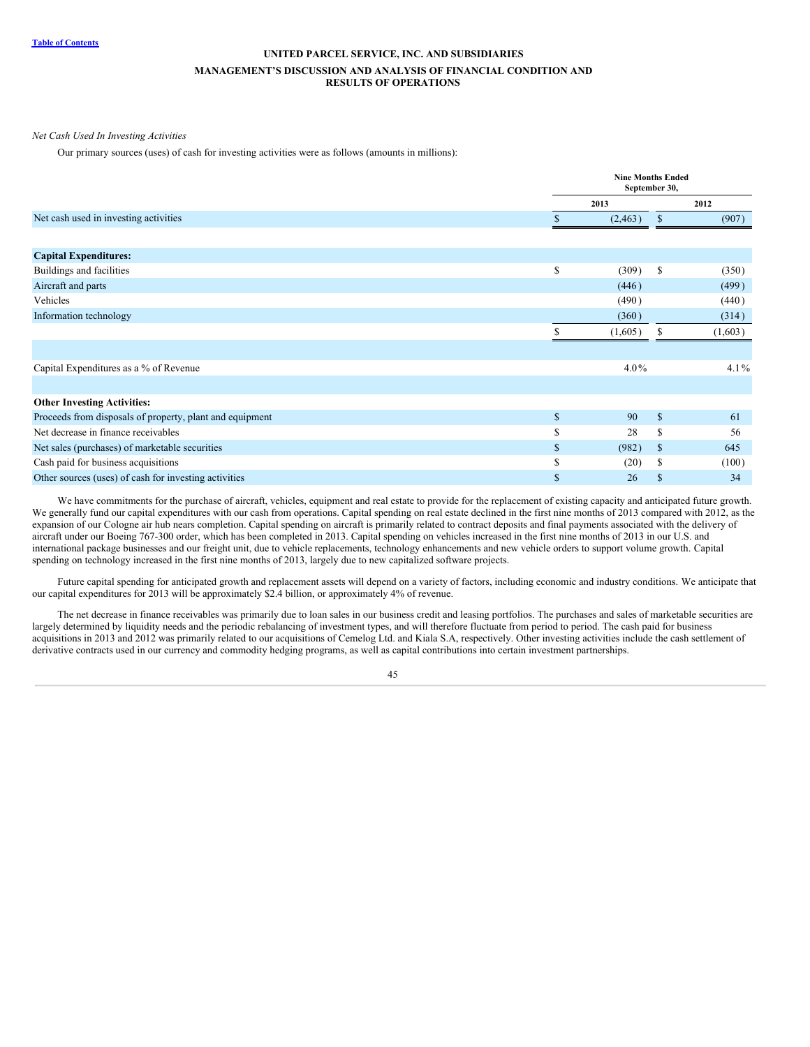*Net Cash Used In Investing Activities*

Our primary sources (uses) of cash for investing activities were as follows (amounts in millions):

| | Nine Months Ended September 30, | |
|---|---|---|
| | 2013 | 2012 |
| Net cash used in investing activities | $ (2,463) | $ (907) |
| | | |
| **Capital Expenditures:** | | |
| Buildings and facilities | $ (309) | $ (350) |
| Aircraft and parts | (446) | (499) |
| Vehicles | (490) | (440) |
| Information technology | (360) | (314) |
| | $ (1,605) | $ (1,603) |
| | | |
| Capital Expenditures as a % of Revenue | 4.0% | 4.1% |
| | | |
| **Other Investing Activities:** | | |
| Proceeds from disposals of property, plant and equipment | $ 90 | $ 61 |
| Net decrease in finance receivables | $ 28 | $ 56 |
| Net sales (purchases) of marketable securities | $ (982) | $ 645 |
| Cash paid for business acquisitions | $ (20) | $ (100) |
| Other sources (uses) of cash for investing activities | $ 26 | $ 34 |

We have commitments for the purchase of aircraft, vehicles, equipment and real estate to provide for the replacement of existing capacity and anticipated future growth. We generally fund our capital expenditures with our cash from operations. Capital spending on real estate declined in the first nine months of 2013 compared with 2012, as the expansion of our Cologne air hub nears completion. Capital spending on aircraft is primarily related to contract deposits and final payments associated with the delivery of aircraft under our Boeing 767-300 order, which has been completed in 2013. Capital spending on vehicles increased in the first nine months of 2013 in our U.S. and international package businesses and our freight unit, due to vehicle replacements, technology enhancements and new vehicle orders to support volume growth. Capital spending on technology increased in the first nine months of 2013, largely due to new capitalized software projects.

Future capital spending for anticipated growth and replacement assets will depend on a variety of factors, including economic and industry conditions. We anticipate that our capital expenditures for 2013 will be approximately $2.4 billion, or approximately 4% of revenue.

The net decrease in finance receivables was primarily due to loan sales in our business credit and leasing portfolios. The purchases and sales of marketable securities are largely determined by liquidity needs and the periodic rebalancing of investment types, and will therefore fluctuate from period to period. The cash paid for business acquisitions in 2013 and 2012 was primarily related to our acquisitions of Cemelog Ltd. and Kiala S.A, respectively. Other investing activities include the cash settlement of derivative contracts used in our currency and commodity hedging programs, as well as capital contributions into certain investment partnerships.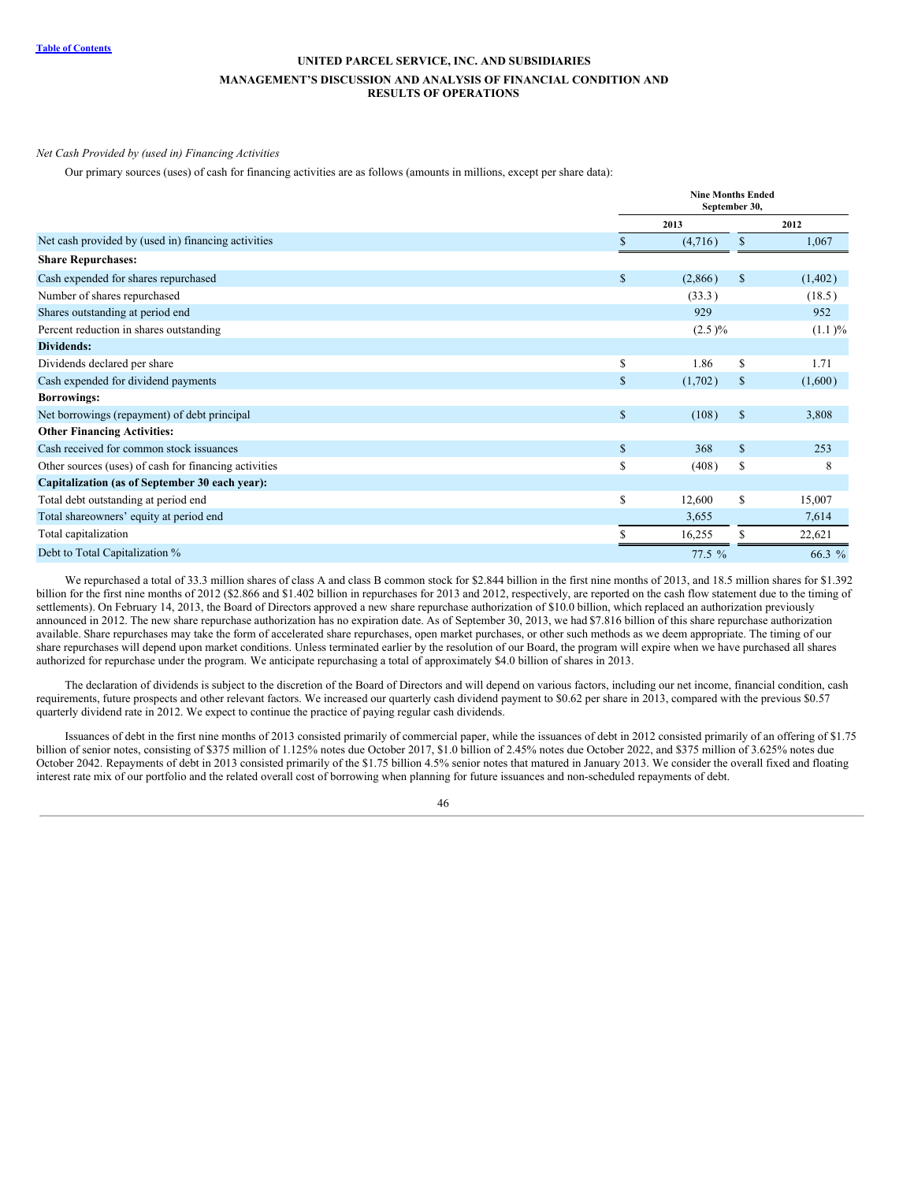*Net Cash Provided by (used in) Financing Activities*

Our primary sources (uses) of cash for financing activities are as follows (amounts in millions, except per share data):

| | Nine Months Ended September 30, | |
|---|---|---|
| | 2013 | 2012 |
| Net cash provided by (used in) financing activities | $ (4,716) | $ 1,067 |
| **Share Repurchases:** | | |
| Cash expended for shares repurchased | $ (2,866) | $ (1,402) |
| Number of shares repurchased | (33.3) | (18.5) |
| Shares outstanding at period end | 929 | 952 |
| Percent reduction in shares outstanding | (2.5)% | (1.1)% |
| **Dividends:** | | |
| Dividends declared per share | $ 1.86 | $ 1.71 |
| Cash expended for dividend payments | $ (1,702) | $ (1,600) |
| **Borrowings:** | | |
| Net borrowings (repayment) of debt principal | $ (108) | $ 3,808 |
| **Other Financing Activities:** | | |
| Cash received for common stock issuances | $ 368 | $ 253 |
| Other sources (uses) of cash for financing activities | $ (408) | $ 8 |
| **Capitalization (as of September 30 each year):** | | |
| Total debt outstanding at period end | $ 12,600 | $ 15,007 |
| Total shareowners' equity at period end | 3,655 | 7,614 |
| Total capitalization | $ 16,255 | $ 22,621 |
| Debt to Total Capitalization % | 77.5 % | 66.3 % |

We repurchased a total of 33.3 million shares of class A and class B common stock for $2.844 billion in the first nine months of 2013, and 18.5 million shares for $1.392 billion for the first nine months of 2012 ($2.866 and $1.402 billion in repurchases for 2013 and 2012, respectively, are reported on the cash flow statement due to the timing of settlements). On February 14, 2013, the Board of Directors approved a new share repurchase authorization of $10.0 billion, which replaced an authorization previously announced in 2012. The new share repurchase authorization has no expiration date. As of September 30, 2013, we had $7.816 billion of this share repurchase authorization available. Share repurchases may take the form of accelerated share repurchases, open market purchases, or other such methods as we deem appropriate. The timing of our share repurchases will depend upon market conditions. Unless terminated earlier by the resolution of our Board, the program will expire when we have purchased all shares authorized for repurchase under the program. We anticipate repurchasing a total of approximately $4.0 billion of shares in 2013.

The declaration of dividends is subject to the discretion of the Board of Directors and will depend on various factors, including our net income, financial condition, cash requirements, future prospects and other relevant factors. We increased our quarterly cash dividend payment to $0.62 per share in 2013, compared with the previous $0.57 quarterly dividend rate in 2012. We expect to continue the practice of paying regular cash dividends.

Issuances of debt in the first nine months of 2013 consisted primarily of commercial paper, while the issuances of debt in 2012 consisted primarily of an offering of $1.75 billion of senior notes, consisting of $375 million of 1.125% notes due October 2017, $1.0 billion of 2.45% notes due October 2022, and $375 million of 3.625% notes due October 2042. Repayments of debt in 2013 consisted primarily of the $1.75 billion 4.5% senior notes that matured in January 2013. We consider the overall fixed and floating interest rate mix of our portfolio and the related overall cost of borrowing when planning for future issuances and non-scheduled repayments of debt.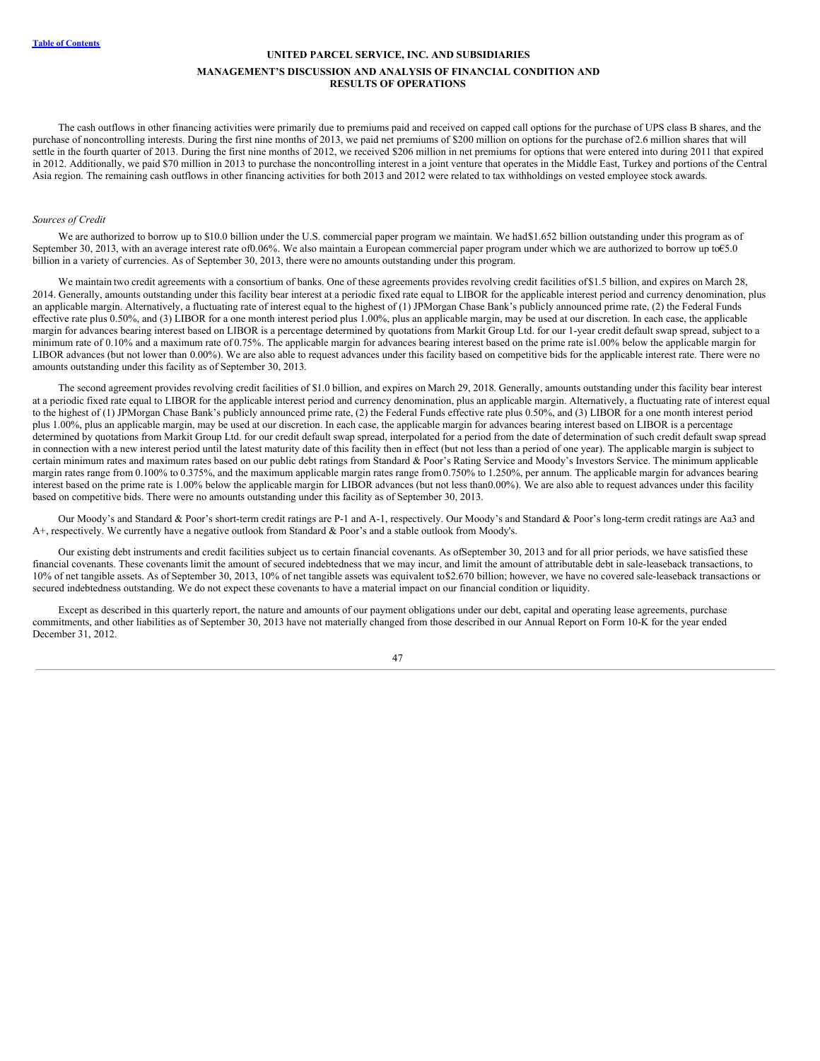The cash outflows in other financing activities were primarily due to premiums paid and received on capped call options for the purchase of UPS class B shares, and the purchase of noncontrolling interests. During the first nine months of 2013, we paid net premiums of $200 million on options for the purchase of 2.6 million shares that will settle in the fourth quarter of 2013. During the first nine months of 2012, we received $206 million in net premiums for options that were entered into during 2011 that expired in 2012. Additionally, we paid $70 million in 2013 to purchase the noncontrolling interest in a joint venture that operates in the Middle East, Turkey and portions of the Central Asia region. The remaining cash outflows in other financing activities for both 2013 and 2012 were related to tax withholdings on vested employee stock awards.

*Sources of Credit*

We are authorized to borrow up to $10.0 billion under the U.S. commercial paper program we maintain. We had $1.652 billion outstanding under this program as of September 30, 2013, with an average interest rate of 0.06%. We also maintain a European commercial paper program under which we are authorized to borrow up to €5.0 billion in a variety of currencies. As of September 30, 2013, there were no amounts outstanding under this program.

We maintain two credit agreements with a consortium of banks. One of these agreements provides revolving credit facilities of $1.5 billion, and expires on March 28, 2014. Generally, amounts outstanding under this facility bear interest at a periodic fixed rate equal to LIBOR for the applicable interest period and currency denomination, plus an applicable margin. Alternatively, a fluctuating rate of interest equal to the highest of (1) JPMorgan Chase Bank's publicly announced prime rate, (2) the Federal Funds effective rate plus 0.50%, and (3) LIBOR for a one month interest period plus 1.00%, plus an applicable margin, may be used at our discretion. In each case, the applicable margin for advances bearing interest based on LIBOR is a percentage determined by quotations from Markit Group Ltd. for our 1-year credit default swap spread, subject to a minimum rate of 0.10% and a maximum rate of 0.75%. The applicable margin for advances bearing interest based on the prime rate is 1.00% below the applicable margin for LIBOR advances (but not lower than 0.00%). We are also able to request advances under this facility based on competitive bids for the applicable interest rate. There were no amounts outstanding under this facility as of September 30, 2013.

The second agreement provides revolving credit facilities of $1.0 billion, and expires on March 29, 2018. Generally, amounts outstanding under this facility bear interest at a periodic fixed rate equal to LIBOR for the applicable interest period and currency denomination, plus an applicable margin. Alternatively, a fluctuating rate of interest equal to the highest of (1) JPMorgan Chase Bank's publicly announced prime rate, (2) the Federal Funds effective rate plus 0.50%, and (3) LIBOR for a one month interest period plus 1.00%, plus an applicable margin, may be used at our discretion. In each case, the applicable margin for advances bearing interest based on LIBOR is a percentage determined by quotations from Markit Group Ltd. for our credit default swap spread, interpolated for a period from the date of determination of such credit default swap spread in connection with a new interest period until the latest maturity date of this facility then in effect (but not less than a period of one year). The applicable margin is subject to certain minimum rates and maximum rates based on our public debt ratings from Standard & Poor's Rating Service and Moody's Investors Service. The minimum applicable margin rates range from 0.100% to 0.375%, and the maximum applicable margin rates range from 0.750% to 1.250%, per annum. The applicable margin for advances bearing interest based on the prime rate is 1.00% below the applicable margin for LIBOR advances (but not less than 0.00%). We are also able to request advances under this facility based on competitive bids. There were no amounts outstanding under this facility as of September 30, 2013.

Our Moody's and Standard & Poor's short-term credit ratings are P-1 and A-1, respectively. Our Moody's and Standard & Poor's long-term credit ratings are Aa3 and A+, respectively. We currently have a negative outlook from Standard & Poor's and a stable outlook from Moody's.

Our existing debt instruments and credit facilities subject us to certain financial covenants. As of September 30, 2013 and for all prior periods, we have satisfied these financial covenants. These covenants limit the amount of secured indebtedness that we may incur, and limit the amount of attributable debt in sale-leaseback transactions, to 10% of net tangible assets. As of September 30, 2013, 10% of net tangible assets was equivalent to $2.670 billion; however, we have no covered sale-leaseback transactions or secured indebtedness outstanding. We do not expect these covenants to have a material impact on our financial condition or liquidity.

Except as described in this quarterly report, the nature and amounts of our payment obligations under our debt, capital and operating lease agreements, purchase commitments, and other liabilities as of September 30, 2013 have not materially changed from those described in our Annual Report on Form 10-K for the year ended December 31, 2012.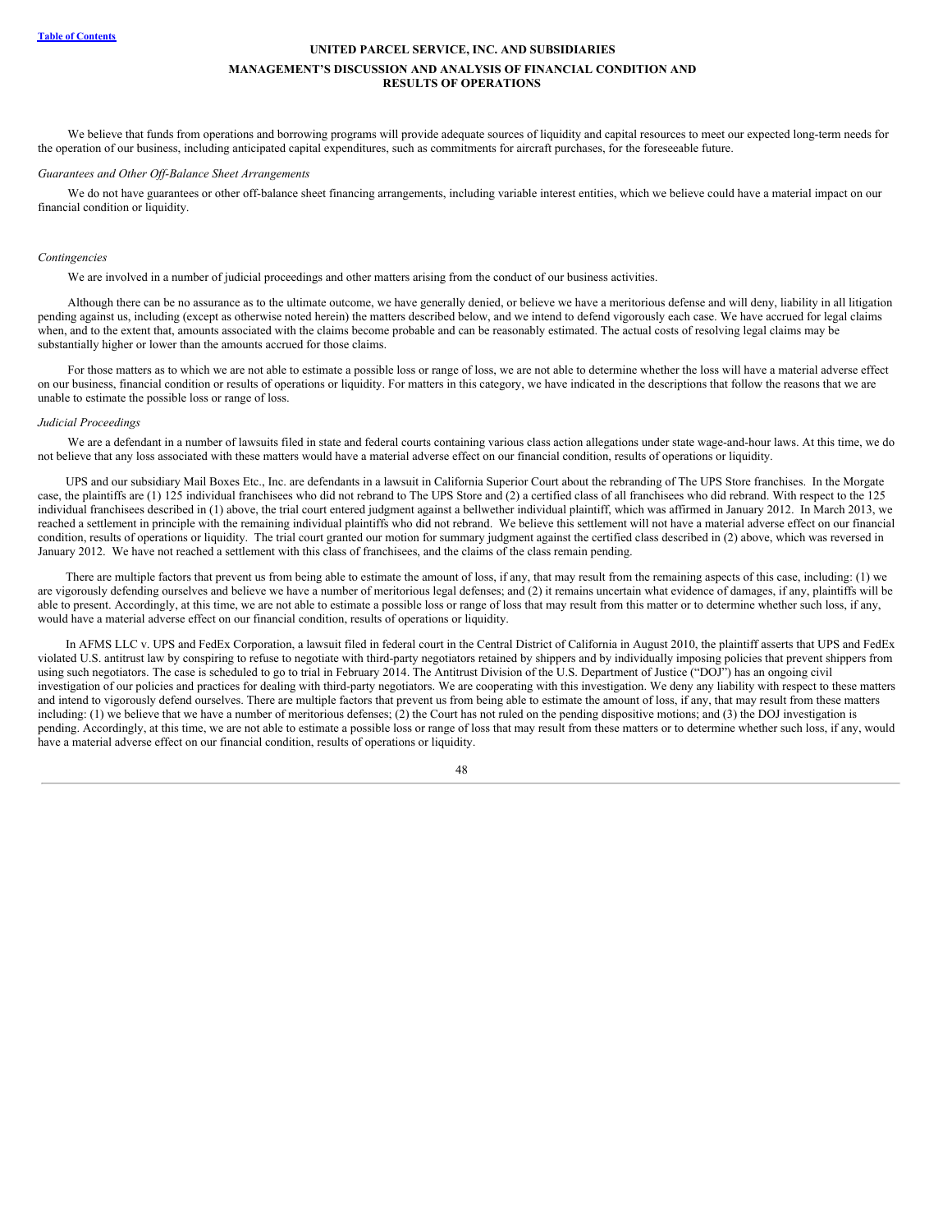We believe that funds from operations and borrowing programs will provide adequate sources of liquidity and capital resources to meet our expected long-term needs for the operation of our business, including anticipated capital expenditures, such as commitments for aircraft purchases, for the foreseeable future.

*Guarantees and Other Off-Balance Sheet Arrangements*

We do not have guarantees or other off-balance sheet financing arrangements, including variable interest entities, which we believe could have a material impact on our financial condition or liquidity.

*Contingencies*

We are involved in a number of judicial proceedings and other matters arising from the conduct of our business activities.

Although there can be no assurance as to the ultimate outcome, we have generally denied, or believe we have a meritorious defense and will deny, liability in all litigation pending against us, including (except as otherwise noted herein) the matters described below, and we intend to defend vigorously each case. We have accrued for legal claims when, and to the extent that, amounts associated with the claims become probable and can be reasonably estimated. The actual costs of resolving legal claims may be substantially higher or lower than the amounts accrued for those claims.

For those matters as to which we are not able to estimate a possible loss or range of loss, we are not able to determine whether the loss will have a material adverse effect on our business, financial condition or results of operations or liquidity. For matters in this category, we have indicated in the descriptions that follow the reasons that we are unable to estimate the possible loss or range of loss.

*Judicial Proceedings*

We are a defendant in a number of lawsuits filed in state and federal courts containing various class action allegations under state wage-and-hour laws. At this time, we do not believe that any loss associated with these matters would have a material adverse effect on our financial condition, results of operations or liquidity.

UPS and our subsidiary Mail Boxes Etc., Inc. are defendants in a lawsuit in California Superior Court about the rebranding of The UPS Store franchises. In the Morgate case, the plaintiffs are (1) 125 individual franchisees who did not rebrand to The UPS Store and (2) a certified class of all franchisees who did rebrand. With respect to the 125 individual franchisees described in (1) above, the trial court entered judgment against a bellwether individual plaintiff, which was affirmed in January 2012. In March 2013, we reached a settlement in principle with the remaining individual plaintiffs who did not rebrand. We believe this settlement will not have a material adverse effect on our financial condition, results of operations or liquidity. The trial court granted our motion for summary judgment against the certified class described in (2) above, which was reversed in January 2012. We have not reached a settlement with this class of franchisees, and the claims of the class remain pending.

There are multiple factors that prevent us from being able to estimate the amount of loss, if any, that may result from the remaining aspects of this case, including: (1) we are vigorously defending ourselves and believe we have a number of meritorious legal defenses; and (2) it remains uncertain what evidence of damages, if any, plaintiffs will be able to present. Accordingly, at this time, we are not able to estimate a possible loss or range of loss that may result from this matter or to determine whether such loss, if any, would have a material adverse effect on our financial condition, results of operations or liquidity.

In AFMS LLC v. UPS and FedEx Corporation, a lawsuit filed in federal court in the Central District of California in August 2010, the plaintiff asserts that UPS and FedEx violated U.S. antitrust law by conspiring to refuse to negotiate with third-party negotiators retained by shippers and by individually imposing policies that prevent shippers from using such negotiators. The case is scheduled to go to trial in February 2014. The Antitrust Division of the U.S. Department of Justice ("DOJ") has an ongoing civil investigation of our policies and practices for dealing with third-party negotiators. We are cooperating with this investigation. We deny any liability with respect to these matters and intend to vigorously defend ourselves. There are multiple factors that prevent us from being able to estimate the amount of loss, if any, that may result from these matters including: (1) we believe that we have a number of meritorious defenses; (2) the Court has not ruled on the pending dispositive motions; and (3) the DOJ investigation is pending. Accordingly, at this time, we are not able to estimate a possible loss or range of loss that may result from these matters or to determine whether such loss, if any, would have a material adverse effect on our financial condition, results of operations or liquidity.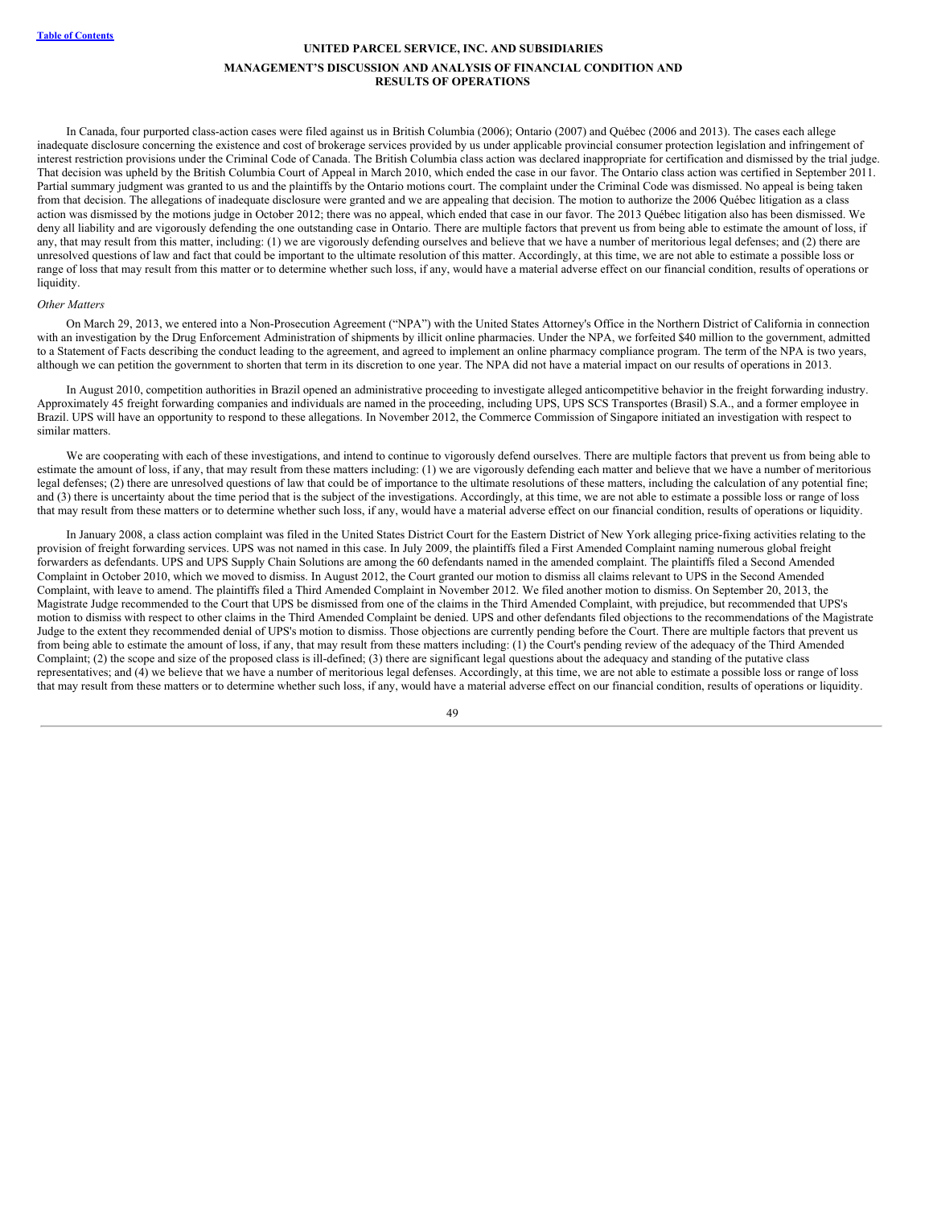In Canada, four purported class-action cases were filed against us in British Columbia (2006); Ontario (2007) and Québec (2006 and 2013). The cases each allege inadequate disclosure concerning the existence and cost of brokerage services provided by us under applicable provincial consumer protection legislation and infringement of interest restriction provisions under the Criminal Code of Canada. The British Columbia class action was declared inappropriate for certification and dismissed by the trial judge. That decision was upheld by the British Columbia Court of Appeal in March 2010, which ended the case in our favor. The Ontario class action was certified in September 2011. Partial summary judgment was granted to us and the plaintiffs by the Ontario motions court. The complaint under the Criminal Code was dismissed. No appeal is being taken from that decision. The allegations of inadequate disclosure were granted and we are appealing that decision. The motion to authorize the 2006 Québec litigation as a class action was dismissed by the motions judge in October 2012; there was no appeal, which ended that case in our favor. The 2013 Québec litigation also has been dismissed. We deny all liability and are vigorously defending the one outstanding case in Ontario. There are multiple factors that prevent us from being able to estimate the amount of loss, if any, that may result from this matter, including: (1) we are vigorously defending ourselves and believe that we have a number of meritorious legal defenses; and (2) there are unresolved questions of law and fact that could be important to the ultimate resolution of this matter. Accordingly, at this time, we are not able to estimate a possible loss or range of loss that may result from this matter or to determine whether such loss, if any, would have a material adverse effect on our financial condition, results of operations or liquidity.

*Other Matters*

On March 29, 2013, we entered into a Non-Prosecution Agreement ("NPA") with the United States Attorney's Office in the Northern District of California in connection with an investigation by the Drug Enforcement Administration of shipments by illicit online pharmacies. Under the NPA, we forfeited $40 million to the government, admitted to a Statement of Facts describing the conduct leading to the agreement, and agreed to implement an online pharmacy compliance program. The term of the NPA is two years, although we can petition the government to shorten that term in its discretion to one year. The NPA did not have a material impact on our results of operations in 2013.

In August 2010, competition authorities in Brazil opened an administrative proceeding to investigate alleged anticompetitive behavior in the freight forwarding industry. Approximately 45 freight forwarding companies and individuals are named in the proceeding, including UPS, UPS SCS Transportes (Brasil) S.A., and a former employee in Brazil. UPS will have an opportunity to respond to these allegations. In November 2012, the Commerce Commission of Singapore initiated an investigation with respect to similar matters.

We are cooperating with each of these investigations, and intend to continue to vigorously defend ourselves. There are multiple factors that prevent us from being able to estimate the amount of loss, if any, that may result from these matters including: (1) we are vigorously defending each matter and believe that we have a number of meritorious legal defenses; (2) there are unresolved questions of law that could be of importance to the ultimate resolutions of these matters, including the calculation of any potential fine; and (3) there is uncertainty about the time period that is the subject of the investigations. Accordingly, at this time, we are not able to estimate a possible loss or range of loss that may result from these matters or to determine whether such loss, if any, would have a material adverse effect on our financial condition, results of operations or liquidity.

In January 2008, a class action complaint was filed in the United States District Court for the Eastern District of New York alleging price-fixing activities relating to the provision of freight forwarding services. UPS was not named in this case. In July 2009, the plaintiffs filed a First Amended Complaint naming numerous global freight forwarders as defendants. UPS and UPS Supply Chain Solutions are among the 60 defendants named in the amended complaint. The plaintiffs filed a Second Amended Complaint in October 2010, which we moved to dismiss. In August 2012, the Court granted our motion to dismiss all claims relevant to UPS in the Second Amended Complaint, with leave to amend. The plaintiffs filed a Third Amended Complaint in November 2012. We filed another motion to dismiss. On September 20, 2013, the Magistrate Judge recommended to the Court that UPS be dismissed from one of the claims in the Third Amended Complaint, with prejudice, but recommended that UPS's motion to dismiss with respect to other claims in the Third Amended Complaint be denied. UPS and other defendants filed objections to the recommendations of the Magistrate Judge to the extent they recommended denial of UPS's motion to dismiss. Those objections are currently pending before the Court. There are multiple factors that prevent us from being able to estimate the amount of loss, if any, that may result from these matters including: (1) the Court's pending review of the adequacy of the Third Amended Complaint; (2) the scope and size of the proposed class is ill-defined; (3) there are significant legal questions about the adequacy and standing of the putative class representatives; and (4) we believe that we have a number of meritorious legal defenses. Accordingly, at this time, we are not able to estimate a possible loss or range of loss that may result from these matters or to determine whether such loss, if any, would have a material adverse effect on our financial condition, results of operations or liquidity.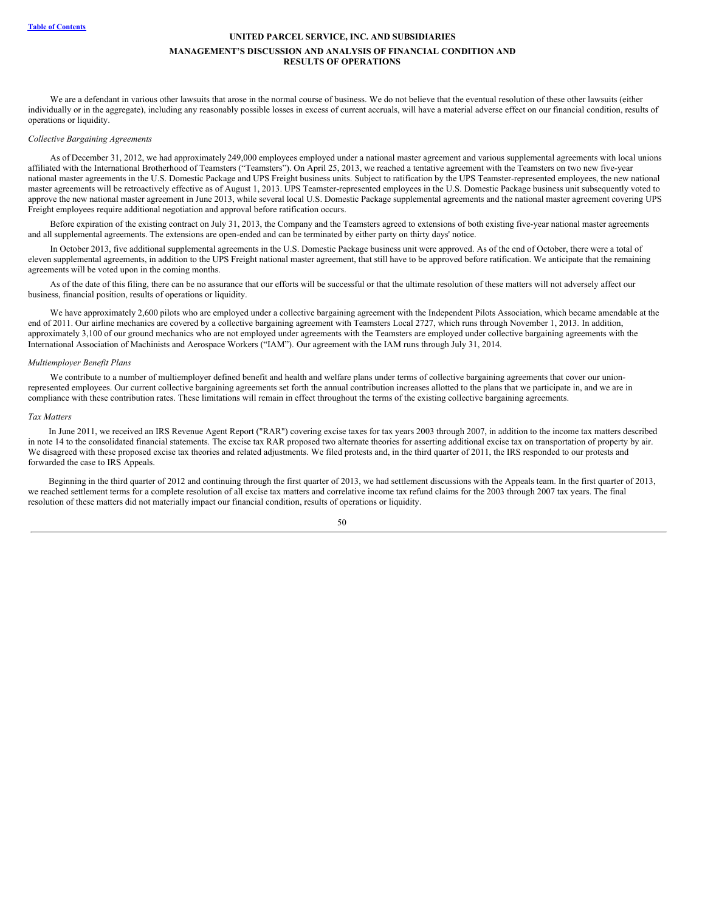We are a defendant in various other lawsuits that arose in the normal course of business. We do not believe that the eventual resolution of these other lawsuits (either individually or in the aggregate), including any reasonably possible losses in excess of current accruals, will have a material adverse effect on our financial condition, results of operations or liquidity.

*Collective Bargaining Agreements*

As of December 31, 2012, we had approximately 249,000 employees employed under a national master agreement and various supplemental agreements with local unions affiliated with the International Brotherhood of Teamsters ("Teamsters"). On April 25, 2013, we reached a tentative agreement with the Teamsters on two new five-year national master agreements in the U.S. Domestic Package and UPS Freight business units. Subject to ratification by the UPS Teamster-represented employees, the new national master agreements will be retroactively effective as of August 1, 2013. UPS Teamster-represented employees in the U.S. Domestic Package business unit subsequently voted to approve the new national master agreement in June 2013, while several local U.S. Domestic Package supplemental agreements and the national master agreement covering UPS Freight employees require additional negotiation and approval before ratification occurs.

Before expiration of the existing contract on July 31, 2013, the Company and the Teamsters agreed to extensions of both existing five-year national master agreements and all supplemental agreements. The extensions are open-ended and can be terminated by either party on thirty days' notice.

In October 2013, five additional supplemental agreements in the U.S. Domestic Package business unit were approved. As of the end of October, there were a total of eleven supplemental agreements, in addition to the UPS Freight national master agreement, that still have to be approved before ratification. We anticipate that the remaining agreements will be voted upon in the coming months.

As of the date of this filing, there can be no assurance that our efforts will be successful or that the ultimate resolution of these matters will not adversely affect our business, financial position, results of operations or liquidity.

We have approximately 2,600 pilots who are employed under a collective bargaining agreement with the Independent Pilots Association, which became amendable at the end of 2011. Our airline mechanics are covered by a collective bargaining agreement with Teamsters Local 2727, which runs through November 1, 2013. In addition, approximately 3,100 of our ground mechanics who are not employed under agreements with the Teamsters are employed under collective bargaining agreements with the International Association of Machinists and Aerospace Workers ("IAM"). Our agreement with the IAM runs through July 31, 2014.

*Multiemployer Benefit Plans*

We contribute to a number of multiemployer defined benefit and health and welfare plans under terms of collective bargaining agreements that cover our union-represented employees. Our current collective bargaining agreements set forth the annual contribution increases allotted to the plans that we participate in, and we are in compliance with these contribution rates. These limitations will remain in effect throughout the terms of the existing collective bargaining agreements.

*Tax Matters*

In June 2011, we received an IRS Revenue Agent Report ("RAR") covering excise taxes for tax years 2003 through 2007, in addition to the income tax matters described in note 14 to the consolidated financial statements. The excise tax RAR proposed two alternate theories for asserting additional excise tax on transportation of property by air. We disagreed with these proposed excise tax theories and related adjustments. We filed protests and, in the third quarter of 2011, the IRS responded to our protests and forwarded the case to IRS Appeals.

Beginning in the third quarter of 2012 and continuing through the first quarter of 2013, we had settlement discussions with the Appeals team. In the first quarter of 2013, we reached settlement terms for a complete resolution of all excise tax matters and correlative income tax refund claims for the 2003 through 2007 tax years. The final resolution of these matters did not materially impact our financial condition, results of operations or liquidity.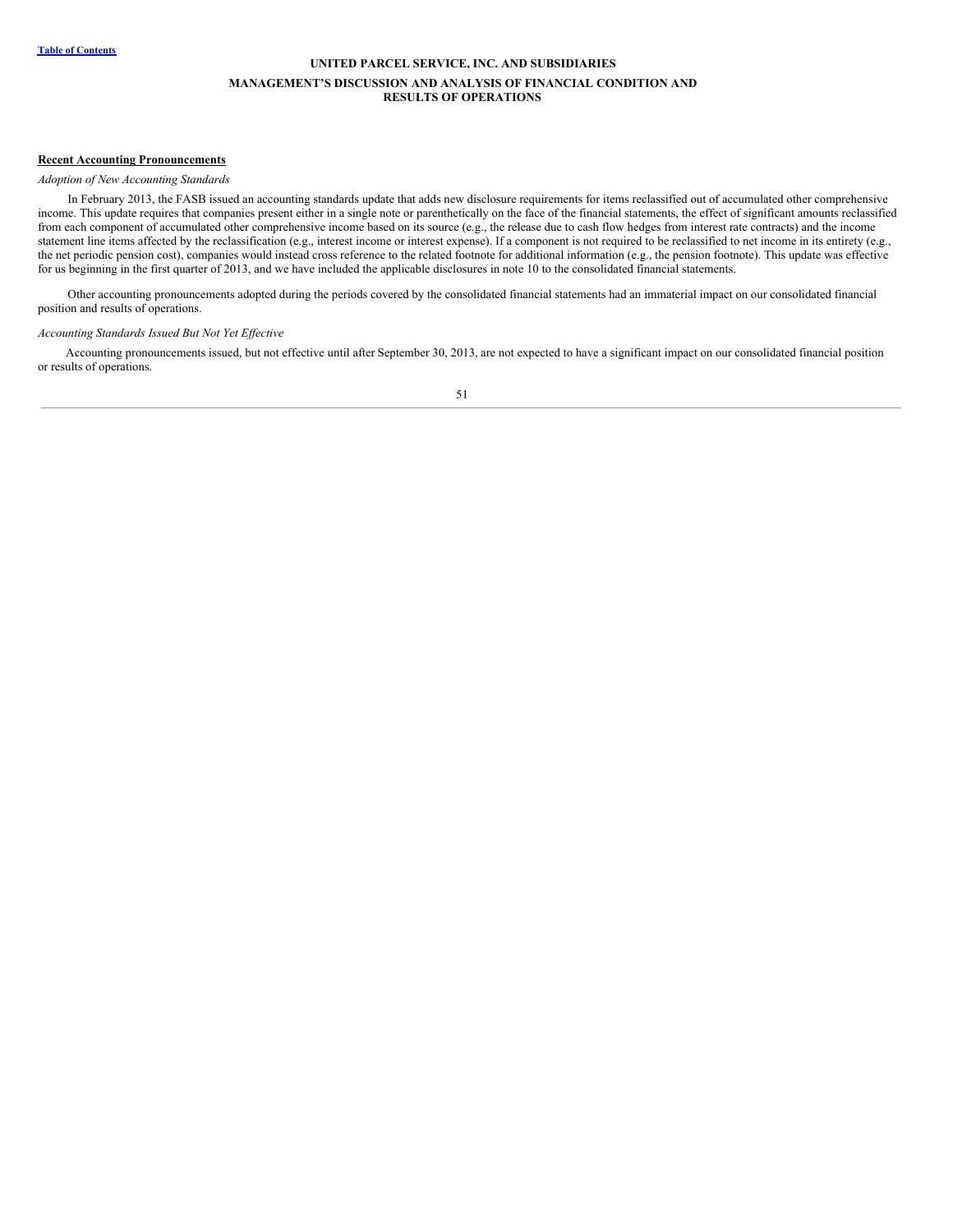## Recent Accounting Pronouncements

*Adoption of New Accounting Standards*

In February 2013, the FASB issued an accounting standards update that adds new disclosure requirements for items reclassified out of accumulated other comprehensive income. This update requires that companies present either in a single note or parenthetically on the face of the financial statements, the effect of significant amounts reclassified from each component of accumulated other comprehensive income based on its source (e.g., the release due to cash flow hedges from interest rate contracts) and the income statement line items affected by the reclassification (e.g., interest income or interest expense). If a component is not required to be reclassified to net income in its entirety (e.g., the net periodic pension cost), companies would instead cross reference to the related footnote for additional information (e.g., the pension footnote). This update was effective for us beginning in the first quarter of 2013, and we have included the applicable disclosures in note 10 to the consolidated financial statements.

Other accounting pronouncements adopted during the periods covered by the consolidated financial statements had an immaterial impact on our consolidated financial position and results of operations.

*Accounting Standards Issued But Not Yet Effective*

Accounting pronouncements issued, but not effective until after September 30, 2013, are not expected to have a significant impact on our consolidated financial position or results of operations.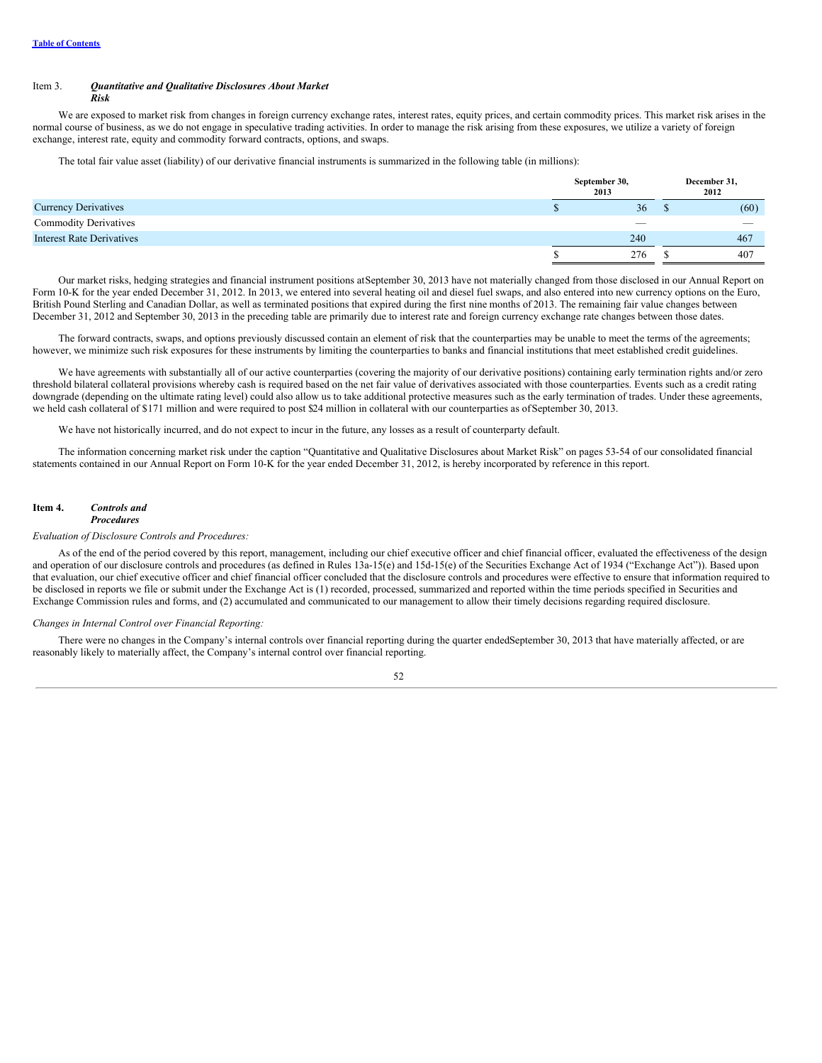[Table of Contents](#)

## Item 3. *Quantitative and Qualitative Disclosures About Market Risk*

We are exposed to market risk from changes in foreign currency exchange rates, interest rates, equity prices, and certain commodity prices. This market risk arises in the normal course of business, as we do not engage in speculative trading activities. In order to manage the risk arising from these exposures, we utilize a variety of foreign exchange, interest rate, equity and commodity forward contracts, options, and swaps.

The total fair value asset (liability) of our derivative financial instruments is summarized in the following table (in millions):

| | September 30, 2013 | December 31, 2012 |
|---|---|---|
| Currency Derivatives | $ 36 | $ (60) |
| Commodity Derivatives | — | — |
| Interest Rate Derivatives | 240 | 467 |
| | $ 276 | $ 407 |

Our market risks, hedging strategies and financial instrument positions atSeptember 30, 2013 have not materially changed from those disclosed in our Annual Report on Form 10-K for the year ended December 31, 2012. In 2013, we entered into several heating oil and diesel fuel swaps, and also entered into new currency options on the Euro, British Pound Sterling and Canadian Dollar, as well as terminated positions that expired during the first nine months of 2013. The remaining fair value changes between December 31, 2012 and September 30, 2013 in the preceding table are primarily due to interest rate and foreign currency exchange rate changes between those dates.

The forward contracts, swaps, and options previously discussed contain an element of risk that the counterparties may be unable to meet the terms of the agreements; however, we minimize such risk exposures for these instruments by limiting the counterparties to banks and financial institutions that meet established credit guidelines.

We have agreements with substantially all of our active counterparties (covering the majority of our derivative positions) containing early termination rights and/or zero threshold bilateral collateral provisions whereby cash is required based on the net fair value of derivatives associated with those counterparties. Events such as a credit rating downgrade (depending on the ultimate rating level) could also allow us to take additional protective measures such as the early termination of trades. Under these agreements, we held cash collateral of $171 million and were required to post $24 million in collateral with our counterparties as ofSeptember 30, 2013.

We have not historically incurred, and do not expect to incur in the future, any losses as a result of counterparty default.

The information concerning market risk under the caption "Quantitative and Qualitative Disclosures about Market Risk" on pages 53-54 of our consolidated financial statements contained in our Annual Report on Form 10-K for the year ended December 31, 2012, is hereby incorporated by reference in this report.

## Item 4. *Controls and Procedures*

*Evaluation of Disclosure Controls and Procedures:*

As of the end of the period covered by this report, management, including our chief executive officer and chief financial officer, evaluated the effectiveness of the design and operation of our disclosure controls and procedures (as defined in Rules 13a-15(e) and 15d-15(e) of the Securities Exchange Act of 1934 ("Exchange Act")). Based upon that evaluation, our chief executive officer and chief financial officer concluded that the disclosure controls and procedures were effective to ensure that information required to be disclosed in reports we file or submit under the Exchange Act is (1) recorded, processed, summarized and reported within the time periods specified in Securities and Exchange Commission rules and forms, and (2) accumulated and communicated to our management to allow their timely decisions regarding required disclosure.

*Changes in Internal Control over Financial Reporting:*

There were no changes in the Company's internal controls over financial reporting during the quarter endedSeptember 30, 2013 that have materially affected, or are reasonably likely to materially affect, the Company's internal control over financial reporting.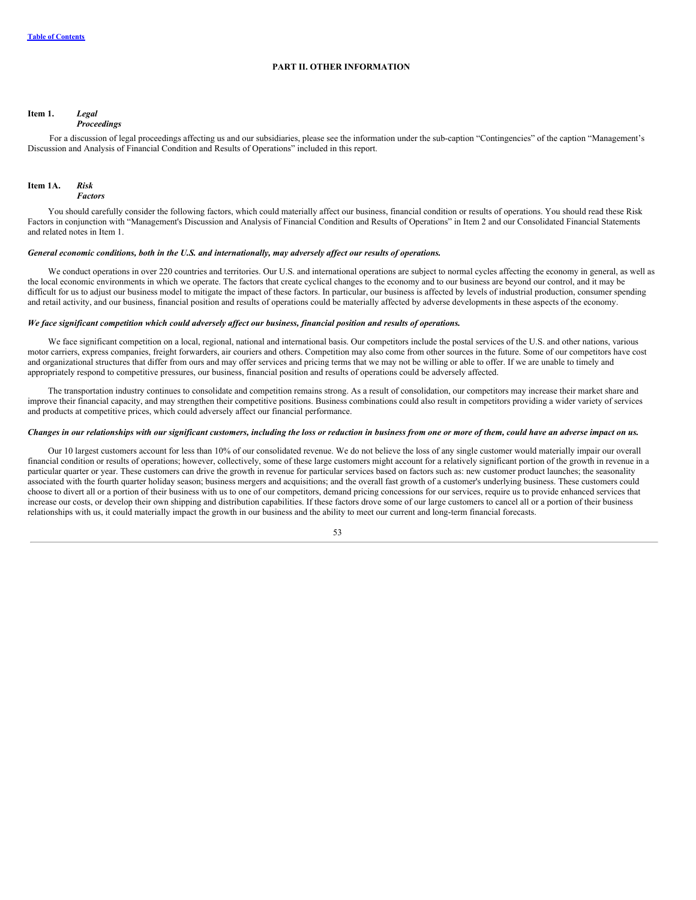# PART II. OTHER INFORMATION

## Item 1. *Legal Proceedings*

For a discussion of legal proceedings affecting us and our subsidiaries, please see the information under the sub-caption "Contingencies" of the caption "Management's Discussion and Analysis of Financial Condition and Results of Operations" included in this report.

## Item 1A. *Risk Factors*

You should carefully consider the following factors, which could materially affect our business, financial condition or results of operations. You should read these Risk Factors in conjunction with "Management's Discussion and Analysis of Financial Condition and Results of Operations" in Item 2 and our Consolidated Financial Statements and related notes in Item 1.

***General economic conditions, both in the U.S. and internationally, may adversely affect our results of operations.***

We conduct operations in over 220 countries and territories. Our U.S. and international operations are subject to normal cycles affecting the economy in general, as well as the local economic environments in which we operate. The factors that create cyclical changes to the economy and to our business are beyond our control, and it may be difficult for us to adjust our business model to mitigate the impact of these factors. In particular, our business is affected by levels of industrial production, consumer spending and retail activity, and our business, financial position and results of operations could be materially affected by adverse developments in these aspects of the economy.

***We face significant competition which could adversely affect our business, financial position and results of operations.***

We face significant competition on a local, regional, national and international basis. Our competitors include the postal services of the U.S. and other nations, various motor carriers, express companies, freight forwarders, air couriers and others. Competition may also come from other sources in the future. Some of our competitors have cost and organizational structures that differ from ours and may offer services and pricing terms that we may not be willing or able to offer. If we are unable to timely and appropriately respond to competitive pressures, our business, financial position and results of operations could be adversely affected.

The transportation industry continues to consolidate and competition remains strong. As a result of consolidation, our competitors may increase their market share and improve their financial capacity, and may strengthen their competitive positions. Business combinations could also result in competitors providing a wider variety of services and products at competitive prices, which could adversely affect our financial performance.

***Changes in our relationships with our significant customers, including the loss or reduction in business from one or more of them, could have an adverse impact on us.***

Our 10 largest customers account for less than 10% of our consolidated revenue. We do not believe the loss of any single customer would materially impair our overall financial condition or results of operations; however, collectively, some of these large customers might account for a relatively significant portion of the growth in revenue in a particular quarter or year. These customers can drive the growth in revenue for particular services based on factors such as: new customer product launches; the seasonality associated with the fourth quarter holiday season; business mergers and acquisitions; and the overall fast growth of a customer's underlying business. These customers could choose to divert all or a portion of their business with us to one of our competitors, demand pricing concessions for our services, require us to provide enhanced services that increase our costs, or develop their own shipping and distribution capabilities. If these factors drove some of our large customers to cancel all or a portion of their business relationships with us, it could materially impact the growth in our business and the ability to meet our current and long-term financial forecasts.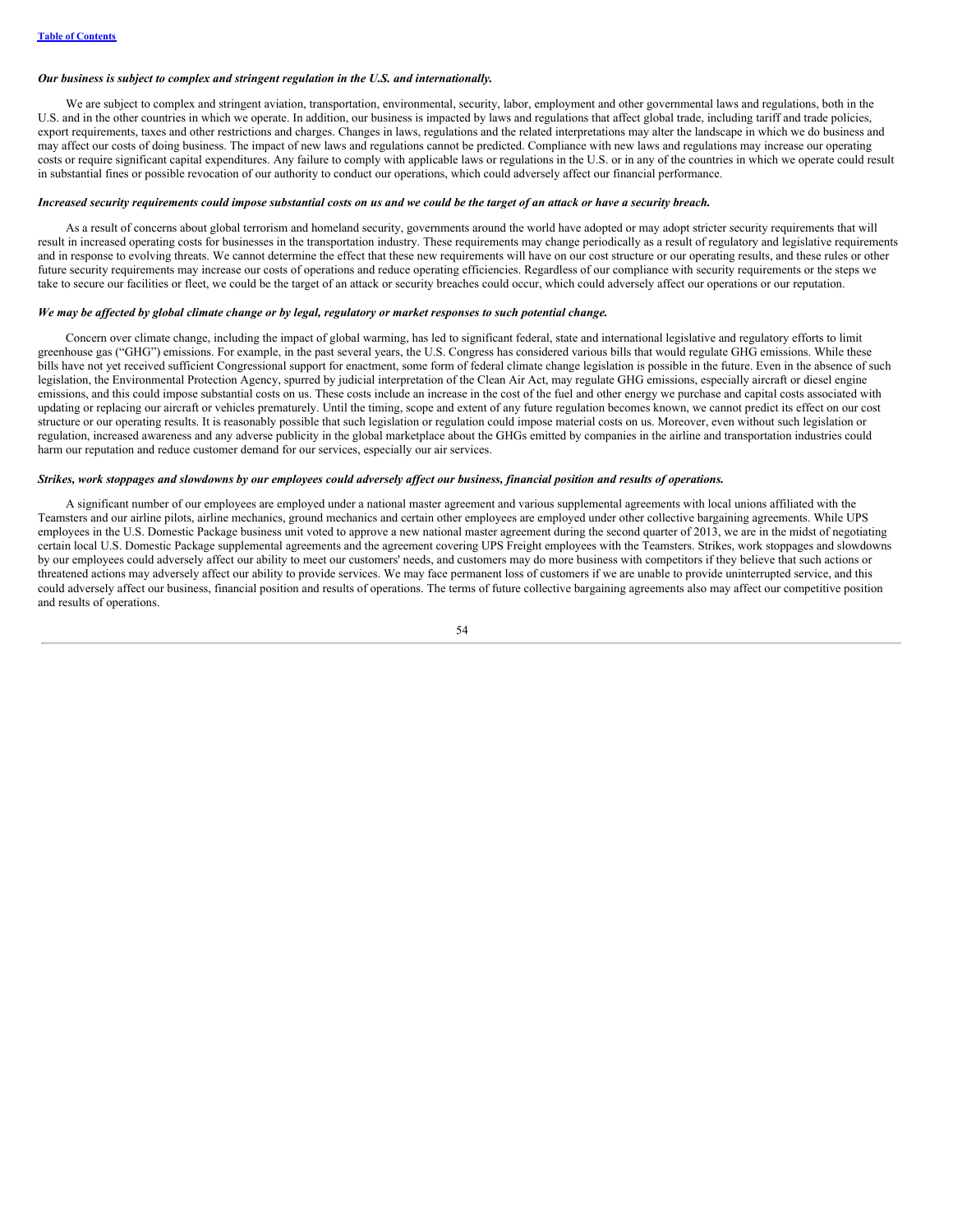***Our business is subject to complex and stringent regulation in the U.S. and internationally.***

We are subject to complex and stringent aviation, transportation, environmental, security, labor, employment and other governmental laws and regulations, both in the U.S. and in the other countries in which we operate. In addition, our business is impacted by laws and regulations that affect global trade, including tariff and trade policies, export requirements, taxes and other restrictions and charges. Changes in laws, regulations and the related interpretations may alter the landscape in which we do business and may affect our costs of doing business. The impact of new laws and regulations cannot be predicted. Compliance with new laws and regulations may increase our operating costs or require significant capital expenditures. Any failure to comply with applicable laws or regulations in the U.S. or in any of the countries in which we operate could result in substantial fines or possible revocation of our authority to conduct our operations, which could adversely affect our financial performance.

***Increased security requirements could impose substantial costs on us and we could be the target of an attack or have a security breach.***

As a result of concerns about global terrorism and homeland security, governments around the world have adopted or may adopt stricter security requirements that will result in increased operating costs for businesses in the transportation industry. These requirements may change periodically as a result of regulatory and legislative requirements and in response to evolving threats. We cannot determine the effect that these new requirements will have on our cost structure or our operating results, and these rules or other future security requirements may increase our costs of operations and reduce operating efficiencies. Regardless of our compliance with security requirements or the steps we take to secure our facilities or fleet, we could be the target of an attack or security breaches could occur, which could adversely affect our operations or our reputation.

***We may be affected by global climate change or by legal, regulatory or market responses to such potential change.***

Concern over climate change, including the impact of global warming, has led to significant federal, state and international legislative and regulatory efforts to limit greenhouse gas ("GHG") emissions. For example, in the past several years, the U.S. Congress has considered various bills that would regulate GHG emissions. While these bills have not yet received sufficient Congressional support for enactment, some form of federal climate change legislation is possible in the future. Even in the absence of such legislation, the Environmental Protection Agency, spurred by judicial interpretation of the Clean Air Act, may regulate GHG emissions, especially aircraft or diesel engine emissions, and this could impose substantial costs on us. These costs include an increase in the cost of the fuel and other energy we purchase and capital costs associated with updating or replacing our aircraft or vehicles prematurely. Until the timing, scope and extent of any future regulation becomes known, we cannot predict its effect on our cost structure or our operating results. It is reasonably possible that such legislation or regulation could impose material costs on us. Moreover, even without such legislation or regulation, increased awareness and any adverse publicity in the global marketplace about the GHGs emitted by companies in the airline and transportation industries could harm our reputation and reduce customer demand for our services, especially our air services.

***Strikes, work stoppages and slowdowns by our employees could adversely affect our business, financial position and results of operations.***

A significant number of our employees are employed under a national master agreement and various supplemental agreements with local unions affiliated with the Teamsters and our airline pilots, airline mechanics, ground mechanics and certain other employees are employed under other collective bargaining agreements. While UPS employees in the U.S. Domestic Package business unit voted to approve a new national master agreement during the second quarter of 2013, we are in the midst of negotiating certain local U.S. Domestic Package supplemental agreements and the agreement covering UPS Freight employees with the Teamsters. Strikes, work stoppages and slowdowns by our employees could adversely affect our ability to meet our customers' needs, and customers may do more business with competitors if they believe that such actions or threatened actions may adversely affect our ability to provide services. We may face permanent loss of customers if we are unable to provide uninterrupted service, and this could adversely affect our business, financial position and results of operations. The terms of future collective bargaining agreements also may affect our competitive position and results of operations.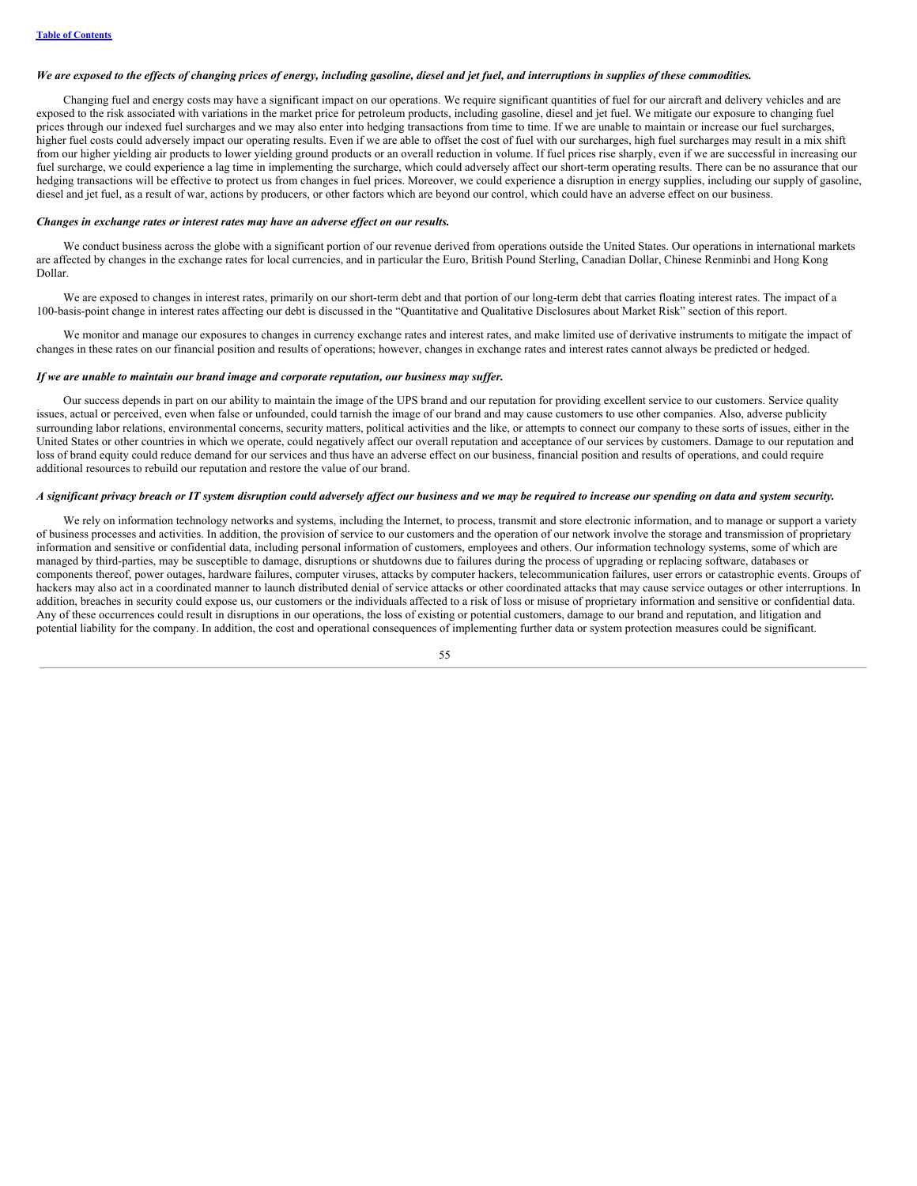***We are exposed to the effects of changing prices of energy, including gasoline, diesel and jet fuel, and interruptions in supplies of these commodities.***

Changing fuel and energy costs may have a significant impact on our operations. We require significant quantities of fuel for our aircraft and delivery vehicles and are exposed to the risk associated with variations in the market price for petroleum products, including gasoline, diesel and jet fuel. We mitigate our exposure to changing fuel prices through our indexed fuel surcharges and we may also enter into hedging transactions from time to time. If we are unable to maintain or increase our fuel surcharges, higher fuel costs could adversely impact our operating results. Even if we are able to offset the cost of fuel with our surcharges, high fuel surcharges may result in a mix shift from our higher yielding air products to lower yielding ground products or an overall reduction in volume. If fuel prices rise sharply, even if we are successful in increasing our fuel surcharge, we could experience a lag time in implementing the surcharge, which could adversely affect our short-term operating results. There can be no assurance that our hedging transactions will be effective to protect us from changes in fuel prices. Moreover, we could experience a disruption in energy supplies, including our supply of gasoline, diesel and jet fuel, as a result of war, actions by producers, or other factors which are beyond our control, which could have an adverse effect on our business.

***Changes in exchange rates or interest rates may have an adverse effect on our results.***

We conduct business across the globe with a significant portion of our revenue derived from operations outside the United States. Our operations in international markets are affected by changes in the exchange rates for local currencies, and in particular the Euro, British Pound Sterling, Canadian Dollar, Chinese Renminbi and Hong Kong Dollar.

We are exposed to changes in interest rates, primarily on our short-term debt and that portion of our long-term debt that carries floating interest rates. The impact of a 100-basis-point change in interest rates affecting our debt is discussed in the "Quantitative and Qualitative Disclosures about Market Risk" section of this report.

We monitor and manage our exposures to changes in currency exchange rates and interest rates, and make limited use of derivative instruments to mitigate the impact of changes in these rates on our financial position and results of operations; however, changes in exchange rates and interest rates cannot always be predicted or hedged.

***If we are unable to maintain our brand image and corporate reputation, our business may suffer.***

Our success depends in part on our ability to maintain the image of the UPS brand and our reputation for providing excellent service to our customers. Service quality issues, actual or perceived, even when false or unfounded, could tarnish the image of our brand and may cause customers to use other companies. Also, adverse publicity surrounding labor relations, environmental concerns, security matters, political activities and the like, or attempts to connect our company to these sorts of issues, either in the United States or other countries in which we operate, could negatively affect our overall reputation and acceptance of our services by customers. Damage to our reputation and loss of brand equity could reduce demand for our services and thus have an adverse effect on our business, financial position and results of operations, and could require additional resources to rebuild our reputation and restore the value of our brand.

***A significant privacy breach or IT system disruption could adversely affect our business and we may be required to increase our spending on data and system security.***

We rely on information technology networks and systems, including the Internet, to process, transmit and store electronic information, and to manage or support a variety of business processes and activities. In addition, the provision of service to our customers and the operation of our network involve the storage and transmission of proprietary information and sensitive or confidential data, including personal information of customers, employees and others. Our information technology systems, some of which are managed by third-parties, may be susceptible to damage, disruptions or shutdowns due to failures during the process of upgrading or replacing software, databases or components thereof, power outages, hardware failures, computer viruses, attacks by computer hackers, telecommunication failures, user errors or catastrophic events. Groups of hackers may also act in a coordinated manner to launch distributed denial of service attacks or other coordinated attacks that may cause service outages or other interruptions. In addition, breaches in security could expose us, our customers or the individuals affected to a risk of loss or misuse of proprietary information and sensitive or confidential data. Any of these occurrences could result in disruptions in our operations, the loss of existing or potential customers, damage to our brand and reputation, and litigation and potential liability for the company. In addition, the cost and operational consequences of implementing further data or system protection measures could be significant.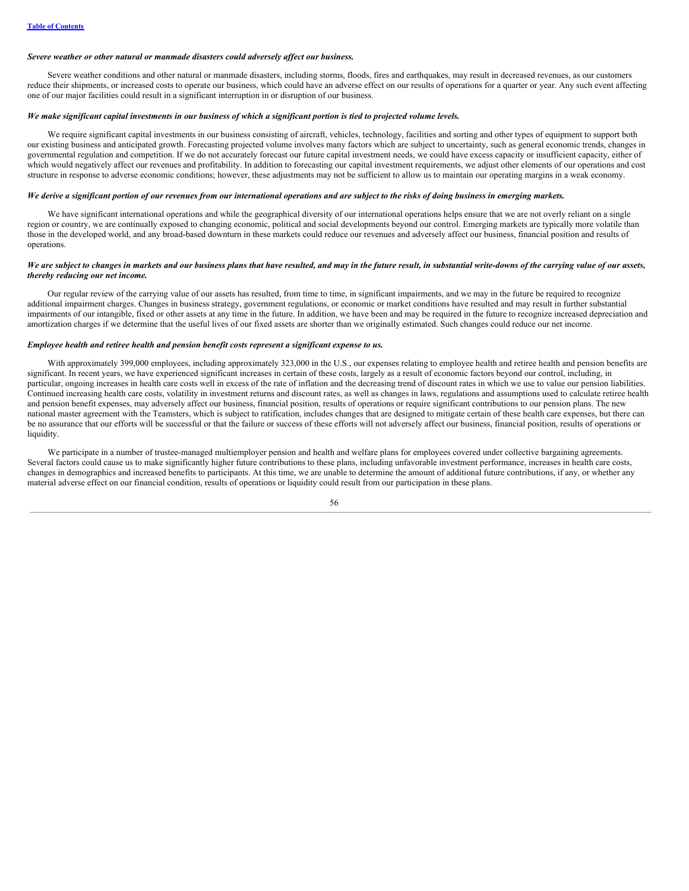***Severe weather or other natural or manmade disasters could adversely affect our business.***

Severe weather conditions and other natural or manmade disasters, including storms, floods, fires and earthquakes, may result in decreased revenues, as our customers reduce their shipments, or increased costs to operate our business, which could have an adverse effect on our results of operations for a quarter or year. Any such event affecting one of our major facilities could result in a significant interruption in or disruption of our business.

***We make significant capital investments in our business of which a significant portion is tied to projected volume levels.***

We require significant capital investments in our business consisting of aircraft, vehicles, technology, facilities and sorting and other types of equipment to support both our existing business and anticipated growth. Forecasting projected volume involves many factors which are subject to uncertainty, such as general economic trends, changes in governmental regulation and competition. If we do not accurately forecast our future capital investment needs, we could have excess capacity or insufficient capacity, either of which would negatively affect our revenues and profitability. In addition to forecasting our capital investment requirements, we adjust other elements of our operations and cost structure in response to adverse economic conditions; however, these adjustments may not be sufficient to allow us to maintain our operating margins in a weak economy.

***We derive a significant portion of our revenues from our international operations and are subject to the risks of doing business in emerging markets.***

We have significant international operations and while the geographical diversity of our international operations helps ensure that we are not overly reliant on a single region or country, we are continually exposed to changing economic, political and social developments beyond our control. Emerging markets are typically more volatile than those in the developed world, and any broad-based downturn in these markets could reduce our revenues and adversely affect our business, financial position and results of operations.

***We are subject to changes in markets and our business plans that have resulted, and may in the future result, in substantial write-downs of the carrying value of our assets, thereby reducing our net income.***

Our regular review of the carrying value of our assets has resulted, from time to time, in significant impairments, and we may in the future be required to recognize additional impairment charges. Changes in business strategy, government regulations, or economic or market conditions have resulted and may result in further substantial impairments of our intangible, fixed or other assets at any time in the future. In addition, we have been and may be required in the future to recognize increased depreciation and amortization charges if we determine that the useful lives of our fixed assets are shorter than we originally estimated. Such changes could reduce our net income.

***Employee health and retiree health and pension benefit costs represent a significant expense to us.***

With approximately 399,000 employees, including approximately 323,000 in the U.S., our expenses relating to employee health and retiree health and pension benefits are significant. In recent years, we have experienced significant increases in certain of these costs, largely as a result of economic factors beyond our control, including, in particular, ongoing increases in health care costs well in excess of the rate of inflation and the decreasing trend of discount rates in which we use to value our pension liabilities. Continued increasing health care costs, volatility in investment returns and discount rates, as well as changes in laws, regulations and assumptions used to calculate retiree health and pension benefit expenses, may adversely affect our business, financial position, results of operations or require significant contributions to our pension plans. The new national master agreement with the Teamsters, which is subject to ratification, includes changes that are designed to mitigate certain of these health care expenses, but there can be no assurance that our efforts will be successful or that the failure or success of these efforts will not adversely affect our business, financial position, results of operations or liquidity.

We participate in a number of trustee-managed multiemployer pension and health and welfare plans for employees covered under collective bargaining agreements. Several factors could cause us to make significantly higher future contributions to these plans, including unfavorable investment performance, increases in health care costs, changes in demographics and increased benefits to participants. At this time, we are unable to determine the amount of additional future contributions, if any, or whether any material adverse effect on our financial condition, results of operations or liquidity could result from our participation in these plans.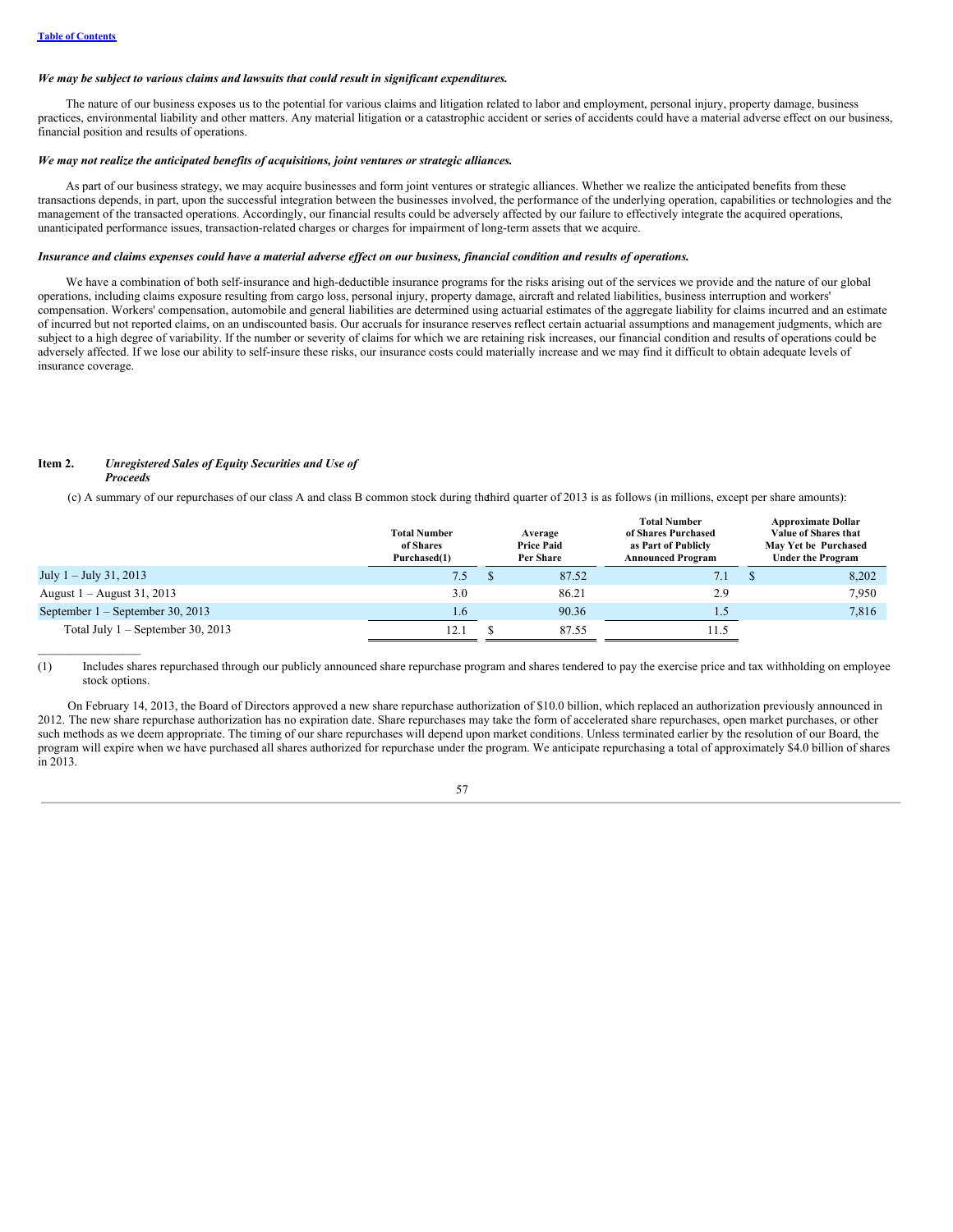*We may be subject to various claims and lawsuits that could result in significant expenditures.*

The nature of our business exposes us to the potential for various claims and litigation related to labor and employment, personal injury, property damage, business practices, environmental liability and other matters. Any material litigation or a catastrophic accident or series of accidents could have a material adverse effect on our business, financial position and results of operations.

*We may not realize the anticipated benefits of acquisitions, joint ventures or strategic alliances.*

As part of our business strategy, we may acquire businesses and form joint ventures or strategic alliances. Whether we realize the anticipated benefits from these transactions depends, in part, upon the successful integration between the businesses involved, the performance of the underlying operation, capabilities or technologies and the management of the transacted operations. Accordingly, our financial results could be adversely affected by our failure to effectively integrate the acquired operations, unanticipated performance issues, transaction-related charges or charges for impairment of long-term assets that we acquire.

*Insurance and claims expenses could have a material adverse effect on our business, financial condition and results of operations.*

We have a combination of both self-insurance and high-deductible insurance programs for the risks arising out of the services we provide and the nature of our global operations, including claims exposure resulting from cargo loss, personal injury, property damage, aircraft and related liabilities, business interruption and workers' compensation. Workers' compensation, automobile and general liabilities are determined using actuarial estimates of the aggregate liability for claims incurred and an estimate of incurred but not reported claims, on an undiscounted basis. Our accruals for insurance reserves reflect certain actuarial assumptions and management judgments, which are subject to a high degree of variability. If the number or severity of claims for which we are retaining risk increases, our financial condition and results of operations could be adversely affected. If we lose our ability to self-insure these risks, our insurance costs could materially increase and we may find it difficult to obtain adequate levels of insurance coverage.

## Item 2. *Unregistered Sales of Equity Securities and Use of Proceeds*

(c) A summary of our repurchases of our class A and class B common stock during the third quarter of 2013 is as follows (in millions, except per share amounts):

| | Total Number of Shares Purchased(1) | Average Price Paid Per Share | Total Number of Shares Purchased as Part of Publicly Announced Program | Approximate Dollar Value of Shares that May Yet be Purchased Under the Program |
|---|---|---|---|---|
| July 1 – July 31, 2013 | 7.5 | $ 87.52 | 7.1 | $ 8,202 |
| August 1 – August 31, 2013 | 3.0 | 86.21 | 2.9 | 7,950 |
| September 1 – September 30, 2013 | 1.6 | 90.36 | 1.5 | 7,816 |
| Total July 1 – September 30, 2013 | 12.1 | $ 87.55 | 11.5 | |

(1) Includes shares repurchased through our publicly announced share repurchase program and shares tendered to pay the exercise price and tax withholding on employee stock options.

On February 14, 2013, the Board of Directors approved a new share repurchase authorization of $10.0 billion, which replaced an authorization previously announced in 2012. The new share repurchase authorization has no expiration date. Share repurchases may take the form of accelerated share repurchases, open market purchases, or other such methods as we deem appropriate. The timing of our share repurchases will depend upon market conditions. Unless terminated earlier by the resolution of our Board, the program will expire when we have purchased all shares authorized for repurchase under the program. We anticipate repurchasing a total of approximately $4.0 billion of shares in 2013.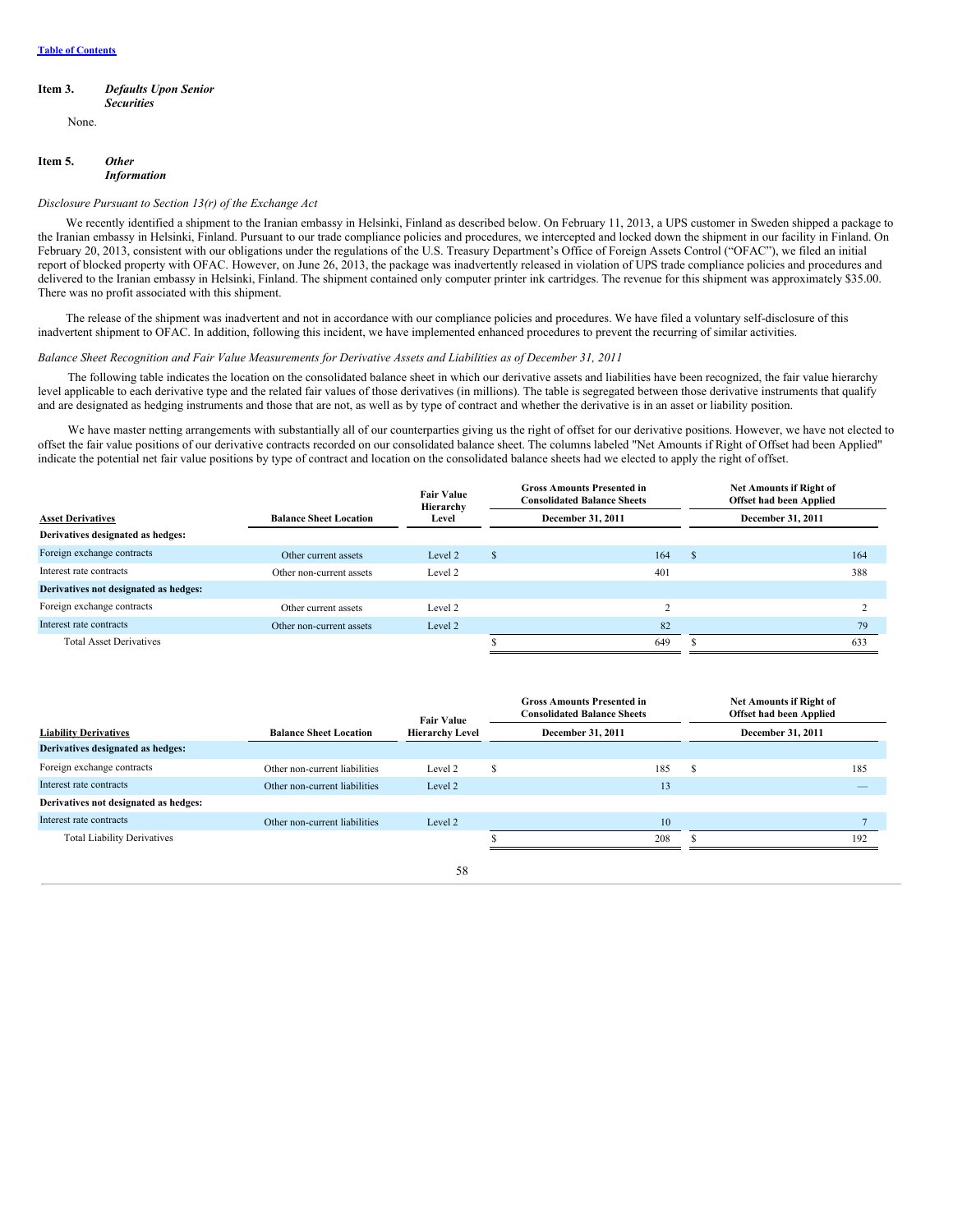[Table of Contents](#)

**Item 3.** ***Defaults Upon Senior Securities***

None.

**Item 5.** ***Other Information***

*Disclosure Pursuant to Section 13(r) of the Exchange Act*

We recently identified a shipment to the Iranian embassy in Helsinki, Finland as described below. On February 11, 2013, a UPS customer in Sweden shipped a package to the Iranian embassy in Helsinki, Finland. Pursuant to our trade compliance policies and procedures, we intercepted and locked down the shipment in our facility in Finland. On February 20, 2013, consistent with our obligations under the regulations of the U.S. Treasury Department's Office of Foreign Assets Control ("OFAC"), we filed an initial report of blocked property with OFAC. However, on June 26, 2013, the package was inadvertently released in violation of UPS trade compliance policies and procedures and delivered to the Iranian embassy in Helsinki, Finland. The shipment contained only computer printer ink cartridges. The revenue for this shipment was approximately $35.00. There was no profit associated with this shipment.

The release of the shipment was inadvertent and not in accordance with our compliance policies and procedures. We have filed a voluntary self-disclosure of this inadvertent shipment to OFAC. In addition, following this incident, we have implemented enhanced procedures to prevent the recurring of similar activities.

*Balance Sheet Recognition and Fair Value Measurements for Derivative Assets and Liabilities as of December 31, 2011*

The following table indicates the location on the consolidated balance sheet in which our derivative assets and liabilities have been recognized, the fair value hierarchy level applicable to each derivative type and the related fair values of those derivatives (in millions). The table is segregated between those derivative instruments that qualify and are designated as hedging instruments and those that are not, as well as by type of contract and whether the derivative is in an asset or liability position.

We have master netting arrangements with substantially all of our counterparties giving us the right of offset for our derivative positions. However, we have not elected to offset the fair value positions of our derivative contracts recorded on our consolidated balance sheet. The columns labeled "Net Amounts if Right of Offset had been Applied" indicate the potential net fair value positions by type of contract and location on the consolidated balance sheets had we elected to apply the right of offset.

| Asset Derivatives | Balance Sheet Location | Fair Value Hierarchy Level | Gross Amounts Presented in Consolidated Balance Sheets | Net Amounts if Right of Offset had been Applied |
|---|---|---|---|---|
| | | | December 31, 2011 | December 31, 2011 |
| **Derivatives designated as hedges:** | | | | |
| Foreign exchange contracts | Other current assets | Level 2 | $ 164 | $ 164 |
| Interest rate contracts | Other non-current assets | Level 2 | 401 | 388 |
| **Derivatives not designated as hedges:** | | | | |
| Foreign exchange contracts | Other current assets | Level 2 | 2 | 2 |
| Interest rate contracts | Other non-current assets | Level 2 | 82 | 79 |
| Total Asset Derivatives | | | $ 649 | $ 633 |

| Liability Derivatives | Balance Sheet Location | Fair Value Hierarchy Level | Gross Amounts Presented in Consolidated Balance Sheets | Net Amounts if Right of Offset had been Applied |
|---|---|---|---|---|
| | | | December 31, 2011 | December 31, 2011 |
| **Derivatives designated as hedges:** | | | | |
| Foreign exchange contracts | Other non-current liabilities | Level 2 | $ 185 | $ 185 |
| Interest rate contracts | Other non-current liabilities | Level 2 | 13 | — |
| **Derivatives not designated as hedges:** | | | | |
| Interest rate contracts | Other non-current liabilities | Level 2 | 10 | 7 |
| Total Liability Derivatives | | | $ 208 | $ 192 |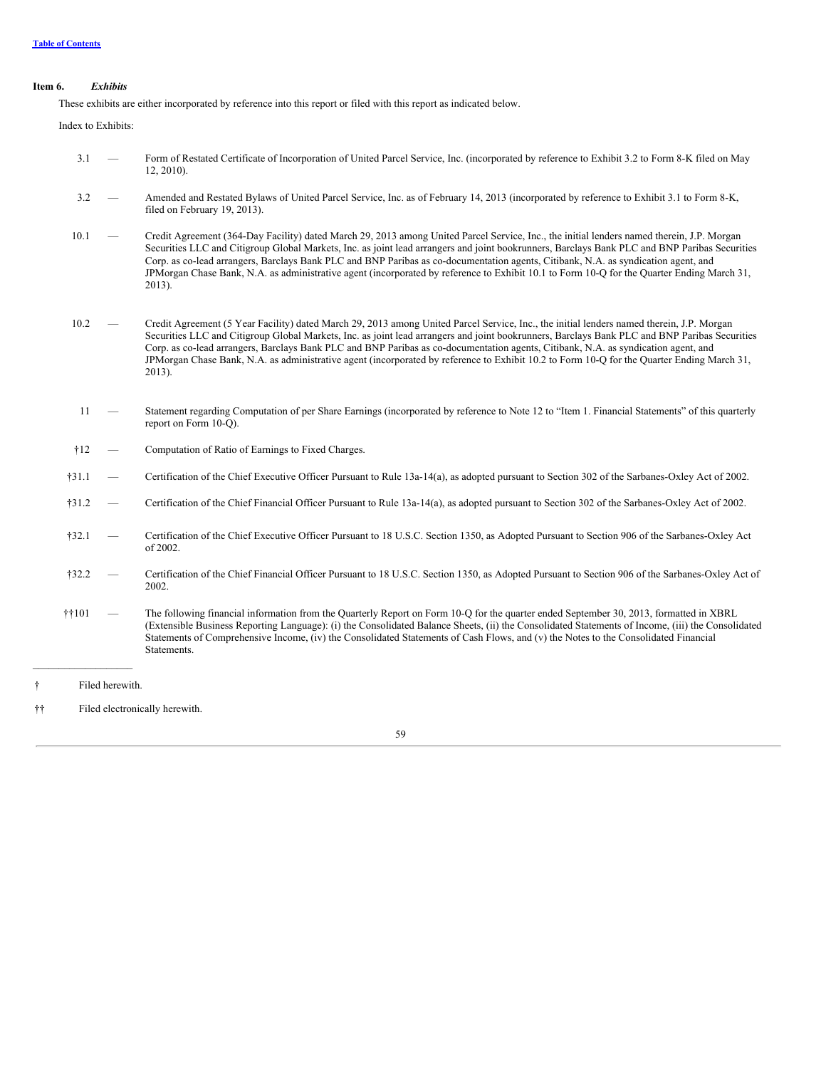[Table of Contents](#)

**Item 6.** ***Exhibits***

These exhibits are either incorporated by reference into this report or filed with this report as indicated below.

Index to Exhibits:

| | | |
|---|---|---|
| 3.1 | — | Form of Restated Certificate of Incorporation of United Parcel Service, Inc. (incorporated by reference to Exhibit 3.2 to Form 8-K filed on May 12, 2010). |
| 3.2 | — | Amended and Restated Bylaws of United Parcel Service, Inc. as of February 14, 2013 (incorporated by reference to Exhibit 3.1 to Form 8-K, filed on February 19, 2013). |
| 10.1 | — | Credit Agreement (364-Day Facility) dated March 29, 2013 among United Parcel Service, Inc., the initial lenders named therein, J.P. Morgan Securities LLC and Citigroup Global Markets, Inc. as joint lead arrangers and joint bookrunners, Barclays Bank PLC and BNP Paribas Securities Corp. as co-lead arrangers, Barclays Bank PLC and BNP Paribas as co-documentation agents, Citibank, N.A. as syndication agent, and JPMorgan Chase Bank, N.A. as administrative agent (incorporated by reference to Exhibit 10.1 to Form 10-Q for the Quarter Ending March 31, 2013). |
| 10.2 | — | Credit Agreement (5 Year Facility) dated March 29, 2013 among United Parcel Service, Inc., the initial lenders named therein, J.P. Morgan Securities LLC and Citigroup Global Markets, Inc. as joint lead arrangers and joint bookrunners, Barclays Bank PLC and BNP Paribas Securities Corp. as co-lead arrangers, Barclays Bank PLC and BNP Paribas as co-documentation agents, Citibank, N.A. as syndication agent, and JPMorgan Chase Bank, N.A. as administrative agent (incorporated by reference to Exhibit 10.2 to Form 10-Q for the Quarter Ending March 31, 2013). |
| 11 | — | Statement regarding Computation of per Share Earnings (incorporated by reference to Note 12 to "Item 1. Financial Statements" of this quarterly report on Form 10-Q). |
| †12 | — | Computation of Ratio of Earnings to Fixed Charges. |
| †31.1 | — | Certification of the Chief Executive Officer Pursuant to Rule 13a-14(a), as adopted pursuant to Section 302 of the Sarbanes-Oxley Act of 2002. |
| †31.2 | — | Certification of the Chief Financial Officer Pursuant to Rule 13a-14(a), as adopted pursuant to Section 302 of the Sarbanes-Oxley Act of 2002. |
| †32.1 | — | Certification of the Chief Executive Officer Pursuant to 18 U.S.C. Section 1350, as Adopted Pursuant to Section 906 of the Sarbanes-Oxley Act of 2002. |
| †32.2 | — | Certification of the Chief Financial Officer Pursuant to 18 U.S.C. Section 1350, as Adopted Pursuant to Section 906 of the Sarbanes-Oxley Act of 2002. |
| ††101 | — | The following financial information from the Quarterly Report on Form 10-Q for the quarter ended September 30, 2013, formatted in XBRL (Extensible Business Reporting Language): (i) the Consolidated Balance Sheets, (ii) the Consolidated Statements of Income, (iii) the Consolidated Statements of Comprehensive Income, (iv) the Consolidated Statements of Cash Flows, and (v) the Notes to the Consolidated Financial Statements. |

---

† Filed herewith.

†† Filed electronically herewith.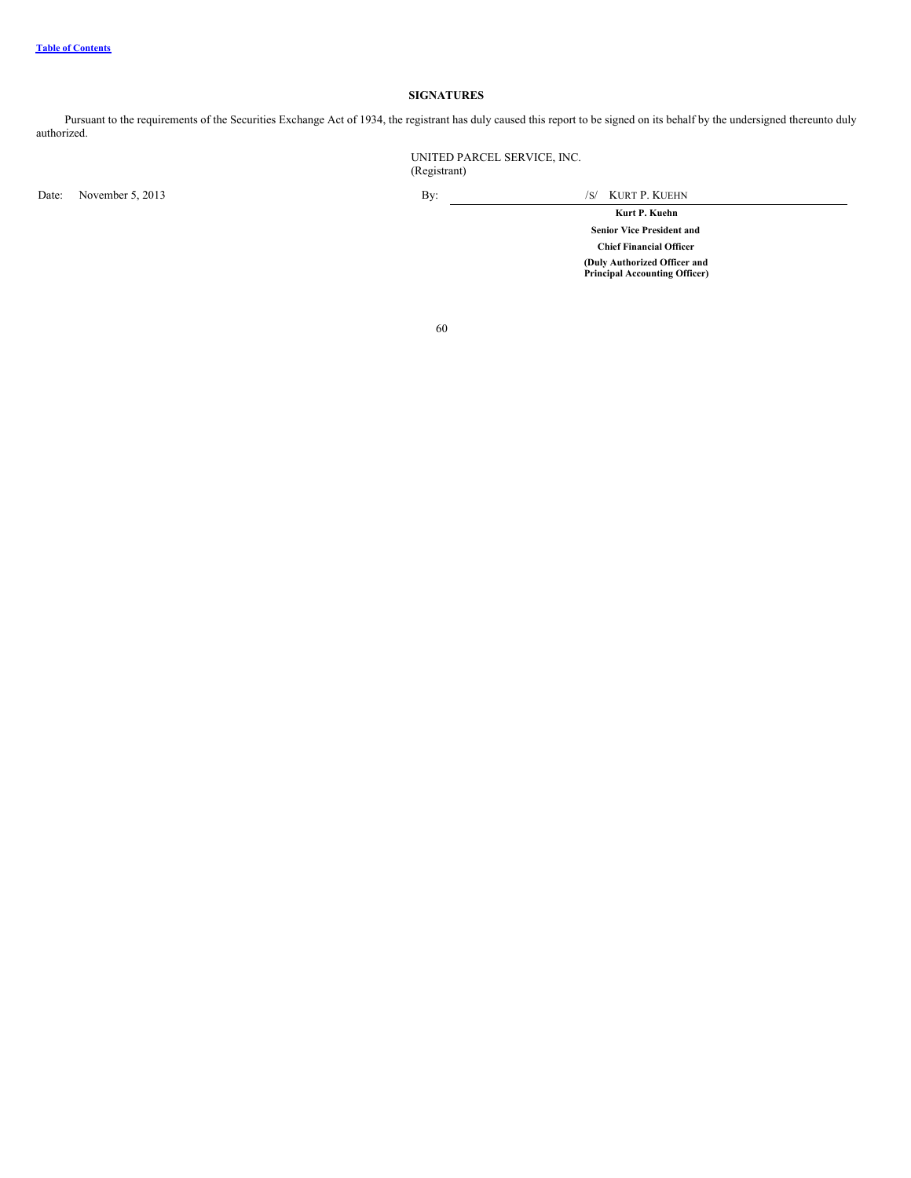## SIGNATURES

Pursuant to the requirements of the Securities Exchange Act of 1934, the registrant has duly caused this report to be signed on its behalf by the undersigned thereunto duly authorized.

UNITED PARCEL SERVICE, INC.
(Registrant)

Date: November 5, 2013

By: /S/ KURT P. KUEHN

**Kurt P. Kuehn**

**Senior Vice President and**

**Chief Financial Officer**

**(Duly Authorized Officer and Principal Accounting Officer)**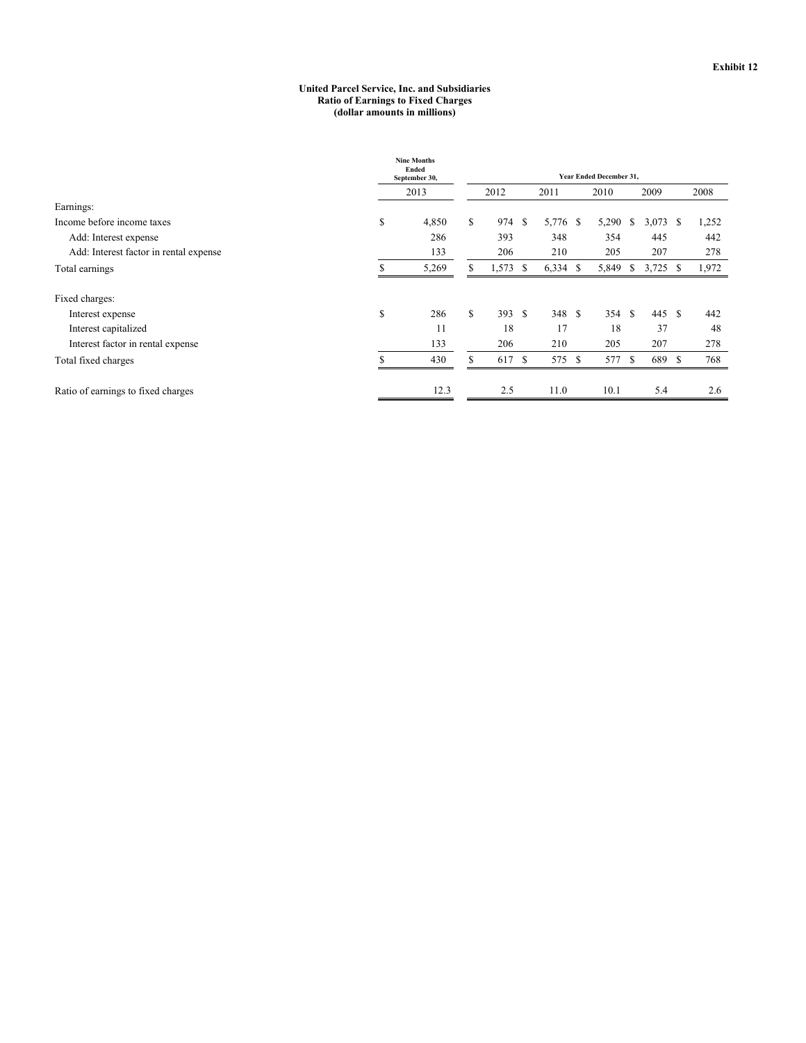Exhibit 12

**United Parcel Service, Inc. and Subsidiaries**
**Ratio of Earnings to Fixed Charges**
**(dollar amounts in millions)**

| | Nine Months Ended September 30, | Year Ended December 31, | | | | |
|---|---|---|---|---|---|---|
| | 2013 | 2012 | 2011 | 2010 | 2009 | 2008 |
| Earnings: | | | | | | |
| Income before income taxes | $ 4,850 | $ 974 | $ 5,776 | $ 5,290 | $ 3,073 | $ 1,252 |
| Add: Interest expense | 286 | 393 | 348 | 354 | 445 | 442 |
| Add: Interest factor in rental expense | 133 | 206 | 210 | 205 | 207 | 278 |
| Total earnings | $ 5,269 | $ 1,573 | $ 6,334 | $ 5,849 | $ 3,725 | $ 1,972 |
| Fixed charges: | | | | | | |
| Interest expense | $ 286 | $ 393 | $ 348 | $ 354 | $ 445 | $ 442 |
| Interest capitalized | 11 | 18 | 17 | 18 | 37 | 48 |
| Interest factor in rental expense | 133 | 206 | 210 | 205 | 207 | 278 |
| Total fixed charges | $ 430 | $ 617 | $ 575 | $ 577 | $ 689 | $ 768 |
| Ratio of earnings to fixed charges | 12.3 | 2.5 | 11.0 | 10.1 | 5.4 | 2.6 |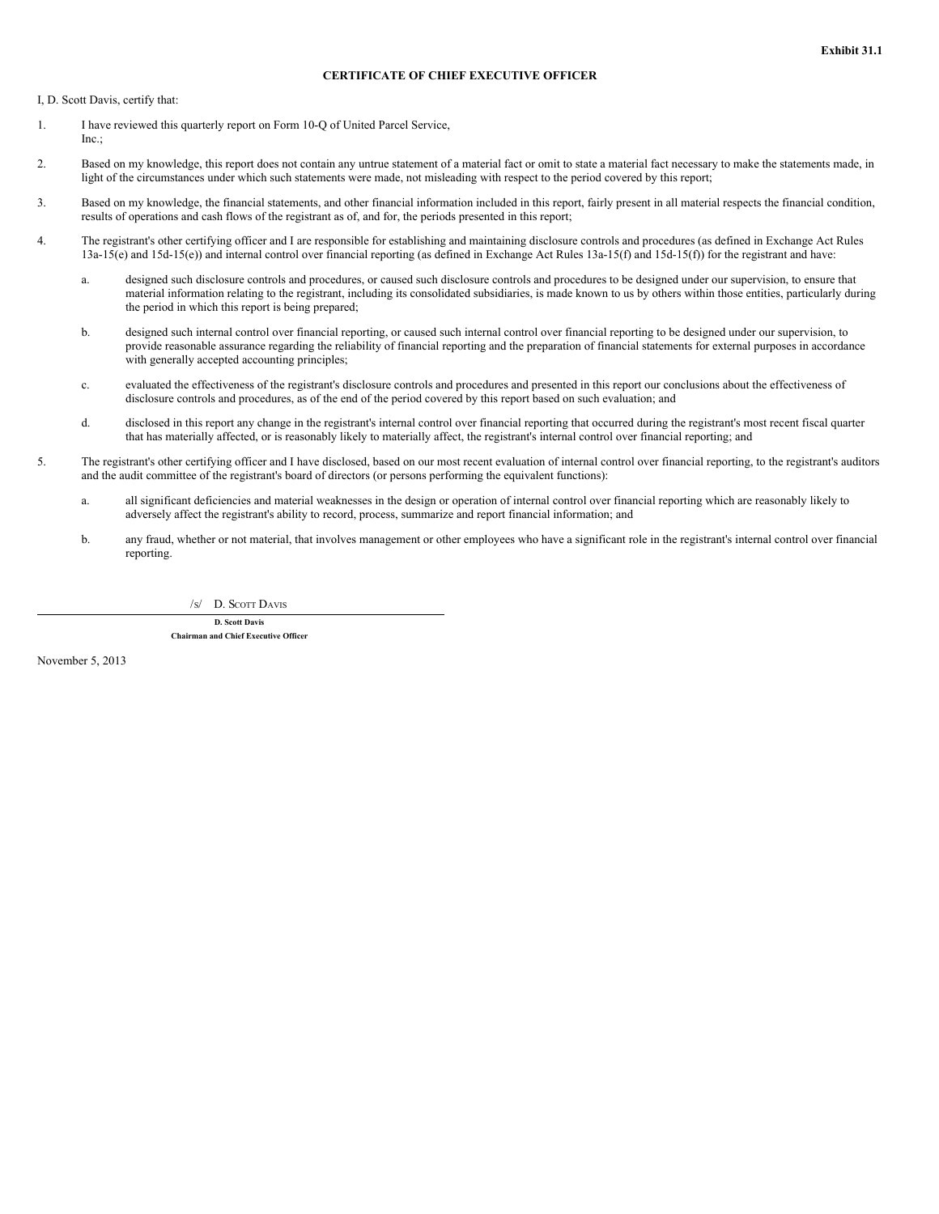Exhibit 31.1

**CERTIFICATE OF CHIEF EXECUTIVE OFFICER**

I, D. Scott Davis, certify that:

1. I have reviewed this quarterly report on Form 10-Q of United Parcel Service, Inc.;

2. Based on my knowledge, this report does not contain any untrue statement of a material fact or omit to state a material fact necessary to make the statements made, in light of the circumstances under which such statements were made, not misleading with respect to the period covered by this report;

3. Based on my knowledge, the financial statements, and other financial information included in this report, fairly present in all material respects the financial condition, results of operations and cash flows of the registrant as of, and for, the periods presented in this report;

4. The registrant's other certifying officer and I are responsible for establishing and maintaining disclosure controls and procedures (as defined in Exchange Act Rules 13a-15(e) and 15d-15(e)) and internal control over financial reporting (as defined in Exchange Act Rules 13a-15(f) and 15d-15(f)) for the registrant and have:

    a. designed such disclosure controls and procedures, or caused such disclosure controls and procedures to be designed under our supervision, to ensure that material information relating to the registrant, including its consolidated subsidiaries, is made known to us by others within those entities, particularly during the period in which this report is being prepared;

    b. designed such internal control over financial reporting, or caused such internal control over financial reporting to be designed under our supervision, to provide reasonable assurance regarding the reliability of financial reporting and the preparation of financial statements for external purposes in accordance with generally accepted accounting principles;

    c. evaluated the effectiveness of the registrant's disclosure controls and procedures and presented in this report our conclusions about the effectiveness of disclosure controls and procedures, as of the end of the period covered by this report based on such evaluation; and

    d. disclosed in this report any change in the registrant's internal control over financial reporting that occurred during the registrant's most recent fiscal quarter that has materially affected, or is reasonably likely to materially affect, the registrant's internal control over financial reporting; and

5. The registrant's other certifying officer and I have disclosed, based on our most recent evaluation of internal control over financial reporting, to the registrant's auditors and the audit committee of the registrant's board of directors (or persons performing the equivalent functions):

    a. all significant deficiencies and material weaknesses in the design or operation of internal control over financial reporting which are reasonably likely to adversely affect the registrant's ability to record, process, summarize and report financial information; and

    b. any fraud, whether or not material, that involves management or other employees who have a significant role in the registrant's internal control over financial reporting.

/s/ D. Scott Davis

**D. Scott Davis**
**Chairman and Chief Executive Officer**

November 5, 2013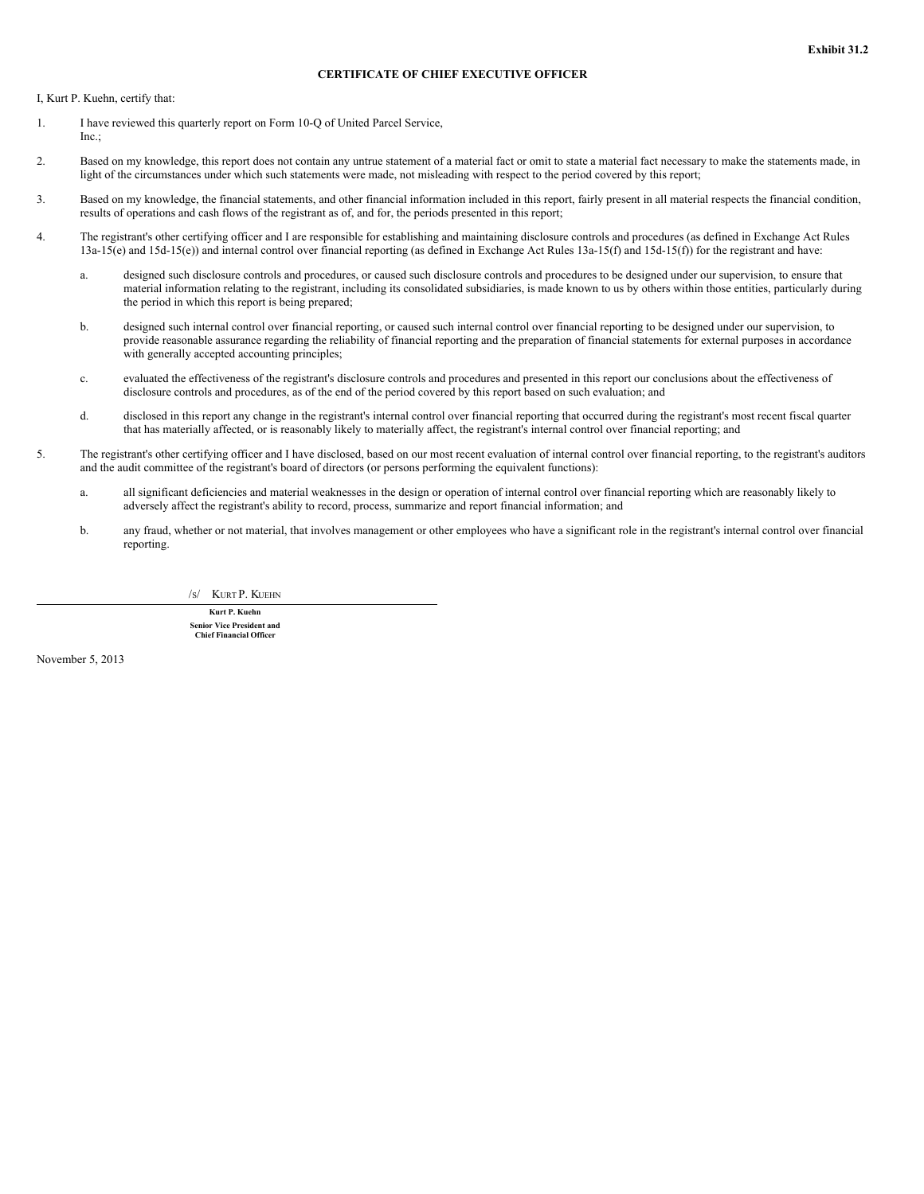**Exhibit 31.2**

**CERTIFICATE OF CHIEF EXECUTIVE OFFICER**

I, Kurt P. Kuehn, certify that:

1. I have reviewed this quarterly report on Form 10-Q of United Parcel Service, Inc.;

2. Based on my knowledge, this report does not contain any untrue statement of a material fact or omit to state a material fact necessary to make the statements made, in light of the circumstances under which such statements were made, not misleading with respect to the period covered by this report;

3. Based on my knowledge, the financial statements, and other financial information included in this report, fairly present in all material respects the financial condition, results of operations and cash flows of the registrant as of, and for, the periods presented in this report;

4. The registrant's other certifying officer and I are responsible for establishing and maintaining disclosure controls and procedures (as defined in Exchange Act Rules 13a-15(e) and 15d-15(e)) and internal control over financial reporting (as defined in Exchange Act Rules 13a-15(f) and 15d-15(f)) for the registrant and have:

   a. designed such disclosure controls and procedures, or caused such disclosure controls and procedures to be designed under our supervision, to ensure that material information relating to the registrant, including its consolidated subsidiaries, is made known to us by others within those entities, particularly during the period in which this report is being prepared;

   b. designed such internal control over financial reporting, or caused such internal control over financial reporting to be designed under our supervision, to provide reasonable assurance regarding the reliability of financial reporting and the preparation of financial statements for external purposes in accordance with generally accepted accounting principles;

   c. evaluated the effectiveness of the registrant's disclosure controls and procedures and presented in this report our conclusions about the effectiveness of disclosure controls and procedures, as of the end of the period covered by this report based on such evaluation; and

   d. disclosed in this report any change in the registrant's internal control over financial reporting that occurred during the registrant's most recent fiscal quarter that has materially affected, or is reasonably likely to materially affect, the registrant's internal control over financial reporting; and

5. The registrant's other certifying officer and I have disclosed, based on our most recent evaluation of internal control over financial reporting, to the registrant's auditors and the audit committee of the registrant's board of directors (or persons performing the equivalent functions):

   a. all significant deficiencies and material weaknesses in the design or operation of internal control over financial reporting which are reasonably likely to adversely affect the registrant's ability to record, process, summarize and report financial information; and

   b. any fraud, whether or not material, that involves management or other employees who have a significant role in the registrant's internal control over financial reporting.

/s/ KURT P. KUEHN

**Kurt P. Kuehn**
**Senior Vice President and Chief Financial Officer**

November 5, 2013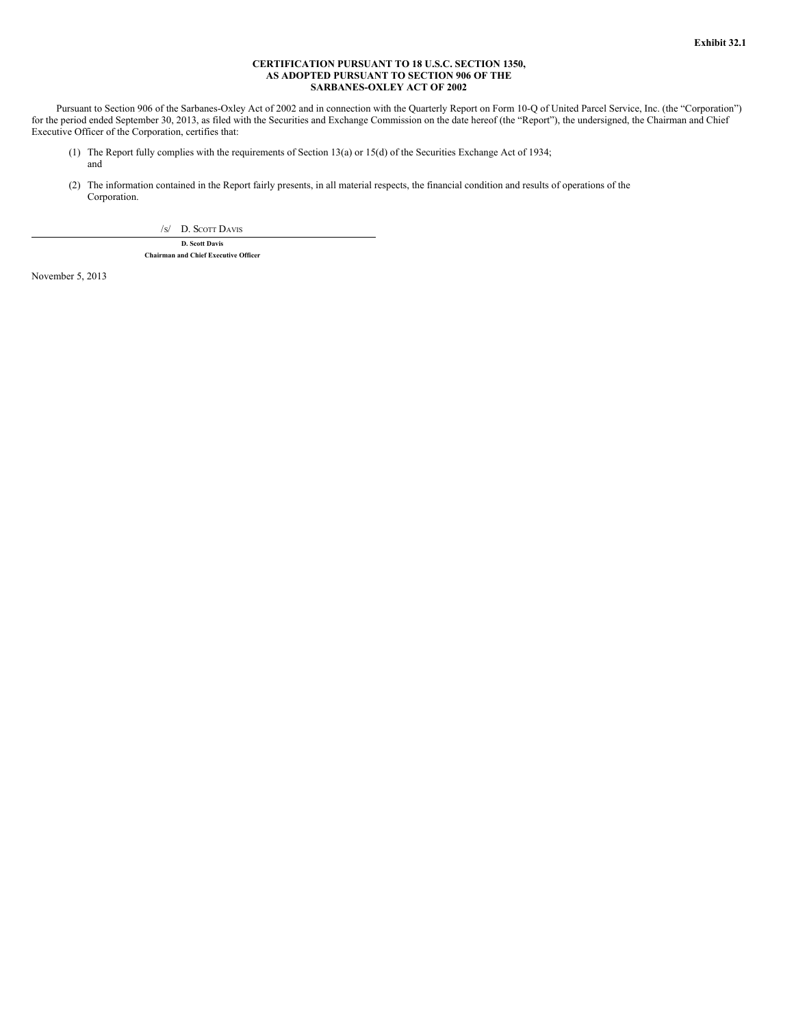**Exhibit 32.1**

**CERTIFICATION PURSUANT TO 18 U.S.C. SECTION 1350,
AS ADOPTED PURSUANT TO SECTION 906 OF THE
SARBANES-OXLEY ACT OF 2002**

Pursuant to Section 906 of the Sarbanes-Oxley Act of 2002 and in connection with the Quarterly Report on Form 10-Q of United Parcel Service, Inc. (the "Corporation") for the period ended September 30, 2013, as filed with the Securities and Exchange Commission on the date hereof (the "Report"), the undersigned, the Chairman and Chief Executive Officer of the Corporation, certifies that:

(1) The Report fully complies with the requirements of Section 13(a) or 15(d) of the Securities Exchange Act of 1934; and

(2) The information contained in the Report fairly presents, in all material respects, the financial condition and results of operations of the Corporation.

/s/ D. Scott Davis

**D. Scott Davis**
**Chairman and Chief Executive Officer**

November 5, 2013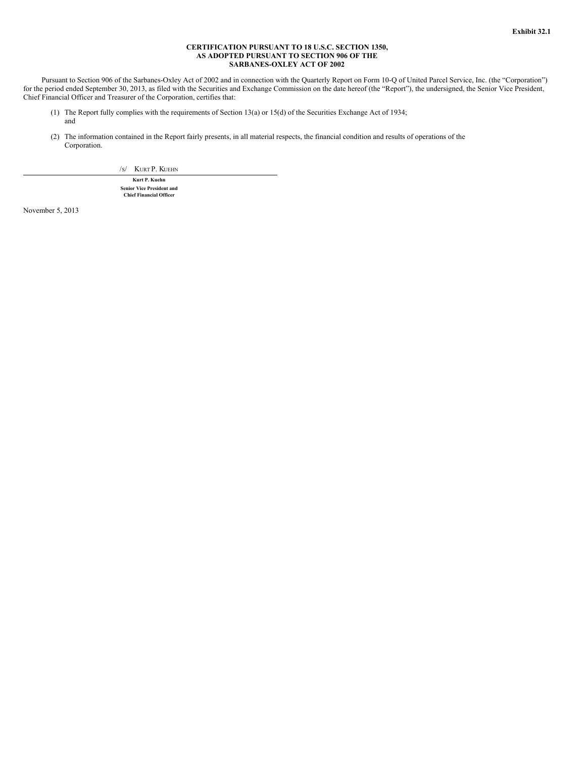**Exhibit 32.1**

**CERTIFICATION PURSUANT TO 18 U.S.C. SECTION 1350,**
**AS ADOPTED PURSUANT TO SECTION 906 OF THE**
**SARBANES-OXLEY ACT OF 2002**

Pursuant to Section 906 of the Sarbanes-Oxley Act of 2002 and in connection with the Quarterly Report on Form 10-Q of United Parcel Service, Inc. (the “Corporation”) for the period ended September 30, 2013, as filed with the Securities and Exchange Commission on the date hereof (the “Report”), the undersigned, the Senior Vice President, Chief Financial Officer and Treasurer of the Corporation, certifies that:

(1) The Report fully complies with the requirements of Section 13(a) or 15(d) of the Securities Exchange Act of 1934; and

(2) The information contained in the Report fairly presents, in all material respects, the financial condition and results of operations of the Corporation.

/s/ Kurt P. Kuehn

**Kurt P. Kuehn**
**Senior Vice President and**
**Chief Financial Officer**

November 5, 2013